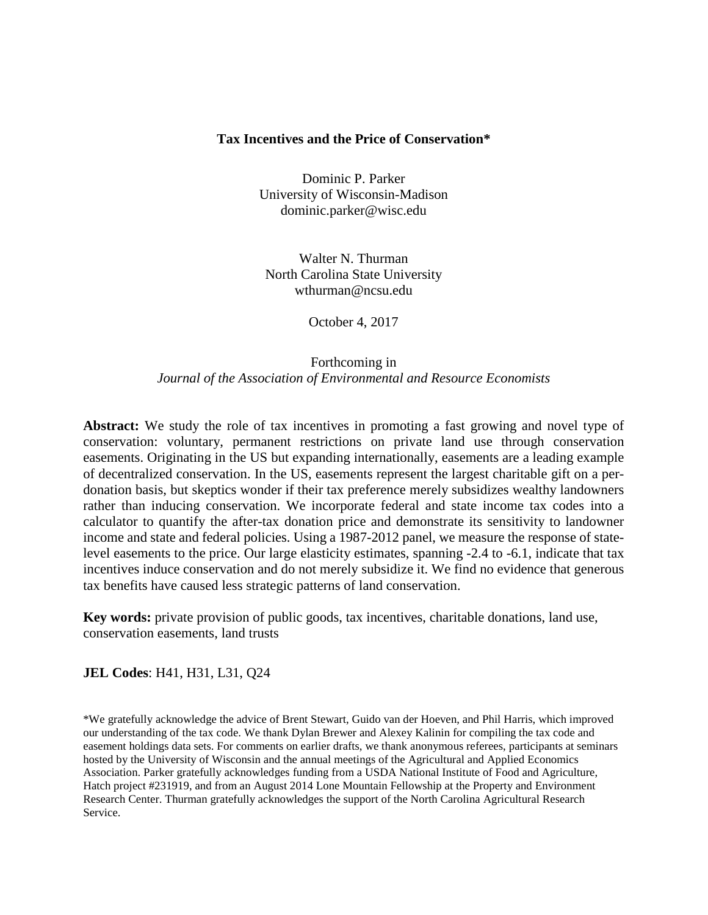# Tax Incentives and the Price of Conservation*

Dominic P. Parker
University of Wisconsin-Madison
dominic.parker@wisc.edu

Walter N. Thurman
North Carolina State University
wthurman@ncsu.edu

October 4, 2017

Forthcoming in
*Journal of the Association of Environmental and Resource Economists*

**Abstract:** We study the role of tax incentives in promoting a fast growing and novel type of conservation: voluntary, permanent restrictions on private land use through conservation easements. Originating in the US but expanding internationally, easements are a leading example of decentralized conservation. In the US, easements represent the largest charitable gift on a per-donation basis, but skeptics wonder if their tax preference merely subsidizes wealthy landowners rather than inducing conservation. We incorporate federal and state income tax codes into a calculator to quantify the after-tax donation price and demonstrate its sensitivity to landowner income and state and federal policies. Using a 1987-2012 panel, we measure the response of state-level easements to the price. Our large elasticity estimates, spanning -2.4 to -6.1, indicate that tax incentives induce conservation and do not merely subsidize it. We find no evidence that generous tax benefits have caused less strategic patterns of land conservation.

**Key words:** private provision of public goods, tax incentives, charitable donations, land use, conservation easements, land trusts

**JEL Codes**: H41, H31, L31, Q24

*We gratefully acknowledge the advice of Brent Stewart, Guido van der Hoeven, and Phil Harris, which improved our understanding of the tax code. We thank Dylan Brewer and Alexey Kalinin for compiling the tax code and easement holdings data sets. For comments on earlier drafts, we thank anonymous referees, participants at seminars hosted by the University of Wisconsin and the annual meetings of the Agricultural and Applied Economics Association. Parker gratefully acknowledges funding from a USDA National Institute of Food and Agriculture, Hatch project #231919, and from an August 2014 Lone Mountain Fellowship at the Property and Environment Research Center. Thurman gratefully acknowledges the support of the North Carolina Agricultural Research Service.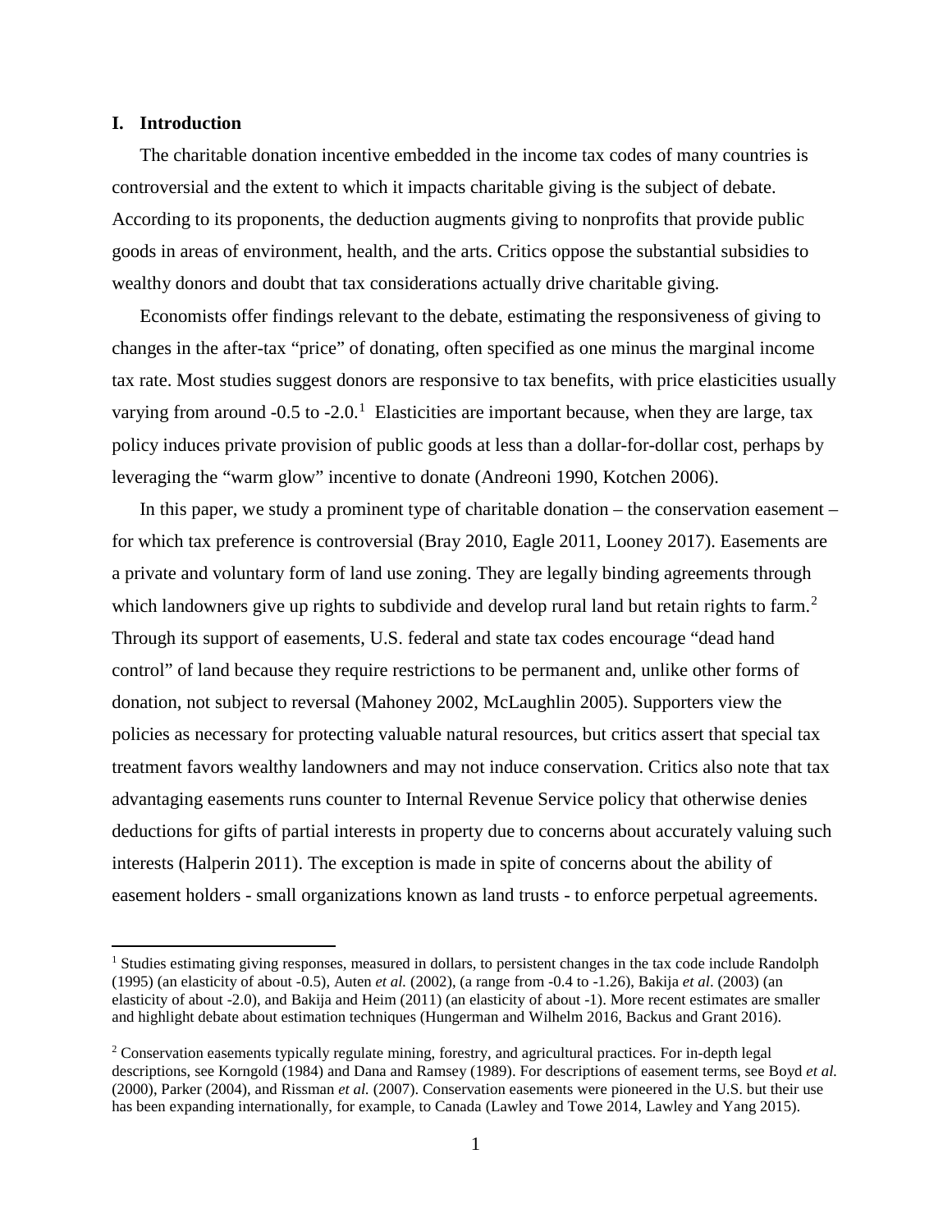## I. Introduction

The charitable donation incentive embedded in the income tax codes of many countries is controversial and the extent to which it impacts charitable giving is the subject of debate. According to its proponents, the deduction augments giving to nonprofits that provide public goods in areas of environment, health, and the arts. Critics oppose the substantial subsidies to wealthy donors and doubt that tax considerations actually drive charitable giving.

Economists offer findings relevant to the debate, estimating the responsiveness of giving to changes in the after-tax "price" of donating, often specified as one minus the marginal income tax rate. Most studies suggest donors are responsive to tax benefits, with price elasticities usually varying from around -0.5 to -2.0.[1] Elasticities are important because, when they are large, tax policy induces private provision of public goods at less than a dollar-for-dollar cost, perhaps by leveraging the "warm glow" incentive to donate (Andreoni 1990, Kotchen 2006).

In this paper, we study a prominent type of charitable donation – the conservation easement – for which tax preference is controversial (Bray 2010, Eagle 2011, Looney 2017). Easements are a private and voluntary form of land use zoning. They are legally binding agreements through which landowners give up rights to subdivide and develop rural land but retain rights to farm.[2] Through its support of easements, U.S. federal and state tax codes encourage "dead hand control" of land because they require restrictions to be permanent and, unlike other forms of donation, not subject to reversal (Mahoney 2002, McLaughlin 2005). Supporters view the policies as necessary for protecting valuable natural resources, but critics assert that special tax treatment favors wealthy landowners and may not induce conservation. Critics also note that tax advantaging easements runs counter to Internal Revenue Service policy that otherwise denies deductions for gifts of partial interests in property due to concerns about accurately valuing such interests (Halperin 2011). The exception is made in spite of concerns about the ability of easement holders - small organizations known as land trusts - to enforce perpetual agreements.

[1] Studies estimating giving responses, measured in dollars, to persistent changes in the tax code include Randolph (1995) (an elasticity of about -0.5), Auten *et al.* (2002), (a range from -0.4 to -1.26), Bakija *et al*. (2003) (an elasticity of about -2.0), and Bakija and Heim (2011) (an elasticity of about -1). More recent estimates are smaller and highlight debate about estimation techniques (Hungerman and Wilhelm 2016, Backus and Grant 2016).

[2] Conservation easements typically regulate mining, forestry, and agricultural practices. For in-depth legal descriptions, see Korngold (1984) and Dana and Ramsey (1989). For descriptions of easement terms, see Boyd *et al.* (2000), Parker (2004), and Rissman *et al.* (2007). Conservation easements were pioneered in the U.S. but their use has been expanding internationally, for example, to Canada (Lawley and Towe 2014, Lawley and Yang 2015).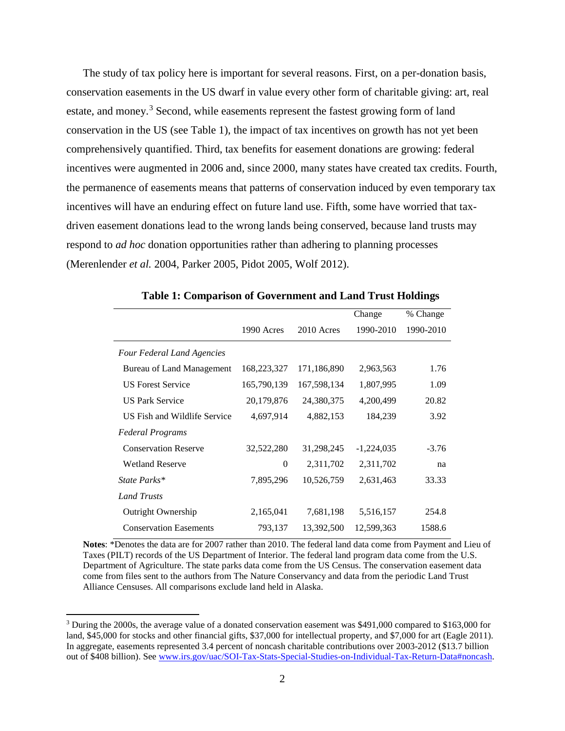The study of tax policy here is important for several reasons. First, on a per-donation basis, conservation easements in the US dwarf in value every other form of charitable giving: art, real estate, and money.[3] Second, while easements represent the fastest growing form of land conservation in the US (see Table 1), the impact of tax incentives on growth has not yet been comprehensively quantified. Third, tax benefits for easement donations are growing: federal incentives were augmented in 2006 and, since 2000, many states have created tax credits. Fourth, the permanence of easements means that patterns of conservation induced by even temporary tax incentives will have an enduring effect on future land use. Fifth, some have worried that tax-driven easement donations lead to the wrong lands being conserved, because land trusts may respond to *ad hoc* donation opportunities rather than adhering to planning processes (Merenlender *et al.* 2004, Parker 2005, Pidot 2005, Wolf 2012).

**Table 1: Comparison of Government and Land Trust Holdings**

| | 1990 Acres | 2010 Acres | Change 1990-2010 | % Change 1990-2010 |
|---|---|---|---|---|
| *Four Federal Land Agencies* | | | | |
| Bureau of Land Management | 168,223,327 | 171,186,890 | 2,963,563 | 1.76 |
| US Forest Service | 165,790,139 | 167,598,134 | 1,807,995 | 1.09 |
| US Park Service | 20,179,876 | 24,380,375 | 4,200,499 | 20.82 |
| US Fish and Wildlife Service | 4,697,914 | 4,882,153 | 184,239 | 3.92 |
| *Federal Programs* | | | | |
| Conservation Reserve | 32,522,280 | 31,298,245 | -1,224,035 | -3.76 |
| Wetland Reserve | 0 | 2,311,702 | 2,311,702 | na |
| *State Parks** | 7,895,296 | 10,526,759 | 2,631,463 | 33.33 |
| *Land Trusts* | | | | |
| Outright Ownership | 2,165,041 | 7,681,198 | 5,516,157 | 254.8 |
| Conservation Easements | 793,137 | 13,392,500 | 12,599,363 | 1588.6 |

**Notes**: *Denotes the data are for 2007 rather than 2010. The federal land data come from Payment and Lieu of Taxes (PILT) records of the US Department of Interior. The federal land program data come from the U.S. Department of Agriculture. The state parks data come from the US Census. The conservation easement data come from files sent to the authors from The Nature Conservancy and data from the periodic Land Trust Alliance Censuses. All comparisons exclude land held in Alaska.

[3] During the 2000s, the average value of a donated conservation easement was $491,000 compared to $163,000 for land, $45,000 for stocks and other financial gifts, $37,000 for intellectual property, and $7,000 for art (Eagle 2011). In aggregate, easements represented 3.4 percent of noncash charitable contributions over 2003-2012 ($13.7 billion out of $408 billion). See www.irs.gov/uac/SOI-Tax-Stats-Special-Studies-on-Individual-Tax-Return-Data#noncash.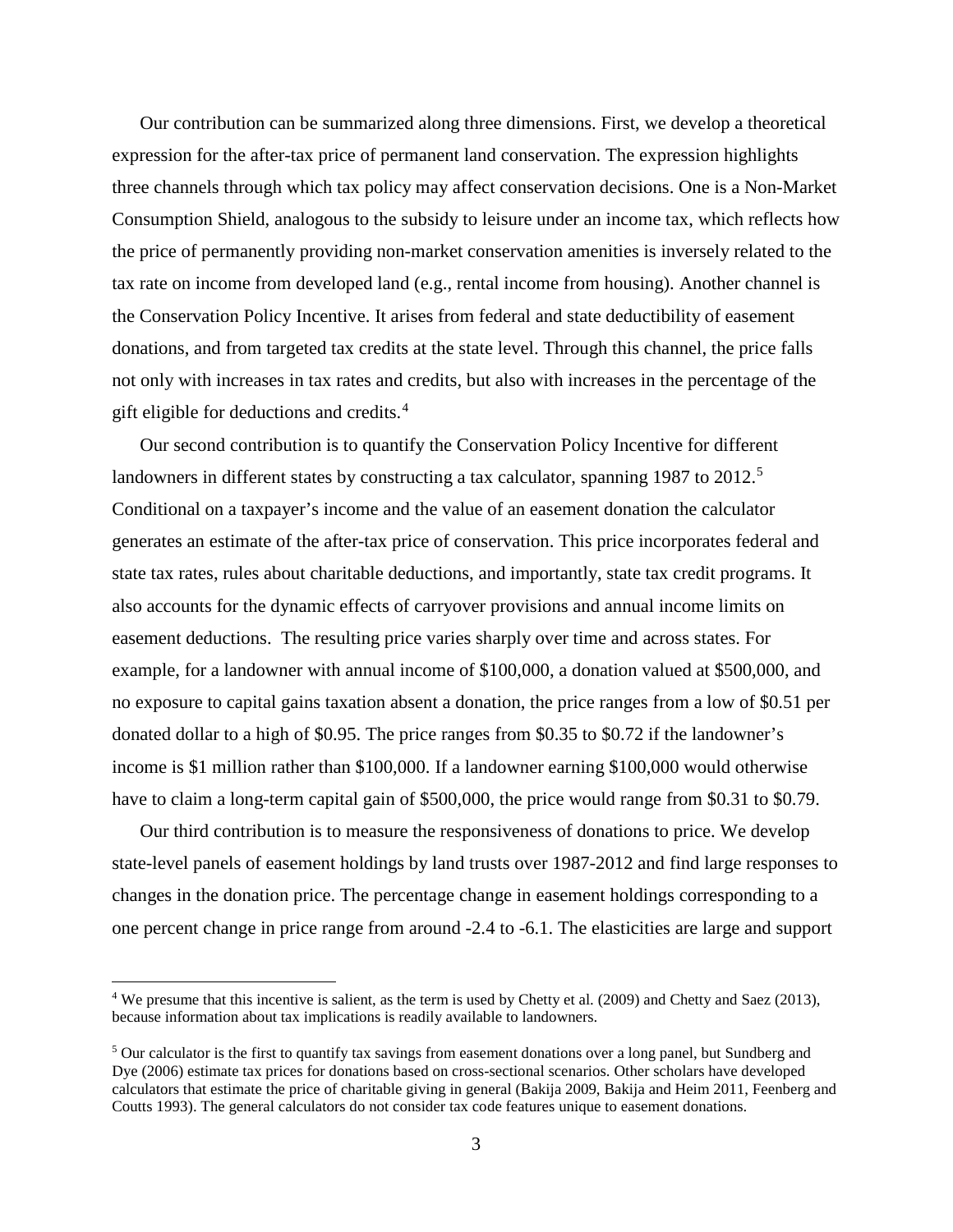Our contribution can be summarized along three dimensions. First, we develop a theoretical expression for the after-tax price of permanent land conservation. The expression highlights three channels through which tax policy may affect conservation decisions. One is a Non-Market Consumption Shield, analogous to the subsidy to leisure under an income tax, which reflects how the price of permanently providing non-market conservation amenities is inversely related to the tax rate on income from developed land (e.g., rental income from housing). Another channel is the Conservation Policy Incentive. It arises from federal and state deductibility of easement donations, and from targeted tax credits at the state level. Through this channel, the price falls not only with increases in tax rates and credits, but also with increases in the percentage of the gift eligible for deductions and credits.[4]

Our second contribution is to quantify the Conservation Policy Incentive for different landowners in different states by constructing a tax calculator, spanning 1987 to 2012.[5] Conditional on a taxpayer's income and the value of an easement donation the calculator generates an estimate of the after-tax price of conservation. This price incorporates federal and state tax rates, rules about charitable deductions, and importantly, state tax credit programs. It also accounts for the dynamic effects of carryover provisions and annual income limits on easement deductions. The resulting price varies sharply over time and across states. For example, for a landowner with annual income of $100,000, a donation valued at $500,000, and no exposure to capital gains taxation absent a donation, the price ranges from a low of $0.51 per donated dollar to a high of $0.95. The price ranges from $0.35 to $0.72 if the landowner's income is $1 million rather than $100,000. If a landowner earning $100,000 would otherwise have to claim a long-term capital gain of $500,000, the price would range from $0.31 to $0.79.

Our third contribution is to measure the responsiveness of donations to price. We develop state-level panels of easement holdings by land trusts over 1987-2012 and find large responses to changes in the donation price. The percentage change in easement holdings corresponding to a one percent change in price range from around -2.4 to -6.1. The elasticities are large and support

[4] We presume that this incentive is salient, as the term is used by Chetty et al. (2009) and Chetty and Saez (2013), because information about tax implications is readily available to landowners.

[5] Our calculator is the first to quantify tax savings from easement donations over a long panel, but Sundberg and Dye (2006) estimate tax prices for donations based on cross-sectional scenarios. Other scholars have developed calculators that estimate the price of charitable giving in general (Bakija 2009, Bakija and Heim 2011, Feenberg and Coutts 1993). The general calculators do not consider tax code features unique to easement donations.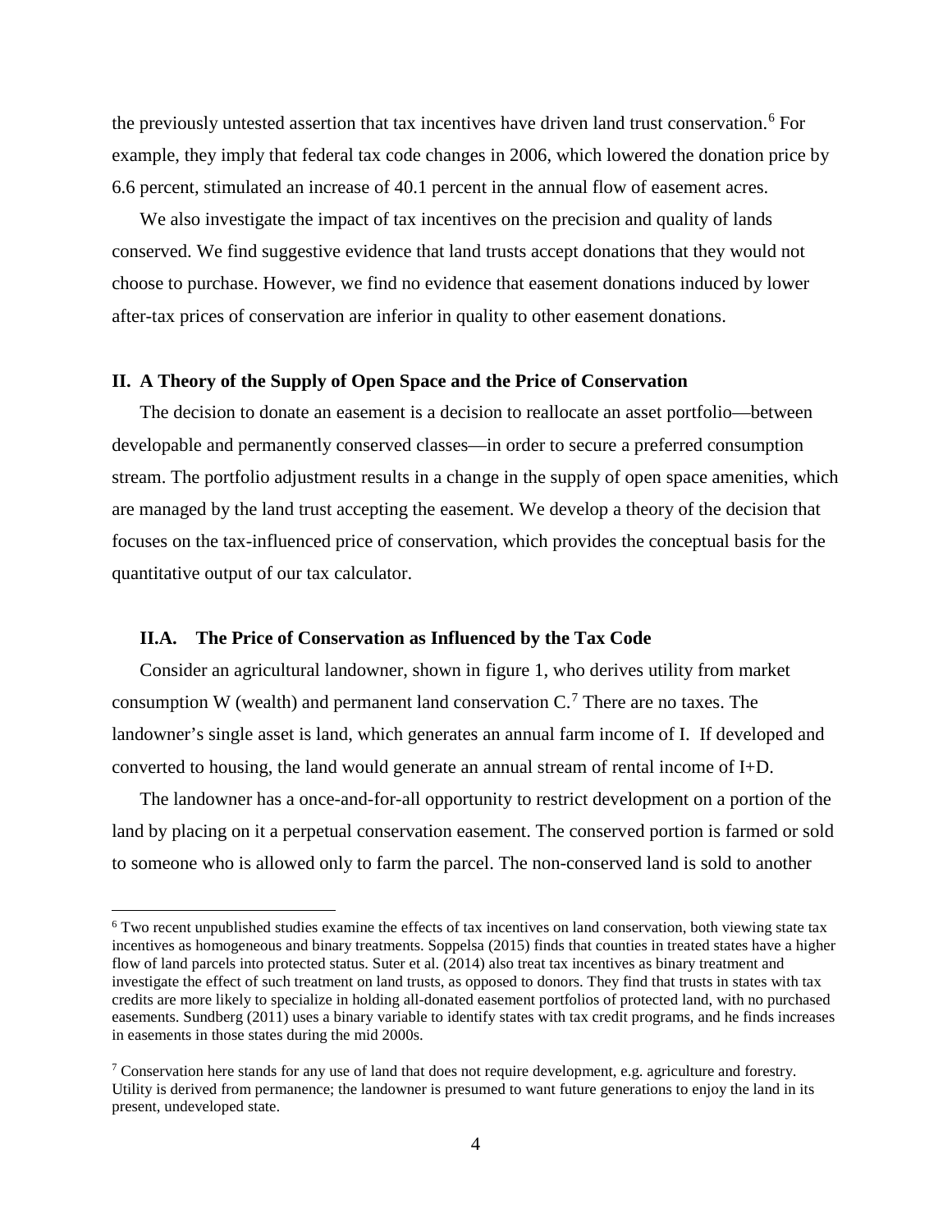the previously untested assertion that tax incentives have driven land trust conservation.[6] For example, they imply that federal tax code changes in 2006, which lowered the donation price by 6.6 percent, stimulated an increase of 40.1 percent in the annual flow of easement acres.

We also investigate the impact of tax incentives on the precision and quality of lands conserved. We find suggestive evidence that land trusts accept donations that they would not choose to purchase. However, we find no evidence that easement donations induced by lower after-tax prices of conservation are inferior in quality to other easement donations.

## II. A Theory of the Supply of Open Space and the Price of Conservation

The decision to donate an easement is a decision to reallocate an asset portfolio—between developable and permanently conserved classes—in order to secure a preferred consumption stream. The portfolio adjustment results in a change in the supply of open space amenities, which are managed by the land trust accepting the easement. We develop a theory of the decision that focuses on the tax-influenced price of conservation, which provides the conceptual basis for the quantitative output of our tax calculator.

### II.A. The Price of Conservation as Influenced by the Tax Code

Consider an agricultural landowner, shown in figure 1, who derives utility from market consumption W (wealth) and permanent land conservation C.[7] There are no taxes. The landowner's single asset is land, which generates an annual farm income of I. If developed and converted to housing, the land would generate an annual stream of rental income of I+D.

The landowner has a once-and-for-all opportunity to restrict development on a portion of the land by placing on it a perpetual conservation easement. The conserved portion is farmed or sold to someone who is allowed only to farm the parcel. The non-conserved land is sold to another

---

[6] Two recent unpublished studies examine the effects of tax incentives on land conservation, both viewing state tax incentives as homogeneous and binary treatments. Soppelsa (2015) finds that counties in treated states have a higher flow of land parcels into protected status. Suter et al. (2014) also treat tax incentives as binary treatment and investigate the effect of such treatment on land trusts, as opposed to donors. They find that trusts in states with tax credits are more likely to specialize in holding all-donated easement portfolios of protected land, with no purchased easements. Sundberg (2011) uses a binary variable to identify states with tax credit programs, and he finds increases in easements in those states during the mid 2000s.

[7] Conservation here stands for any use of land that does not require development, e.g. agriculture and forestry. Utility is derived from permanence; the landowner is presumed to want future generations to enjoy the land in its present, undeveloped state.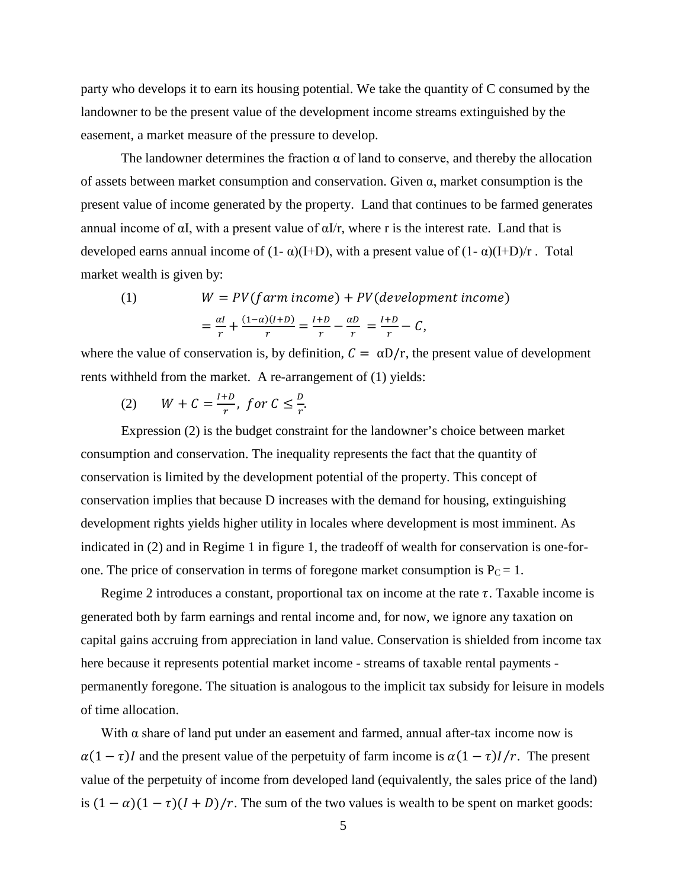party who develops it to earn its housing potential. We take the quantity of C consumed by the landowner to be the present value of the development income streams extinguished by the easement, a market measure of the pressure to develop.

The landowner determines the fraction $\alpha$ of land to conserve, and thereby the allocation of assets between market consumption and conservation. Given $\alpha$, market consumption is the present value of income generated by the property. Land that continues to be farmed generates annual income of $\alpha I$, with a present value of $\alpha I/r$, where r is the interest rate. Land that is developed earns annual income of $(1-\alpha)(I+D)$, with a present value of $(1-\alpha)(I+D)/r$. Total market wealth is given by:

$$(1) \qquad W = PV(farm\ income) + PV(development\ income)$$
$$= \frac{\alpha I}{r} + \frac{(1-\alpha)(I+D)}{r} = \frac{I+D}{r} - \frac{\alpha D}{r} = \frac{I+D}{r} - C,$$

where the value of conservation is, by definition, $C = \alpha D/r$, the present value of development rents withheld from the market. A re-arrangement of (1) yields:

$$(2) \qquad W + C = \frac{I+D}{r},\ for\ C \leq \frac{D}{r}.$$

Expression (2) is the budget constraint for the landowner's choice between market consumption and conservation. The inequality represents the fact that the quantity of conservation is limited by the development potential of the property. This concept of conservation implies that because D increases with the demand for housing, extinguishing development rights yields higher utility in locales where development is most imminent. As indicated in (2) and in Regime 1 in figure 1, the tradeoff of wealth for conservation is one-for-one. The price of conservation in terms of foregone market consumption is $P_C = 1$.

Regime 2 introduces a constant, proportional tax on income at the rate $\tau$. Taxable income is generated both by farm earnings and rental income and, for now, we ignore any taxation on capital gains accruing from appreciation in land value. Conservation is shielded from income tax here because it represents potential market income - streams of taxable rental payments - permanently foregone. The situation is analogous to the implicit tax subsidy for leisure in models of time allocation.

With $\alpha$ share of land put under an easement and farmed, annual after-tax income now is $\alpha(1-\tau)I$ and the present value of the perpetuity of farm income is $\alpha(1-\tau)I/r$. The present value of the perpetuity of income from developed land (equivalently, the sales price of the land) is $(1-\alpha)(1-\tau)(I+D)/r$. The sum of the two values is wealth to be spent on market goods: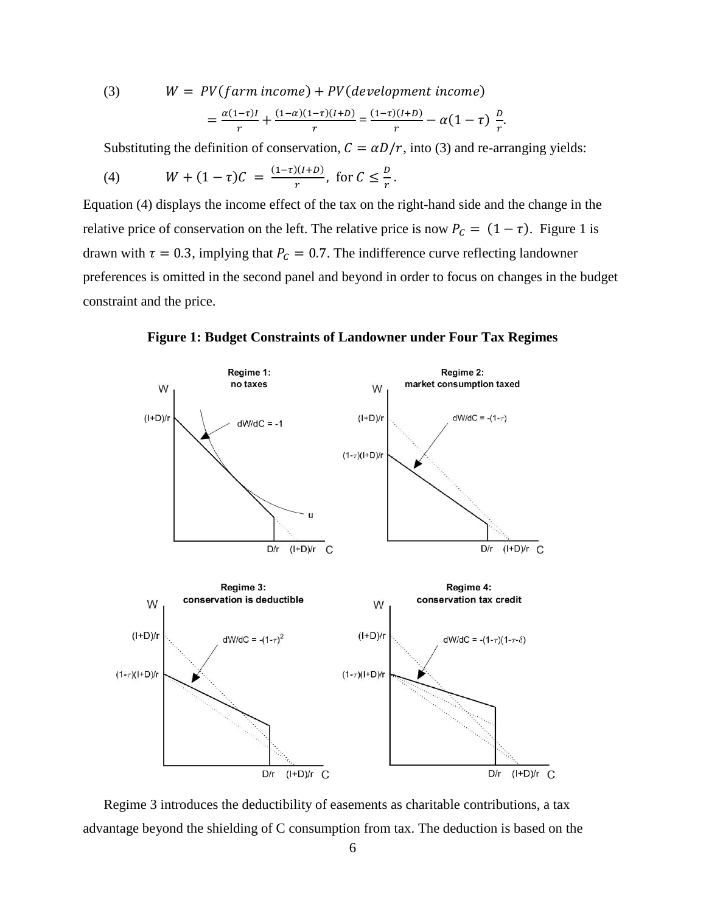$$(3) \qquad W = PV(farm\ income) + PV(development\ income)$$

$$= \frac{\alpha(1-\tau)I}{r} + \frac{(1-\alpha)(1-\tau)(I+D)}{r} = \frac{(1-\tau)(I+D)}{r} - \alpha(1-\tau)\ \frac{D}{r}.$$

Substituting the definition of conservation, $C = \alpha D/r$, into (3) and re-arranging yields:

$$(4) \qquad W + (1-\tau)C \ = \ \frac{(1-\tau)(I+D)}{r}, \ \text{for } C \leq \frac{D}{r}.$$

Equation (4) displays the income effect of the tax on the right-hand side and the change in the relative price of conservation on the left. The relative price is now $P_C = (1-\tau)$. Figure 1 is drawn with $\tau = 0.3$, implying that $P_C = 0.7$. The indifference curve reflecting landowner preferences is omitted in the second panel and beyond in order to focus on changes in the budget constraint and the price.

**Figure 1: Budget Constraints of Landowner under Four Tax Regimes**

Regime 1: no taxes — $dW/dC = -1$

Regime 2: market consumption taxed — $dW/dC = -(1-\tau)$

Regime 3: conservation is deductible — $dW/dC = -(1-\tau)^2$

Regime 4: conservation tax credit — $dW/dC = -(1-\tau)(1-\tau-\delta)$

Regime 3 introduces the deductibility of easements as charitable contributions, a tax advantage beyond the shielding of C consumption from tax. The deduction is based on the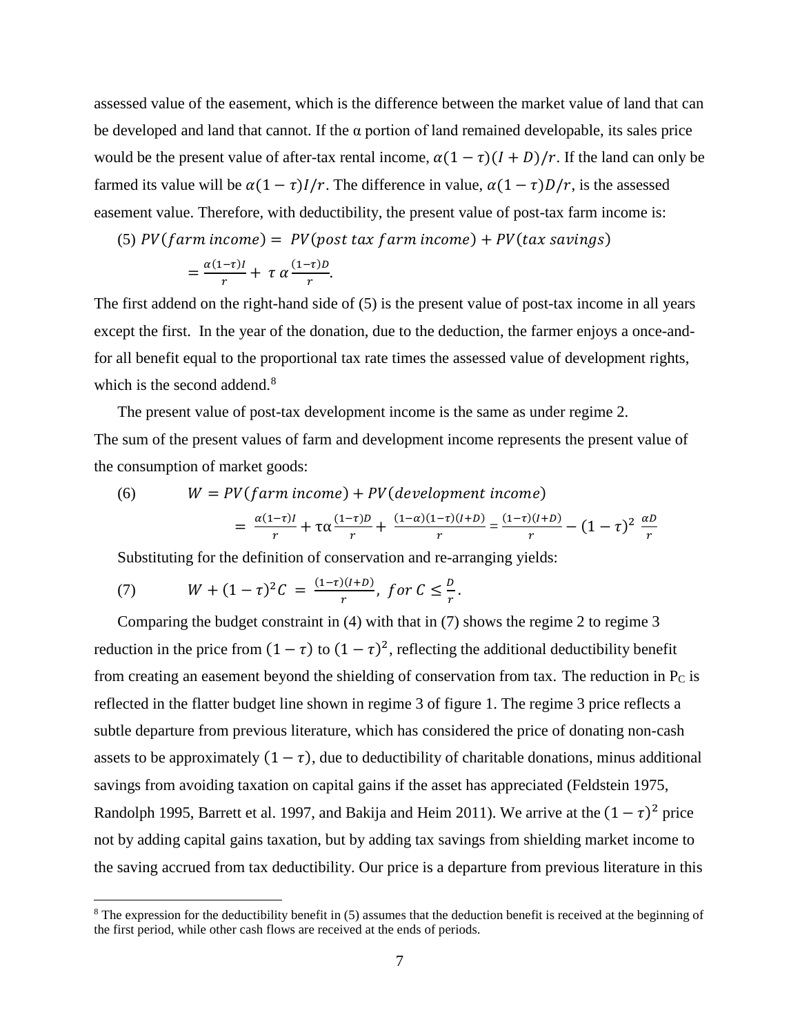assessed value of the easement, which is the difference between the market value of land that can be developed and land that cannot. If the α portion of land remained developable, its sales price would be the present value of after-tax rental income, $\alpha(1-\tau)(I+D)/r$. If the land can only be farmed its value will be $\alpha(1-\tau)I/r$. The difference in value, $\alpha(1-\tau)D/r$, is the assessed easement value. Therefore, with deductibility, the present value of post-tax farm income is:

$$(5)\ PV(farm\ income) = PV(post\ tax\ farm\ income) + PV(tax\ savings)$$

$$= \frac{\alpha(1-\tau)I}{r} + \tau\,\alpha\frac{(1-\tau)D}{r}.$$

The first addend on the right-hand side of (5) is the present value of post-tax income in all years except the first. In the year of the donation, due to the deduction, the farmer enjoys a once-and-for all benefit equal to the proportional tax rate times the assessed value of development rights, which is the second addend.[8]

The present value of post-tax development income is the same as under regime 2. The sum of the present values of farm and development income represents the present value of the consumption of market goods:

$$(6)\qquad W = PV(farm\ income) + PV(development\ income)$$

$$= \frac{\alpha(1-\tau)I}{r} + \tau\alpha\frac{(1-\tau)D}{r} + \frac{(1-\alpha)(1-\tau)(I+D)}{r} = \frac{(1-\tau)(I+D)}{r} - (1-\tau)^2\,\frac{\alpha D}{r}$$

Substituting for the definition of conservation and re-arranging yields:

$$(7)\qquad W + (1-\tau)^2 C = \frac{(1-\tau)(I+D)}{r},\ for\ C \leq \frac{D}{r}.$$

Comparing the budget constraint in (4) with that in (7) shows the regime 2 to regime 3 reduction in the price from $(1-\tau)$ to $(1-\tau)^2$, reflecting the additional deductibility benefit from creating an easement beyond the shielding of conservation from tax. The reduction in $P_C$ is reflected in the flatter budget line shown in regime 3 of figure 1. The regime 3 price reflects a subtle departure from previous literature, which has considered the price of donating non-cash assets to be approximately $(1-\tau)$, due to deductibility of charitable donations, minus additional savings from avoiding taxation on capital gains if the asset has appreciated (Feldstein 1975, Randolph 1995, Barrett et al. 1997, and Bakija and Heim 2011). We arrive at the $(1-\tau)^2$ price not by adding capital gains taxation, but by adding tax savings from shielding market income to the saving accrued from tax deductibility. Our price is a departure from previous literature in this

[8] The expression for the deductibility benefit in (5) assumes that the deduction benefit is received at the beginning of the first period, while other cash flows are received at the ends of periods.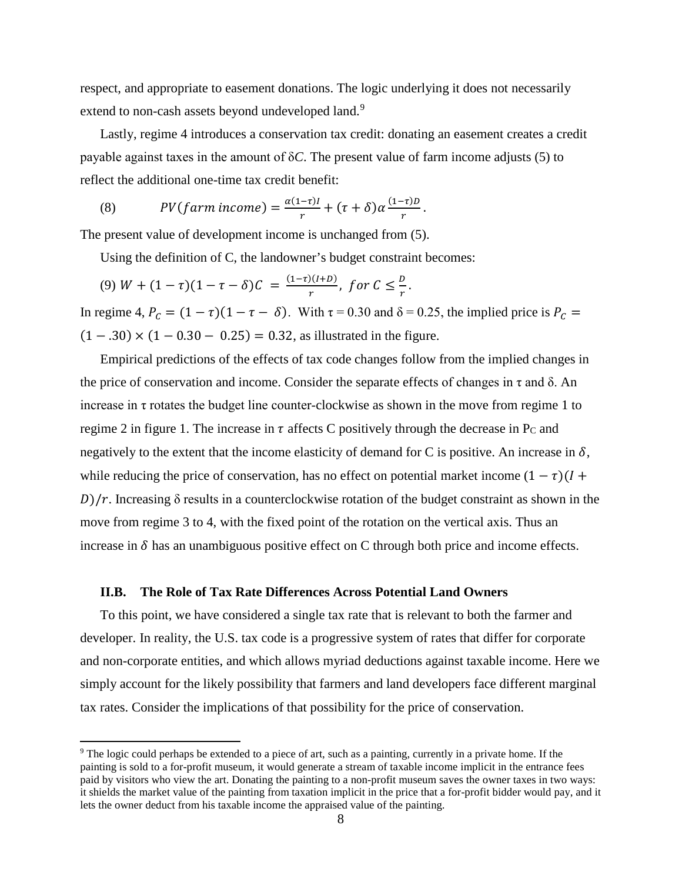respect, and appropriate to easement donations. The logic underlying it does not necessarily extend to non-cash assets beyond undeveloped land.[9]

Lastly, regime 4 introduces a conservation tax credit: donating an easement creates a credit payable against taxes in the amount of $\delta C$. The present value of farm income adjusts (5) to reflect the additional one-time tax credit benefit:

$$(8) \qquad PV(farm\ income) = \frac{\alpha(1-\tau)I}{r} + (\tau+\delta)\alpha\frac{(1-\tau)D}{r}.$$

The present value of development income is unchanged from (5).

Using the definition of C, the landowner's budget constraint becomes:

$$(9)\ W + (1-\tau)(1-\tau-\delta)C = \frac{(1-\tau)(I+D)}{r},\ for\ C \le \frac{D}{r}.$$

In regime 4, $P_C = (1-\tau)(1-\tau-\ \delta)$. With $\tau = 0.30$ and $\delta = 0.25$, the implied price is $P_C = (1-.30)\times(1-0.30-\ 0.25) = 0.32$, as illustrated in the figure.

Empirical predictions of the effects of tax code changes follow from the implied changes in the price of conservation and income. Consider the separate effects of changes in $\tau$ and $\delta$. An increase in $\tau$ rotates the budget line counter-clockwise as shown in the move from regime 1 to regime 2 in figure 1. The increase in $\tau$ affects C positively through the decrease in $P_C$ and negatively to the extent that the income elasticity of demand for C is positive. An increase in $\delta$, while reducing the price of conservation, has no effect on potential market income $(1-\tau)(I+D)/r$. Increasing $\delta$ results in a counterclockwise rotation of the budget constraint as shown in the move from regime 3 to 4, with the fixed point of the rotation on the vertical axis. Thus an increase in $\delta$ has an unambiguous positive effect on C through both price and income effects.

### II.B. The Role of Tax Rate Differences Across Potential Land Owners

To this point, we have considered a single tax rate that is relevant to both the farmer and developer. In reality, the U.S. tax code is a progressive system of rates that differ for corporate and non-corporate entities, and which allows myriad deductions against taxable income. Here we simply account for the likely possibility that farmers and land developers face different marginal tax rates. Consider the implications of that possibility for the price of conservation.

[9] The logic could perhaps be extended to a piece of art, such as a painting, currently in a private home. If the painting is sold to a for-profit museum, it would generate a stream of taxable income implicit in the entrance fees paid by visitors who view the art. Donating the painting to a non-profit museum saves the owner taxes in two ways: it shields the market value of the painting from taxation implicit in the price that a for-profit bidder would pay, and it lets the owner deduct from his taxable income the appraised value of the painting.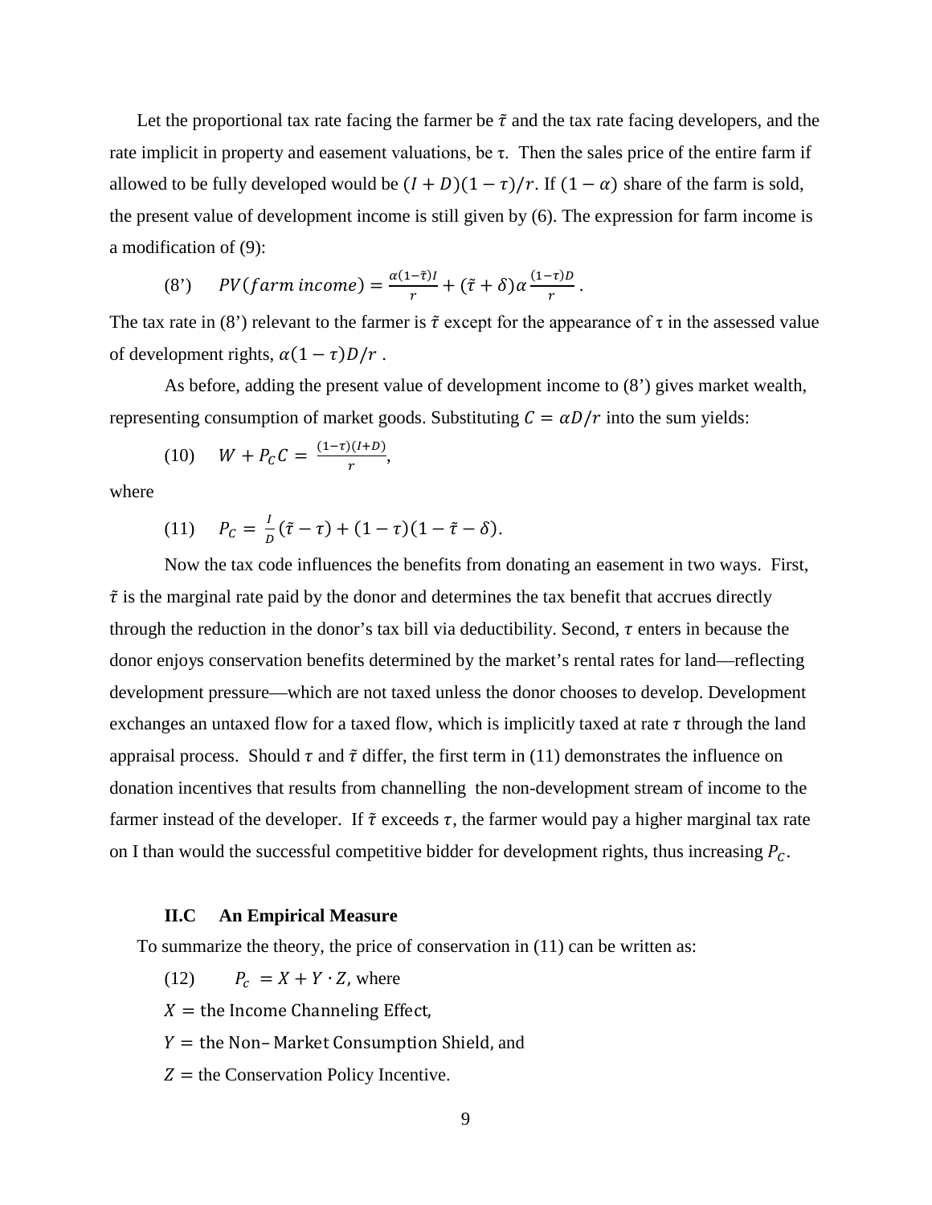Let the proportional tax rate facing the farmer be $\tilde{\tau}$ and the tax rate facing developers, and the rate implicit in property and easement valuations, be $\tau$. Then the sales price of the entire farm if allowed to be fully developed would be $(I + D)(1 - \tau)/r$. If $(1 - \alpha)$ share of the farm is sold, the present value of development income is still given by (6). The expression for farm income is a modification of (9):

$$\text{(8')} \qquad PV(farm\ income) = \frac{\alpha(1-\tilde{\tau})I}{r} + (\tilde{\tau} + \delta)\alpha\frac{(1-\tau)D}{r}.$$

The tax rate in (8') relevant to the farmer is $\tilde{\tau}$ except for the appearance of $\tau$ in the assessed value of development rights, $\alpha(1 - \tau)D/r$.

As before, adding the present value of development income to (8') gives market wealth, representing consumption of market goods. Substituting $C = \alpha D/r$ into the sum yields:

$$\text{(10)} \qquad W + P_C C = \frac{(1-\tau)(I+D)}{r},$$

where

$$\text{(11)} \qquad P_C = \frac{I}{D}(\tilde{\tau} - \tau) + (1 - \tau)(1 - \tilde{\tau} - \delta).$$

Now the tax code influences the benefits from donating an easement in two ways. First, $\tilde{\tau}$ is the marginal rate paid by the donor and determines the tax benefit that accrues directly through the reduction in the donor's tax bill via deductibility. Second, $\tau$ enters in because the donor enjoys conservation benefits determined by the market's rental rates for land—reflecting development pressure—which are not taxed unless the donor chooses to develop. Development exchanges an untaxed flow for a taxed flow, which is implicitly taxed at rate $\tau$ through the land appraisal process. Should $\tau$ and $\tilde{\tau}$ differ, the first term in (11) demonstrates the influence on donation incentives that results from channelling the non-development stream of income to the farmer instead of the developer. If $\tilde{\tau}$ exceeds $\tau$, the farmer would pay a higher marginal tax rate on I than would the successful competitive bidder for development rights, thus increasing $P_C$.

### II.C An Empirical Measure

To summarize the theory, the price of conservation in (11) can be written as:

(12) $\quad P_c = X + Y \cdot Z$, where

$X =$ the Income Channeling Effect,

$Y =$ the Non–Market Consumption Shield, and

$Z =$ the Conservation Policy Incentive.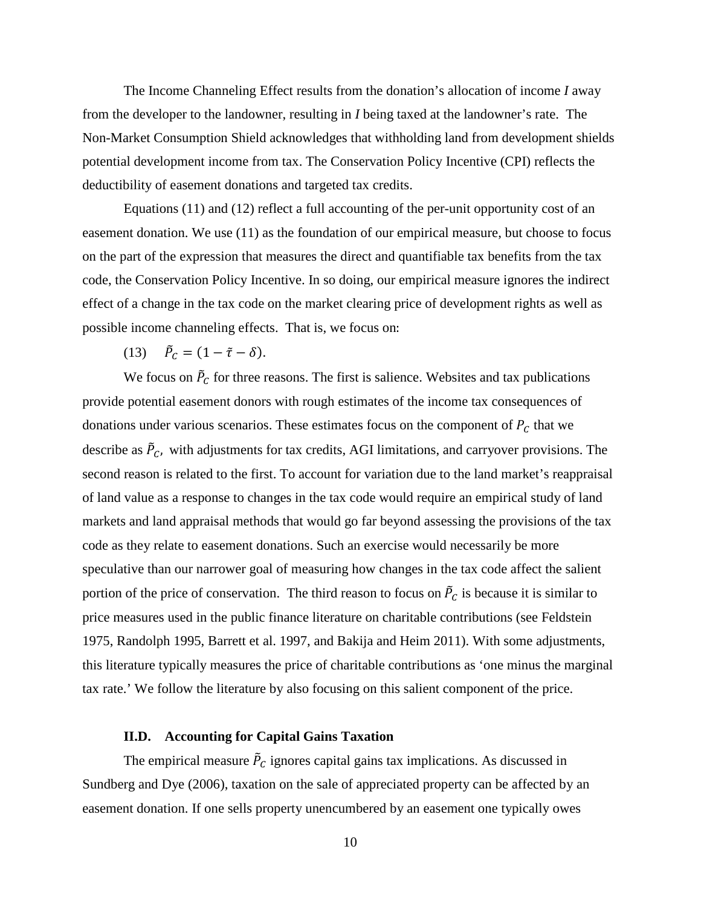The Income Channeling Effect results from the donation's allocation of income *I* away from the developer to the landowner, resulting in *I* being taxed at the landowner's rate. The Non-Market Consumption Shield acknowledges that withholding land from development shields potential development income from tax. The Conservation Policy Incentive (CPI) reflects the deductibility of easement donations and targeted tax credits.

Equations (11) and (12) reflect a full accounting of the per-unit opportunity cost of an easement donation. We use (11) as the foundation of our empirical measure, but choose to focus on the part of the expression that measures the direct and quantifiable tax benefits from the tax code, the Conservation Policy Incentive. In so doing, our empirical measure ignores the indirect effect of a change in the tax code on the market clearing price of development rights as well as possible income channeling effects. That is, we focus on:

(13) $\tilde{P}_C = (1 - \tilde{\tau} - \delta)$.

We focus on $\tilde{P}_C$ for three reasons. The first is salience. Websites and tax publications provide potential easement donors with rough estimates of the income tax consequences of donations under various scenarios. These estimates focus on the component of $P_C$ that we describe as $\tilde{P}_C$, with adjustments for tax credits, AGI limitations, and carryover provisions. The second reason is related to the first. To account for variation due to the land market's reappraisal of land value as a response to changes in the tax code would require an empirical study of land markets and land appraisal methods that would go far beyond assessing the provisions of the tax code as they relate to easement donations. Such an exercise would necessarily be more speculative than our narrower goal of measuring how changes in the tax code affect the salient portion of the price of conservation. The third reason to focus on $\tilde{P}_C$ is because it is similar to price measures used in the public finance literature on charitable contributions (see Feldstein 1975, Randolph 1995, Barrett et al. 1997, and Bakija and Heim 2011). With some adjustments, this literature typically measures the price of charitable contributions as 'one minus the marginal tax rate.' We follow the literature by also focusing on this salient component of the price.

### II.D. Accounting for Capital Gains Taxation

The empirical measure $\tilde{P}_C$ ignores capital gains tax implications. As discussed in Sundberg and Dye (2006), taxation on the sale of appreciated property can be affected by an easement donation. If one sells property unencumbered by an easement one typically owes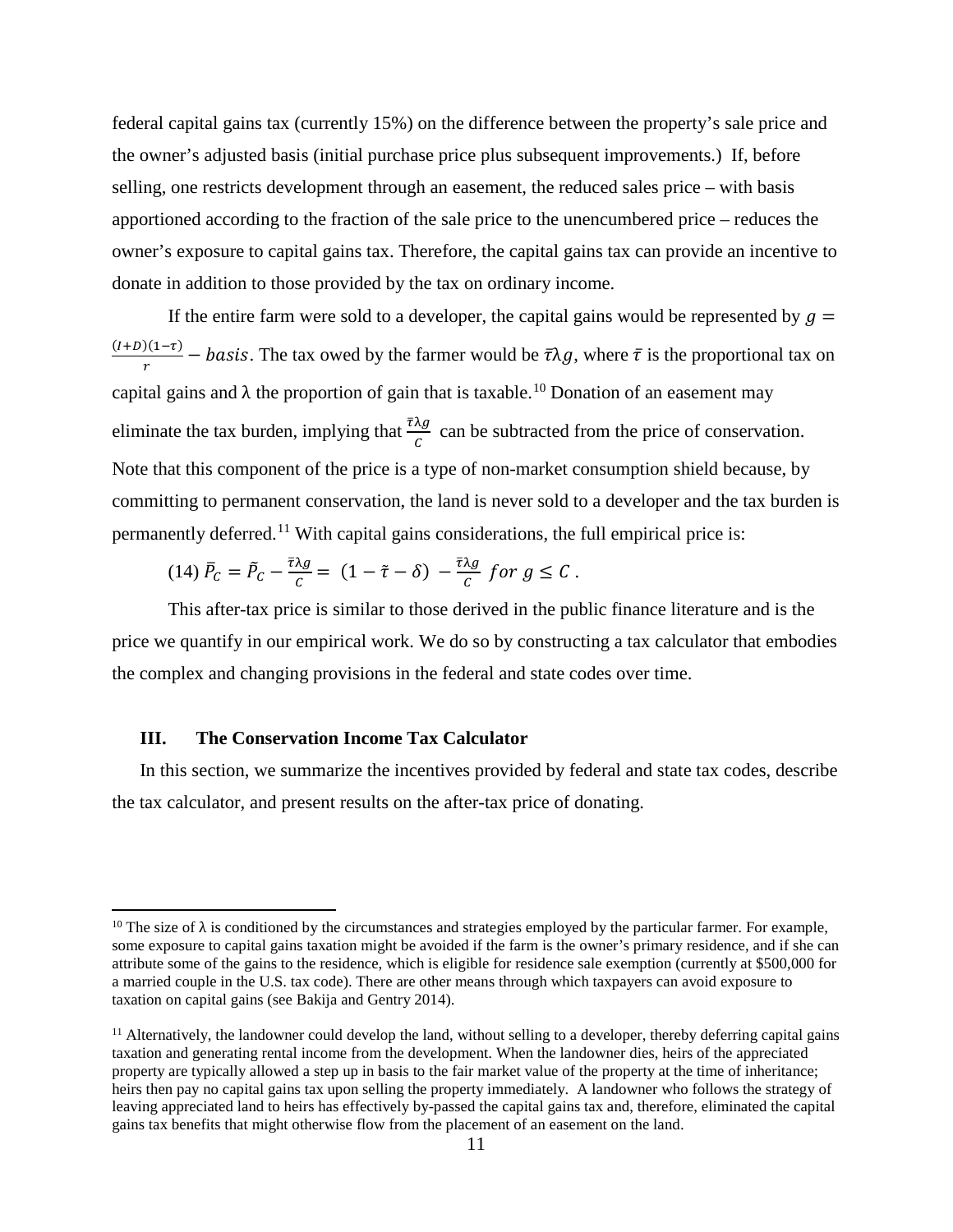federal capital gains tax (currently 15%) on the difference between the property's sale price and the owner's adjusted basis (initial purchase price plus subsequent improvements.) If, before selling, one restricts development through an easement, the reduced sales price – with basis apportioned according to the fraction of the sale price to the unencumbered price – reduces the owner's exposure to capital gains tax. Therefore, the capital gains tax can provide an incentive to donate in addition to those provided by the tax on ordinary income.

If the entire farm were sold to a developer, the capital gains would be represented by $g = \frac{(I+D)(1-\tau)}{r} - basis$. The tax owed by the farmer would be $\bar{\tau}\lambda g$, where $\bar{\tau}$ is the proportional tax on capital gains and $\lambda$ the proportion of gain that is taxable.[10] Donation of an easement may eliminate the tax burden, implying that $\frac{\bar{\tau}\lambda g}{C}$ can be subtracted from the price of conservation. Note that this component of the price is a type of non-market consumption shield because, by committing to permanent conservation, the land is never sold to a developer and the tax burden is permanently deferred.[11] With capital gains considerations, the full empirical price is:

$$(14)\ \bar{P}_C = \tilde{P}_C - \frac{\bar{\tau}\lambda g}{C} = (1 - \tilde{\tau} - \delta) - \frac{\bar{\tau}\lambda g}{C}\ for\ g \leq C\ .$$

This after-tax price is similar to those derived in the public finance literature and is the price we quantify in our empirical work. We do so by constructing a tax calculator that embodies the complex and changing provisions in the federal and state codes over time.

## III. The Conservation Income Tax Calculator

In this section, we summarize the incentives provided by federal and state tax codes, describe the tax calculator, and present results on the after-tax price of donating.

---

[10] The size of λ is conditioned by the circumstances and strategies employed by the particular farmer. For example, some exposure to capital gains taxation might be avoided if the farm is the owner's primary residence, and if she can attribute some of the gains to the residence, which is eligible for residence sale exemption (currently at $500,000 for a married couple in the U.S. tax code). There are other means through which taxpayers can avoid exposure to taxation on capital gains (see Bakija and Gentry 2014).

[11] Alternatively, the landowner could develop the land, without selling to a developer, thereby deferring capital gains taxation and generating rental income from the development. When the landowner dies, heirs of the appreciated property are typically allowed a step up in basis to the fair market value of the property at the time of inheritance; heirs then pay no capital gains tax upon selling the property immediately. A landowner who follows the strategy of leaving appreciated land to heirs has effectively by-passed the capital gains tax and, therefore, eliminated the capital gains tax benefits that might otherwise flow from the placement of an easement on the land.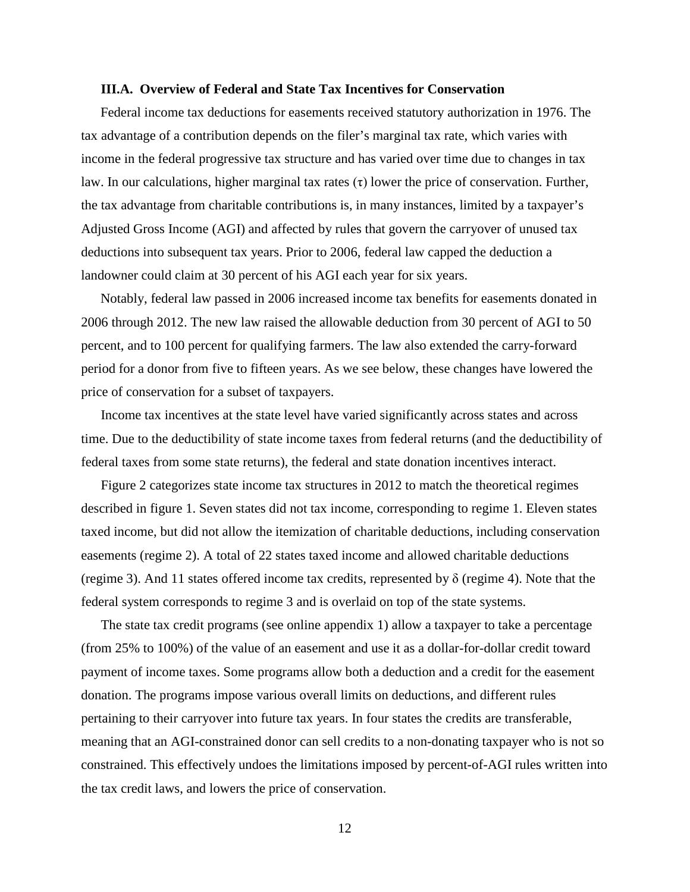### III.A. Overview of Federal and State Tax Incentives for Conservation

Federal income tax deductions for easements received statutory authorization in 1976. The tax advantage of a contribution depends on the filer's marginal tax rate, which varies with income in the federal progressive tax structure and has varied over time due to changes in tax law. In our calculations, higher marginal tax rates ($\tau$) lower the price of conservation. Further, the tax advantage from charitable contributions is, in many instances, limited by a taxpayer's Adjusted Gross Income (AGI) and affected by rules that govern the carryover of unused tax deductions into subsequent tax years. Prior to 2006, federal law capped the deduction a landowner could claim at 30 percent of his AGI each year for six years.

Notably, federal law passed in 2006 increased income tax benefits for easements donated in 2006 through 2012. The new law raised the allowable deduction from 30 percent of AGI to 50 percent, and to 100 percent for qualifying farmers. The law also extended the carry-forward period for a donor from five to fifteen years. As we see below, these changes have lowered the price of conservation for a subset of taxpayers.

Income tax incentives at the state level have varied significantly across states and across time. Due to the deductibility of state income taxes from federal returns (and the deductibility of federal taxes from some state returns), the federal and state donation incentives interact.

Figure 2 categorizes state income tax structures in 2012 to match the theoretical regimes described in figure 1. Seven states did not tax income, corresponding to regime 1. Eleven states taxed income, but did not allow the itemization of charitable deductions, including conservation easements (regime 2). A total of 22 states taxed income and allowed charitable deductions (regime 3). And 11 states offered income tax credits, represented by $\delta$ (regime 4). Note that the federal system corresponds to regime 3 and is overlaid on top of the state systems.

The state tax credit programs (see online appendix 1) allow a taxpayer to take a percentage (from 25% to 100%) of the value of an easement and use it as a dollar-for-dollar credit toward payment of income taxes. Some programs allow both a deduction and a credit for the easement donation. The programs impose various overall limits on deductions, and different rules pertaining to their carryover into future tax years. In four states the credits are transferable, meaning that an AGI-constrained donor can sell credits to a non-donating taxpayer who is not so constrained. This effectively undoes the limitations imposed by percent-of-AGI rules written into the tax credit laws, and lowers the price of conservation.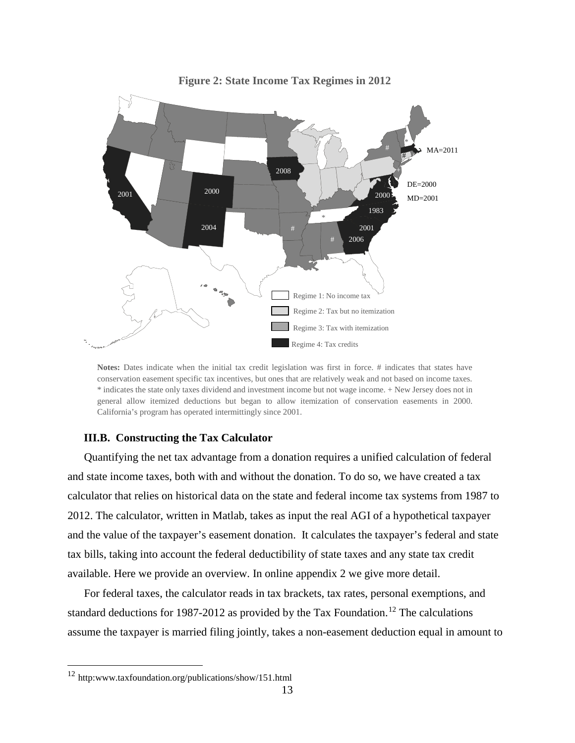**Figure 2: State Income Tax Regimes in 2012**

**Notes:** Dates indicate when the initial tax credit legislation was first in force. # indicates that states have conservation easement specific tax incentives, but ones that are relatively weak and not based on income taxes. * indicates the state only taxes dividend and investment income but not wage income. + New Jersey does not in general allow itemized deductions but began to allow itemization of conservation easements in 2000. California's program has operated intermittingly since 2001.

### III.B. Constructing the Tax Calculator

Quantifying the net tax advantage from a donation requires a unified calculation of federal and state income taxes, both with and without the donation. To do so, we have created a tax calculator that relies on historical data on the state and federal income tax systems from 1987 to 2012. The calculator, written in Matlab, takes as input the real AGI of a hypothetical taxpayer and the value of the taxpayer's easement donation. It calculates the taxpayer's federal and state tax bills, taking into account the federal deductibility of state taxes and any state tax credit available. Here we provide an overview. In online appendix 2 we give more detail.

For federal taxes, the calculator reads in tax brackets, tax rates, personal exemptions, and standard deductions for 1987-2012 as provided by the Tax Foundation.[12] The calculations assume the taxpayer is married filing jointly, takes a non-easement deduction equal in amount to

[12] http:www.taxfoundation.org/publications/show/151.html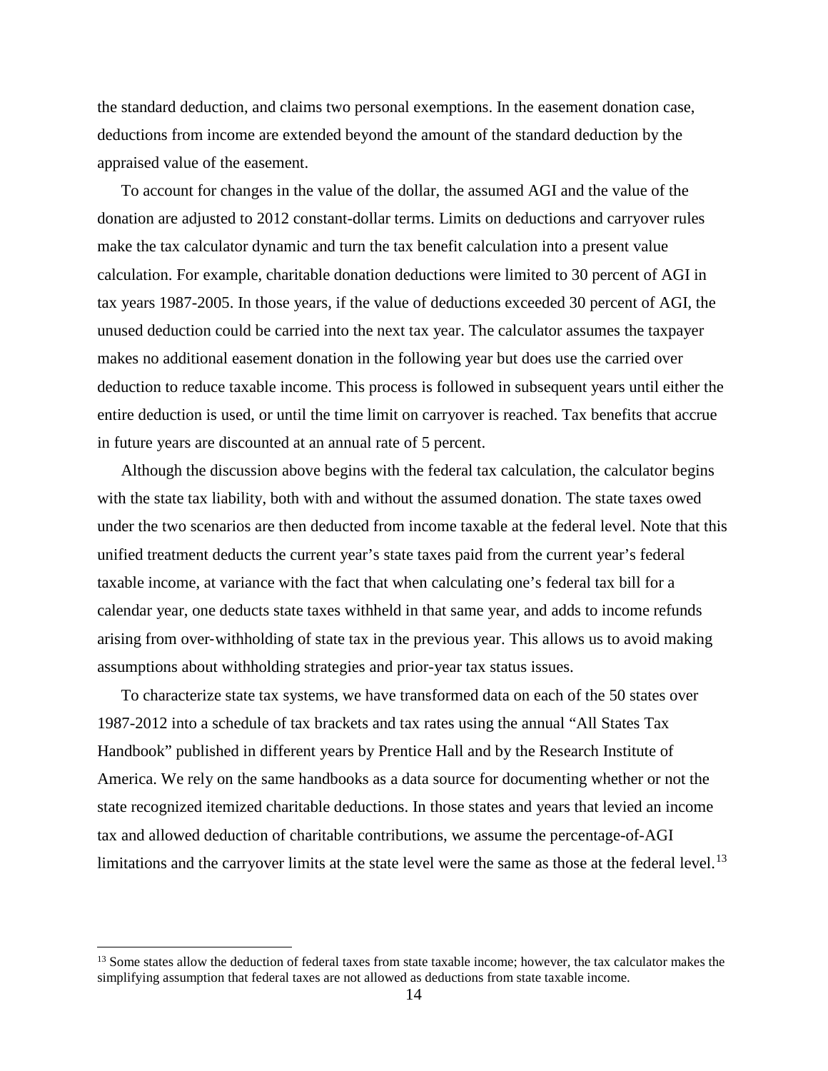the standard deduction, and claims two personal exemptions. In the easement donation case, deductions from income are extended beyond the amount of the standard deduction by the appraised value of the easement.

To account for changes in the value of the dollar, the assumed AGI and the value of the donation are adjusted to 2012 constant-dollar terms. Limits on deductions and carryover rules make the tax calculator dynamic and turn the tax benefit calculation into a present value calculation. For example, charitable donation deductions were limited to 30 percent of AGI in tax years 1987-2005. In those years, if the value of deductions exceeded 30 percent of AGI, the unused deduction could be carried into the next tax year. The calculator assumes the taxpayer makes no additional easement donation in the following year but does use the carried over deduction to reduce taxable income. This process is followed in subsequent years until either the entire deduction is used, or until the time limit on carryover is reached. Tax benefits that accrue in future years are discounted at an annual rate of 5 percent.

Although the discussion above begins with the federal tax calculation, the calculator begins with the state tax liability, both with and without the assumed donation. The state taxes owed under the two scenarios are then deducted from income taxable at the federal level. Note that this unified treatment deducts the current year's state taxes paid from the current year's federal taxable income, at variance with the fact that when calculating one's federal tax bill for a calendar year, one deducts state taxes withheld in that same year, and adds to income refunds arising from over-withholding of state tax in the previous year. This allows us to avoid making assumptions about withholding strategies and prior-year tax status issues.

To characterize state tax systems, we have transformed data on each of the 50 states over 1987-2012 into a schedule of tax brackets and tax rates using the annual "All States Tax Handbook" published in different years by Prentice Hall and by the Research Institute of America. We rely on the same handbooks as a data source for documenting whether or not the state recognized itemized charitable deductions. In those states and years that levied an income tax and allowed deduction of charitable contributions, we assume the percentage-of-AGI limitations and the carryover limits at the state level were the same as those at the federal level.[13]

[13] Some states allow the deduction of federal taxes from state taxable income; however, the tax calculator makes the simplifying assumption that federal taxes are not allowed as deductions from state taxable income.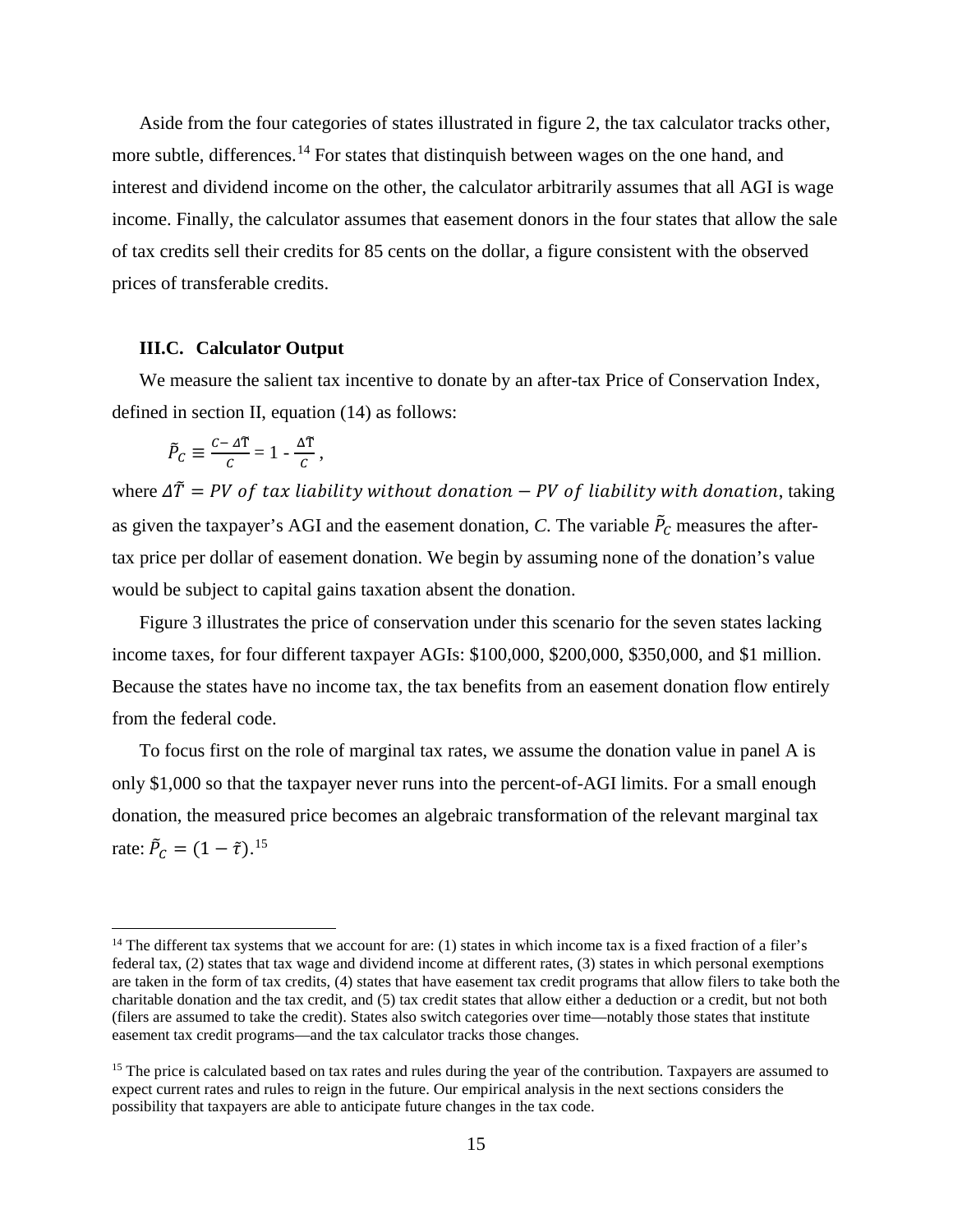Aside from the four categories of states illustrated in figure 2, the tax calculator tracks other, more subtle, differences.[14] For states that distinquish between wages on the one hand, and interest and dividend income on the other, the calculator arbitrarily assumes that all AGI is wage income. Finally, the calculator assumes that easement donors in the four states that allow the sale of tax credits sell their credits for 85 cents on the dollar, a figure consistent with the observed prices of transferable credits.

### III.C. Calculator Output

We measure the salient tax incentive to donate by an after-tax Price of Conservation Index, defined in section II, equation (14) as follows:

$$\tilde{P}_C \equiv \frac{C - \Delta \tilde{T}}{C} = 1 - \frac{\Delta \tilde{T}}{C},$$

where $\Delta\tilde{T} = PV\ of\ tax\ liability\ without\ donation - PV\ of\ liability\ with\ donation$, taking as given the taxpayer's AGI and the easement donation, *C*. The variable $\tilde{P}_C$ measures the after-tax price per dollar of easement donation. We begin by assuming none of the donation's value would be subject to capital gains taxation absent the donation.

Figure 3 illustrates the price of conservation under this scenario for the seven states lacking income taxes, for four different taxpayer AGIs: $100,000, $200,000, $350,000, and $1 million. Because the states have no income tax, the tax benefits from an easement donation flow entirely from the federal code.

To focus first on the role of marginal tax rates, we assume the donation value in panel A is only $1,000 so that the taxpayer never runs into the percent-of-AGI limits. For a small enough donation, the measured price becomes an algebraic transformation of the relevant marginal tax rate: $\tilde{P}_C = (1 - \tilde{\tau})$.[15]

---

[14] The different tax systems that we account for are: (1) states in which income tax is a fixed fraction of a filer's federal tax, (2) states that tax wage and dividend income at different rates, (3) states in which personal exemptions are taken in the form of tax credits, (4) states that have easement tax credit programs that allow filers to take both the charitable donation and the tax credit, and (5) tax credit states that allow either a deduction or a credit, but not both (filers are assumed to take the credit). States also switch categories over time—notably those states that institute easement tax credit programs—and the tax calculator tracks those changes.

[15] The price is calculated based on tax rates and rules during the year of the contribution. Taxpayers are assumed to expect current rates and rules to reign in the future. Our empirical analysis in the next sections considers the possibility that taxpayers are able to anticipate future changes in the tax code.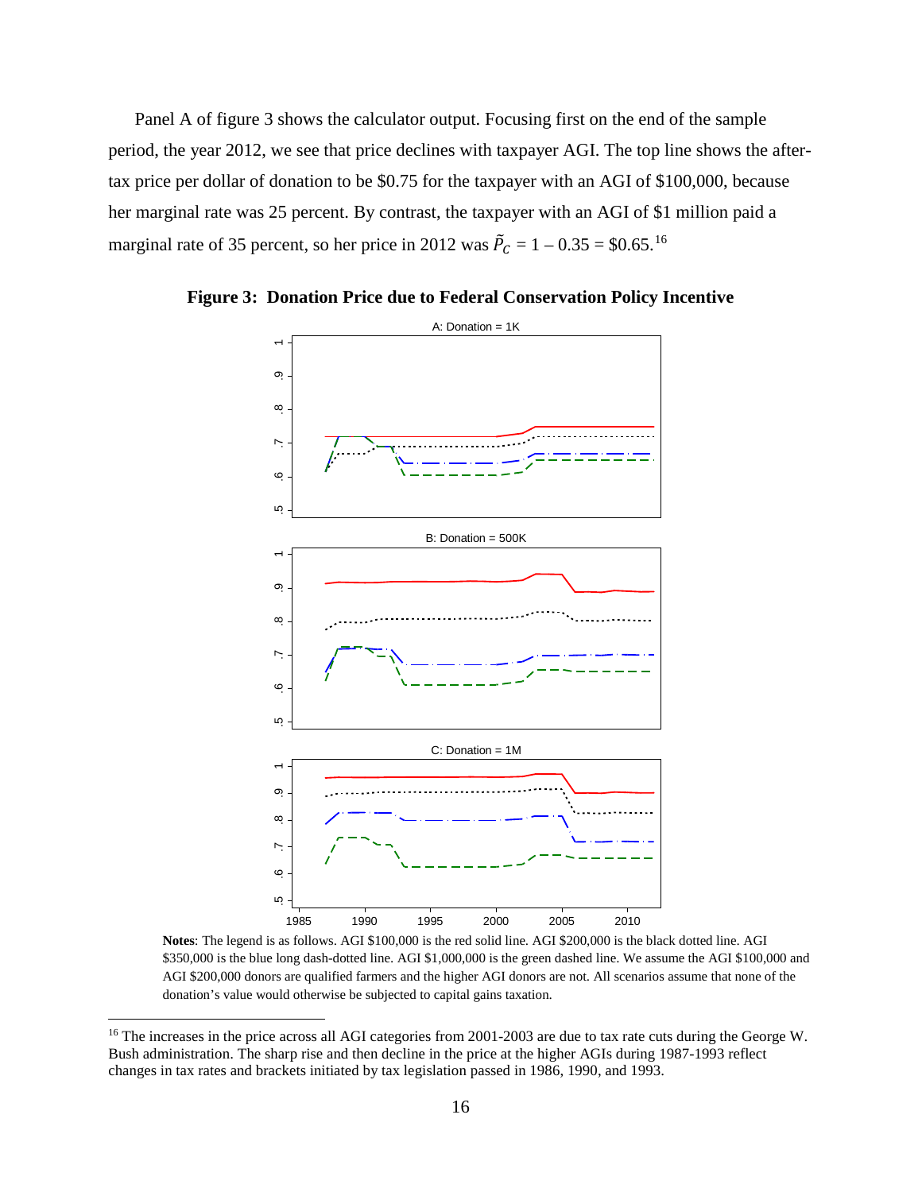Panel A of figure 3 shows the calculator output. Focusing first on the end of the sample period, the year 2012, we see that price declines with taxpayer AGI. The top line shows the after-tax price per dollar of donation to be \$0.75 for the taxpayer with an AGI of \$100,000, because her marginal rate was 25 percent. By contrast, the taxpayer with an AGI of \$1 million paid a marginal rate of 35 percent, so her price in 2012 was $\tilde{P}_C = 1 - 0.35 = \$0.65$.[16]

**Figure 3: Donation Price due to Federal Conservation Policy Incentive**

**Notes**: The legend is as follows. AGI \$100,000 is the red solid line. AGI \$200,000 is the black dotted line. AGI \$350,000 is the blue long dash-dotted line. AGI \$1,000,000 is the green dashed line. We assume the AGI \$100,000 and AGI \$200,000 donors are qualified farmers and the higher AGI donors are not. All scenarios assume that none of the donation's value would otherwise be subjected to capital gains taxation.

---

[16] The increases in the price across all AGI categories from 2001-2003 are due to tax rate cuts during the George W. Bush administration. The sharp rise and then decline in the price at the higher AGIs during 1987-1993 reflect changes in tax rates and brackets initiated by tax legislation passed in 1986, 1990, and 1993.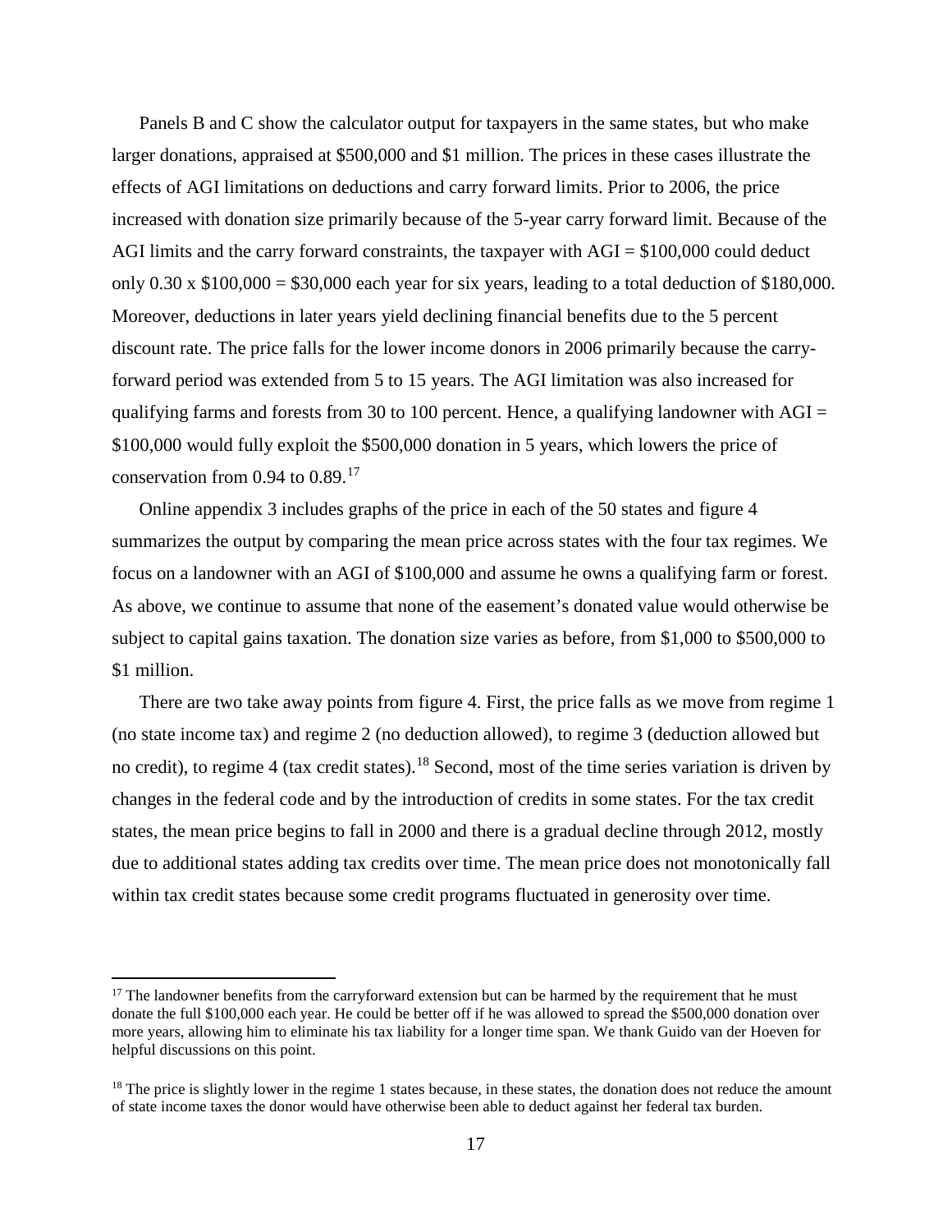Panels B and C show the calculator output for taxpayers in the same states, but who make larger donations, appraised at \$500,000 and \$1 million. The prices in these cases illustrate the effects of AGI limitations on deductions and carry forward limits. Prior to 2006, the price increased with donation size primarily because of the 5-year carry forward limit. Because of the AGI limits and the carry forward constraints, the taxpayer with AGI = \$100,000 could deduct only 0.30 x \$100,000 = \$30,000 each year for six years, leading to a total deduction of \$180,000. Moreover, deductions in later years yield declining financial benefits due to the 5 percent discount rate. The price falls for the lower income donors in 2006 primarily because the carry-forward period was extended from 5 to 15 years. The AGI limitation was also increased for qualifying farms and forests from 30 to 100 percent. Hence, a qualifying landowner with AGI = \$100,000 would fully exploit the \$500,000 donation in 5 years, which lowers the price of conservation from 0.94 to 0.89.[17]

Online appendix 3 includes graphs of the price in each of the 50 states and figure 4 summarizes the output by comparing the mean price across states with the four tax regimes. We focus on a landowner with an AGI of \$100,000 and assume he owns a qualifying farm or forest. As above, we continue to assume that none of the easement's donated value would otherwise be subject to capital gains taxation. The donation size varies as before, from \$1,000 to \$500,000 to \$1 million.

There are two take away points from figure 4. First, the price falls as we move from regime 1 (no state income tax) and regime 2 (no deduction allowed), to regime 3 (deduction allowed but no credit), to regime 4 (tax credit states).[18] Second, most of the time series variation is driven by changes in the federal code and by the introduction of credits in some states. For the tax credit states, the mean price begins to fall in 2000 and there is a gradual decline through 2012, mostly due to additional states adding tax credits over time. The mean price does not monotonically fall within tax credit states because some credit programs fluctuated in generosity over time.

---

[17] The landowner benefits from the carryforward extension but can be harmed by the requirement that he must donate the full \$100,000 each year. He could be better off if he was allowed to spread the \$500,000 donation over more years, allowing him to eliminate his tax liability for a longer time span. We thank Guido van der Hoeven for helpful discussions on this point.

[18] The price is slightly lower in the regime 1 states because, in these states, the donation does not reduce the amount of state income taxes the donor would have otherwise been able to deduct against her federal tax burden.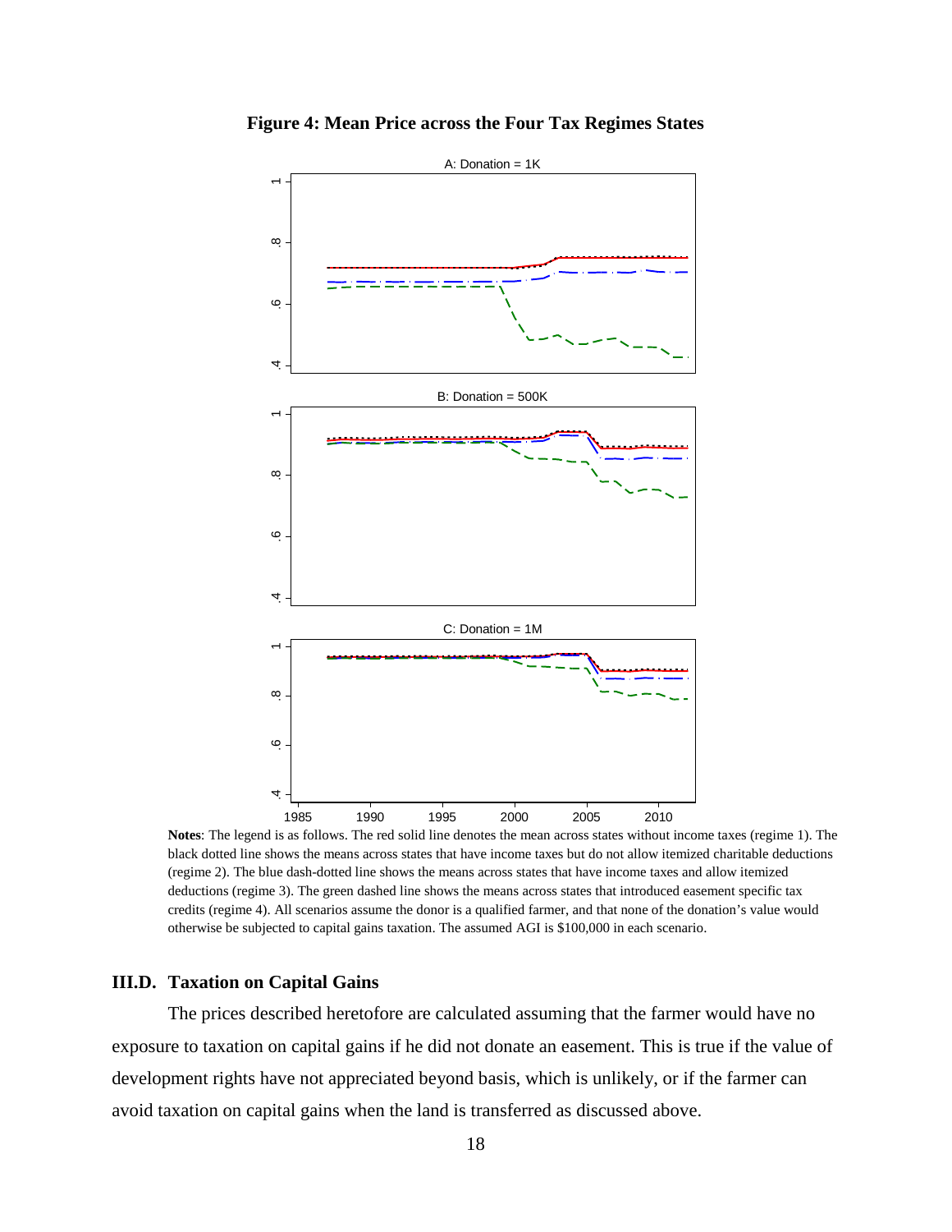**Figure 4: Mean Price across the Four Tax Regimes States**

**Notes**: The legend is as follows. The red solid line denotes the mean across states without income taxes (regime 1). The black dotted line shows the means across states that have income taxes but do not allow itemized charitable deductions (regime 2). The blue dash-dotted line shows the means across states that have income taxes and allow itemized deductions (regime 3). The green dashed line shows the means across states that introduced easement specific tax credits (regime 4). All scenarios assume the donor is a qualified farmer, and that none of the donation's value would otherwise be subjected to capital gains taxation. The assumed AGI is $100,000 in each scenario.

### III.D. Taxation on Capital Gains

The prices described heretofore are calculated assuming that the farmer would have no exposure to taxation on capital gains if he did not donate an easement. This is true if the value of development rights have not appreciated beyond basis, which is unlikely, or if the farmer can avoid taxation on capital gains when the land is transferred as discussed above.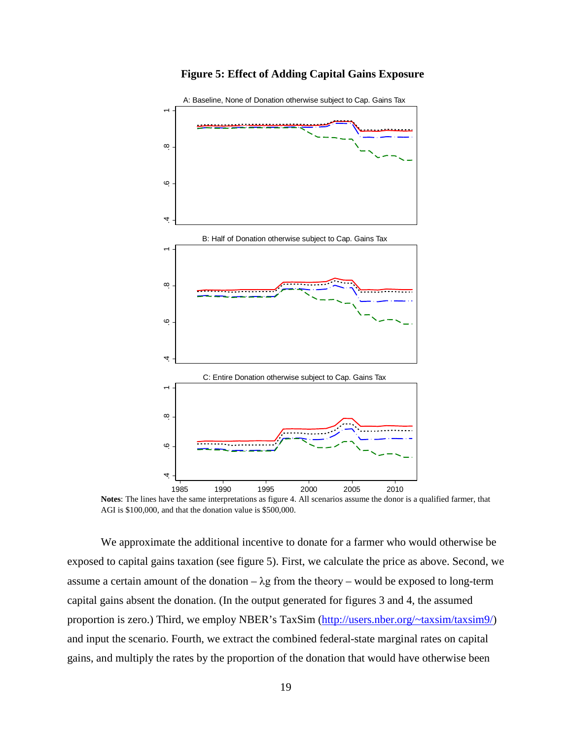**Figure 5: Effect of Adding Capital Gains Exposure**

A: Baseline, None of Donation otherwise subject to Cap. Gains Tax

B: Half of Donation otherwise subject to Cap. Gains Tax

C: Entire Donation otherwise subject to Cap. Gains Tax

**Notes**: The lines have the same interpretations as figure 4. All scenarios assume the donor is a qualified farmer, that AGI is $100,000, and that the donation value is $500,000.

We approximate the additional incentive to donate for a farmer who would otherwise be exposed to capital gains taxation (see figure 5). First, we calculate the price as above. Second, we assume a certain amount of the donation – $\lambda g$ from the theory – would be exposed to long-term capital gains absent the donation. (In the output generated for figures 3 and 4, the assumed proportion is zero.) Third, we employ NBER's TaxSim (http://users.nber.org/~taxsim/taxsim9/) and input the scenario. Fourth, we extract the combined federal-state marginal rates on capital gains, and multiply the rates by the proportion of the donation that would have otherwise been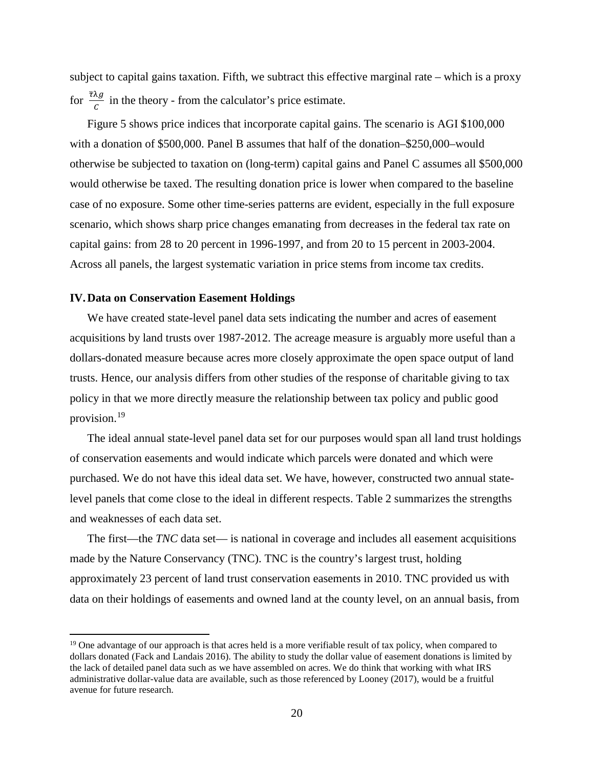subject to capital gains taxation. Fifth, we subtract this effective marginal rate – which is a proxy for $\frac{\bar{\tau}\lambda g}{c}$ in the theory - from the calculator's price estimate.

Figure 5 shows price indices that incorporate capital gains. The scenario is AGI $100,000 with a donation of $500,000. Panel B assumes that half of the donation–$250,000–would otherwise be subjected to taxation on (long-term) capital gains and Panel C assumes all $500,000 would otherwise be taxed. The resulting donation price is lower when compared to the baseline case of no exposure. Some other time-series patterns are evident, especially in the full exposure scenario, which shows sharp price changes emanating from decreases in the federal tax rate on capital gains: from 28 to 20 percent in 1996-1997, and from 20 to 15 percent in 2003-2004. Across all panels, the largest systematic variation in price stems from income tax credits.

## IV. Data on Conservation Easement Holdings

We have created state-level panel data sets indicating the number and acres of easement acquisitions by land trusts over 1987-2012. The acreage measure is arguably more useful than a dollars-donated measure because acres more closely approximate the open space output of land trusts. Hence, our analysis differs from other studies of the response of charitable giving to tax policy in that we more directly measure the relationship between tax policy and public good provision.[19]

The ideal annual state-level panel data set for our purposes would span all land trust holdings of conservation easements and would indicate which parcels were donated and which were purchased. We do not have this ideal data set. We have, however, constructed two annual state-level panels that come close to the ideal in different respects. Table 2 summarizes the strengths and weaknesses of each data set.

The first—the *TNC* data set— is national in coverage and includes all easement acquisitions made by the Nature Conservancy (TNC). TNC is the country's largest trust, holding approximately 23 percent of land trust conservation easements in 2010. TNC provided us with data on their holdings of easements and owned land at the county level, on an annual basis, from

[19] One advantage of our approach is that acres held is a more verifiable result of tax policy, when compared to dollars donated (Fack and Landais 2016). The ability to study the dollar value of easement donations is limited by the lack of detailed panel data such as we have assembled on acres. We do think that working with what IRS administrative dollar-value data are available, such as those referenced by Looney (2017), would be a fruitful avenue for future research.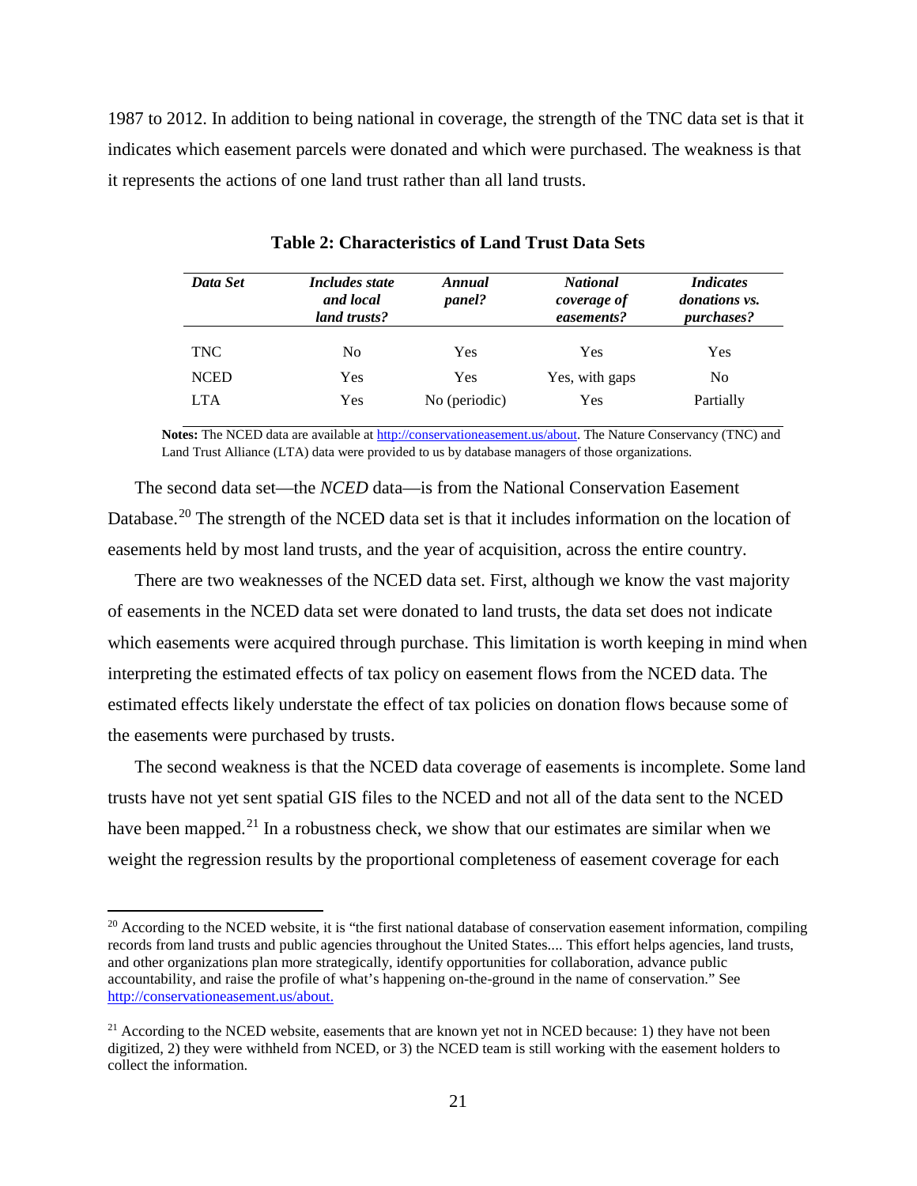1987 to 2012. In addition to being national in coverage, the strength of the TNC data set is that it indicates which easement parcels were donated and which were purchased. The weakness is that it represents the actions of one land trust rather than all land trusts.

**Table 2: Characteristics of Land Trust Data Sets**

| *Data Set* | *Includes state and local land trusts?* | *Annual panel?* | *National coverage of easements?* | *Indicates donations vs. purchases?* |
|---|---|---|---|---|
| TNC | No | Yes | Yes | Yes |
| NCED | Yes | Yes | Yes, with gaps | No |
| LTA | Yes | No (periodic) | Yes | Partially |

**Notes:** The NCED data are available at http://conservationeasement.us/about. The Nature Conservancy (TNC) and Land Trust Alliance (LTA) data were provided to us by database managers of those organizations.

The second data set—the *NCED* data—is from the National Conservation Easement Database.[20] The strength of the NCED data set is that it includes information on the location of easements held by most land trusts, and the year of acquisition, across the entire country.

There are two weaknesses of the NCED data set. First, although we know the vast majority of easements in the NCED data set were donated to land trusts, the data set does not indicate which easements were acquired through purchase. This limitation is worth keeping in mind when interpreting the estimated effects of tax policy on easement flows from the NCED data. The estimated effects likely understate the effect of tax policies on donation flows because some of the easements were purchased by trusts.

The second weakness is that the NCED data coverage of easements is incomplete. Some land trusts have not yet sent spatial GIS files to the NCED and not all of the data sent to the NCED have been mapped.[21] In a robustness check, we show that our estimates are similar when we weight the regression results by the proportional completeness of easement coverage for each

---

[20] According to the NCED website, it is "the first national database of conservation easement information, compiling records from land trusts and public agencies throughout the United States.... This effort helps agencies, land trusts, and other organizations plan more strategically, identify opportunities for collaboration, advance public accountability, and raise the profile of what's happening on-the-ground in the name of conservation." See http://conservationeasement.us/about.

[21] According to the NCED website, easements that are known yet not in NCED because: 1) they have not been digitized, 2) they were withheld from NCED, or 3) the NCED team is still working with the easement holders to collect the information.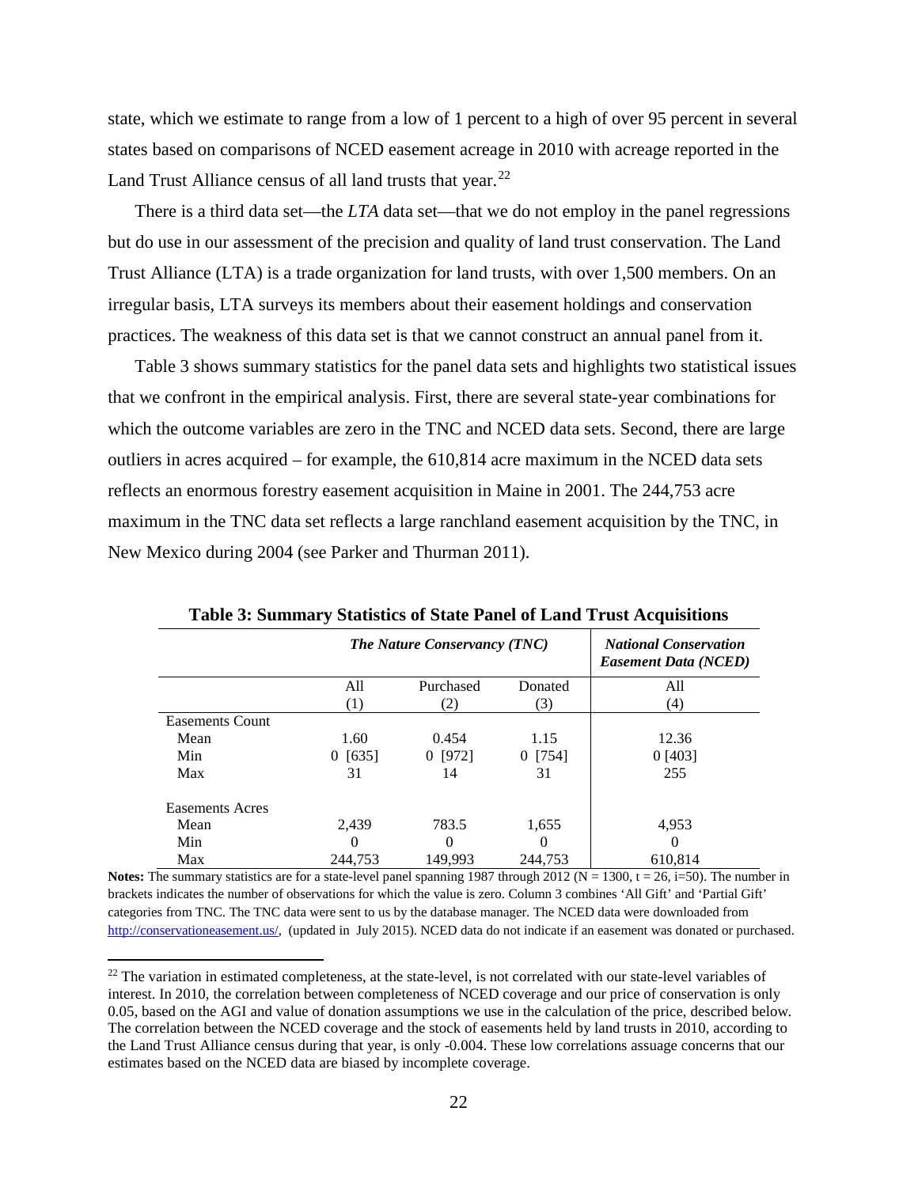state, which we estimate to range from a low of 1 percent to a high of over 95 percent in several states based on comparisons of NCED easement acreage in 2010 with acreage reported in the Land Trust Alliance census of all land trusts that year.[22]

There is a third data set—the *LTA* data set—that we do not employ in the panel regressions but do use in our assessment of the precision and quality of land trust conservation. The Land Trust Alliance (LTA) is a trade organization for land trusts, with over 1,500 members. On an irregular basis, LTA surveys its members about their easement holdings and conservation practices. The weakness of this data set is that we cannot construct an annual panel from it.

Table 3 shows summary statistics for the panel data sets and highlights two statistical issues that we confront in the empirical analysis. First, there are several state-year combinations for which the outcome variables are zero in the TNC and NCED data sets. Second, there are large outliers in acres acquired – for example, the 610,814 acre maximum in the NCED data sets reflects an enormous forestry easement acquisition in Maine in 2001. The 244,753 acre maximum in the TNC data set reflects a large ranchland easement acquisition by the TNC, in New Mexico during 2004 (see Parker and Thurman 2011).

**Table 3: Summary Statistics of State Panel of Land Trust Acquisitions**

| | ***The Nature Conservancy (TNC)*** | | | ***National Conservation Easement Data (NCED)*** |
|---|---|---|---|---|
| | All<br>(1) | Purchased<br>(2) | Donated<br>(3) | All<br>(4) |
| Easements Count | | | | |
| Mean | 1.60 | 0.454 | 1.15 | 12.36 |
| Min | 0 [635] | 0 [972] | 0 [754] | 0 [403] |
| Max | 31 | 14 | 31 | 255 |
| Easements Acres | | | | |
| Mean | 2,439 | 783.5 | 1,655 | 4,953 |
| Min | 0 | 0 | 0 | 0 |
| Max | 244,753 | 149,993 | 244,753 | 610,814 |

**Notes:** The summary statistics are for a state-level panel spanning 1987 through 2012 (N = 1300, t = 26, i=50). The number in brackets indicates the number of observations for which the value is zero. Column 3 combines 'All Gift' and 'Partial Gift' categories from TNC. The TNC data were sent to us by the database manager. The NCED data were downloaded from http://conservationeasement.us/, (updated in July 2015). NCED data do not indicate if an easement was donated or purchased.

[22] The variation in estimated completeness, at the state-level, is not correlated with our state-level variables of interest. In 2010, the correlation between completeness of NCED coverage and our price of conservation is only 0.05, based on the AGI and value of donation assumptions we use in the calculation of the price, described below. The correlation between the NCED coverage and the stock of easements held by land trusts in 2010, according to the Land Trust Alliance census during that year, is only -0.004. These low correlations assuage concerns that our estimates based on the NCED data are biased by incomplete coverage.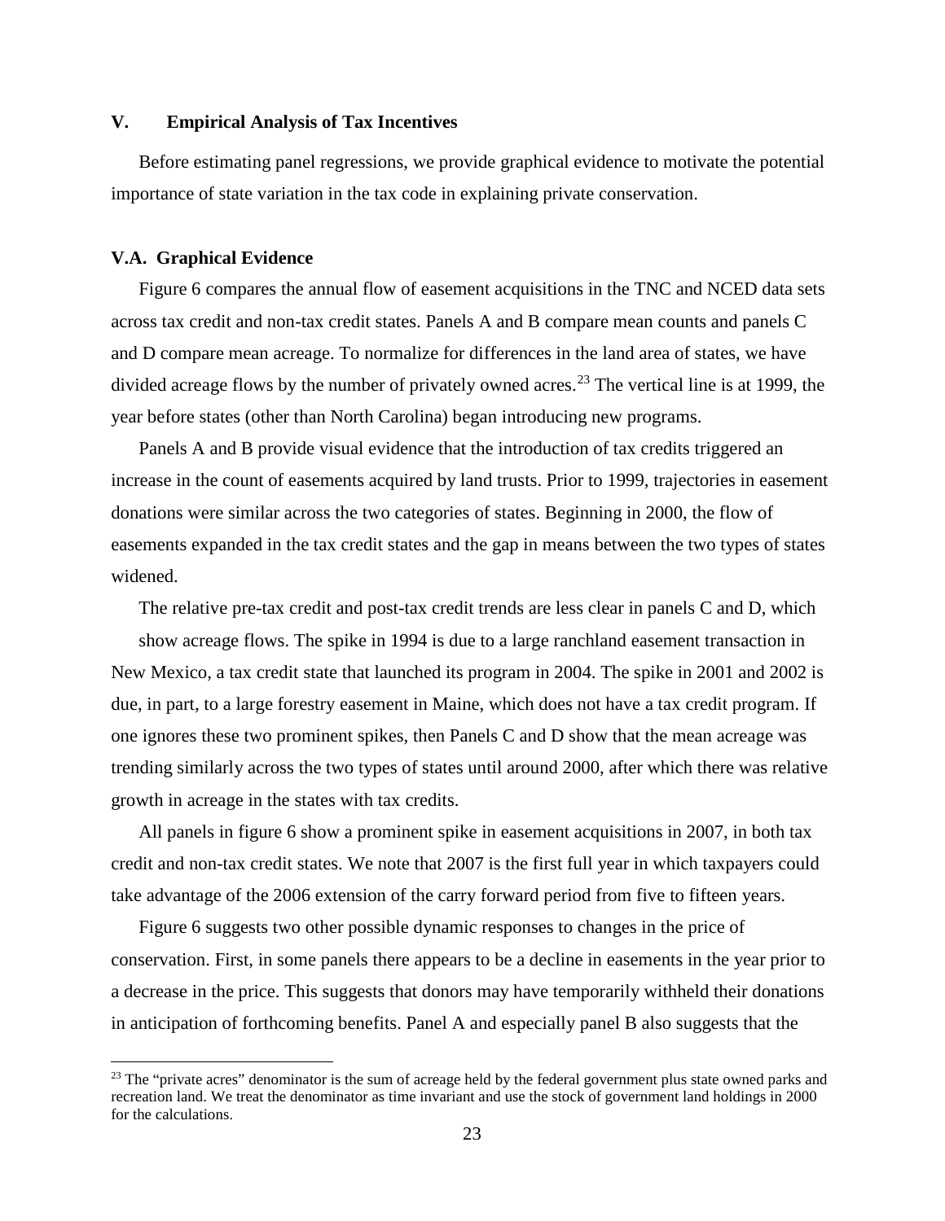## V. Empirical Analysis of Tax Incentives

Before estimating panel regressions, we provide graphical evidence to motivate the potential importance of state variation in the tax code in explaining private conservation.

### V.A. Graphical Evidence

Figure 6 compares the annual flow of easement acquisitions in the TNC and NCED data sets across tax credit and non-tax credit states. Panels A and B compare mean counts and panels C and D compare mean acreage. To normalize for differences in the land area of states, we have divided acreage flows by the number of privately owned acres.[23] The vertical line is at 1999, the year before states (other than North Carolina) began introducing new programs.

Panels A and B provide visual evidence that the introduction of tax credits triggered an increase in the count of easements acquired by land trusts. Prior to 1999, trajectories in easement donations were similar across the two categories of states. Beginning in 2000, the flow of easements expanded in the tax credit states and the gap in means between the two types of states widened.

The relative pre-tax credit and post-tax credit trends are less clear in panels C and D, which show acreage flows. The spike in 1994 is due to a large ranchland easement transaction in New Mexico, a tax credit state that launched its program in 2004. The spike in 2001 and 2002 is due, in part, to a large forestry easement in Maine, which does not have a tax credit program. If one ignores these two prominent spikes, then Panels C and D show that the mean acreage was trending similarly across the two types of states until around 2000, after which there was relative growth in acreage in the states with tax credits.

All panels in figure 6 show a prominent spike in easement acquisitions in 2007, in both tax credit and non-tax credit states. We note that 2007 is the first full year in which taxpayers could take advantage of the 2006 extension of the carry forward period from five to fifteen years.

Figure 6 suggests two other possible dynamic responses to changes in the price of conservation. First, in some panels there appears to be a decline in easements in the year prior to a decrease in the price. This suggests that donors may have temporarily withheld their donations in anticipation of forthcoming benefits. Panel A and especially panel B also suggests that the

[23] The "private acres" denominator is the sum of acreage held by the federal government plus state owned parks and recreation land. We treat the denominator as time invariant and use the stock of government land holdings in 2000 for the calculations.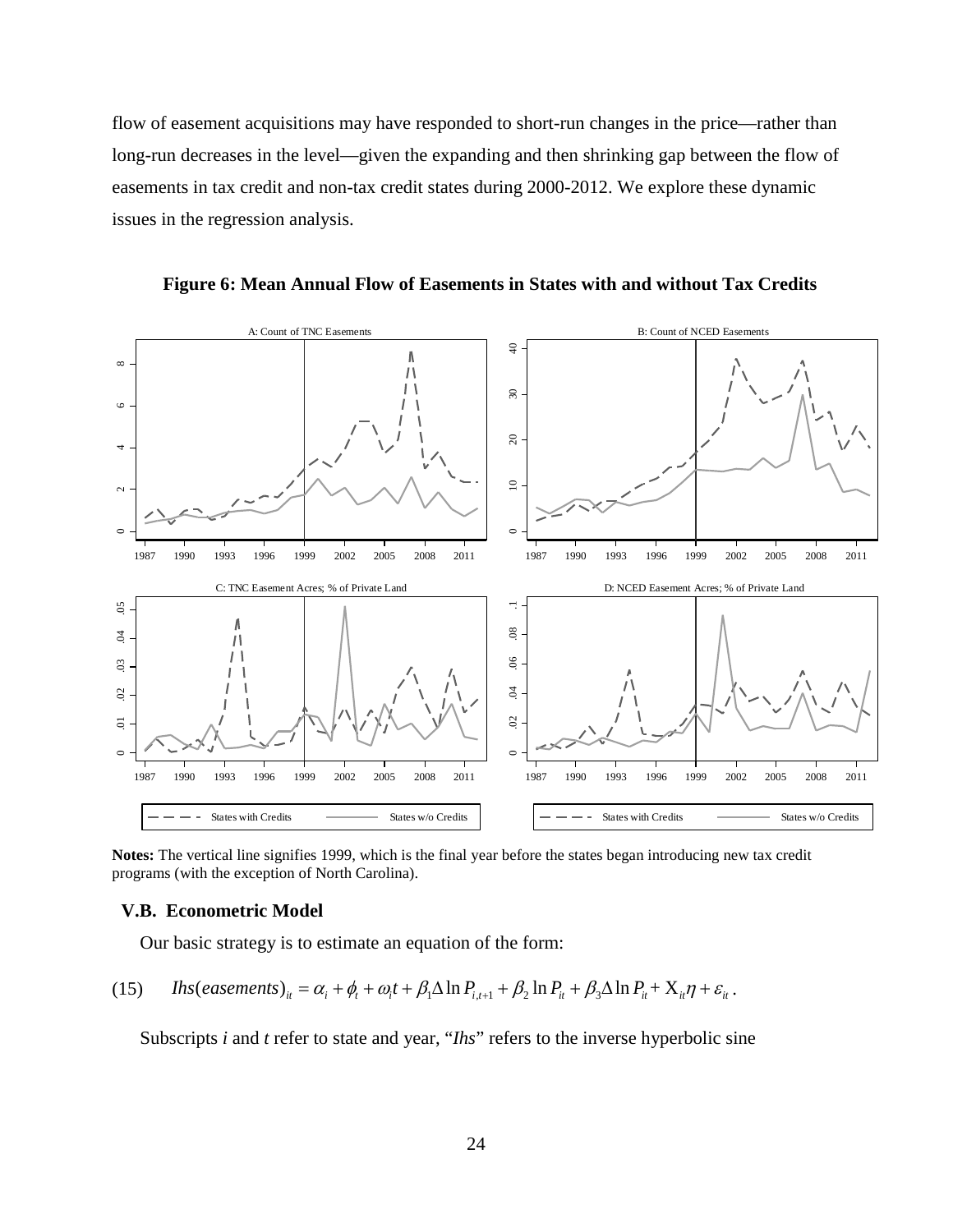flow of easement acquisitions may have responded to short-run changes in the price—rather than long-run decreases in the level—given the expanding and then shrinking gap between the flow of easements in tax credit and non-tax credit states during 2000-2012. We explore these dynamic issues in the regression analysis.

**Figure 6: Mean Annual Flow of Easements in States with and without Tax Credits**

**Notes:** The vertical line signifies 1999, which is the final year before the states began introducing new tax credit programs (with the exception of North Carolina).

### V.B. Econometric Model

Our basic strategy is to estimate an equation of the form:

$$(15) \qquad Ihs(easements)_{it} = \alpha_i + \phi_t + \omega_i t + \beta_1 \Delta \ln P_{i,t+1} + \beta_2 \ln P_{it} + \beta_3 \Delta \ln P_{it} + X_{it}\eta + \varepsilon_{it}.$$

Subscripts *i* and *t* refer to state and year, "*Ihs*" refers to the inverse hyperbolic sine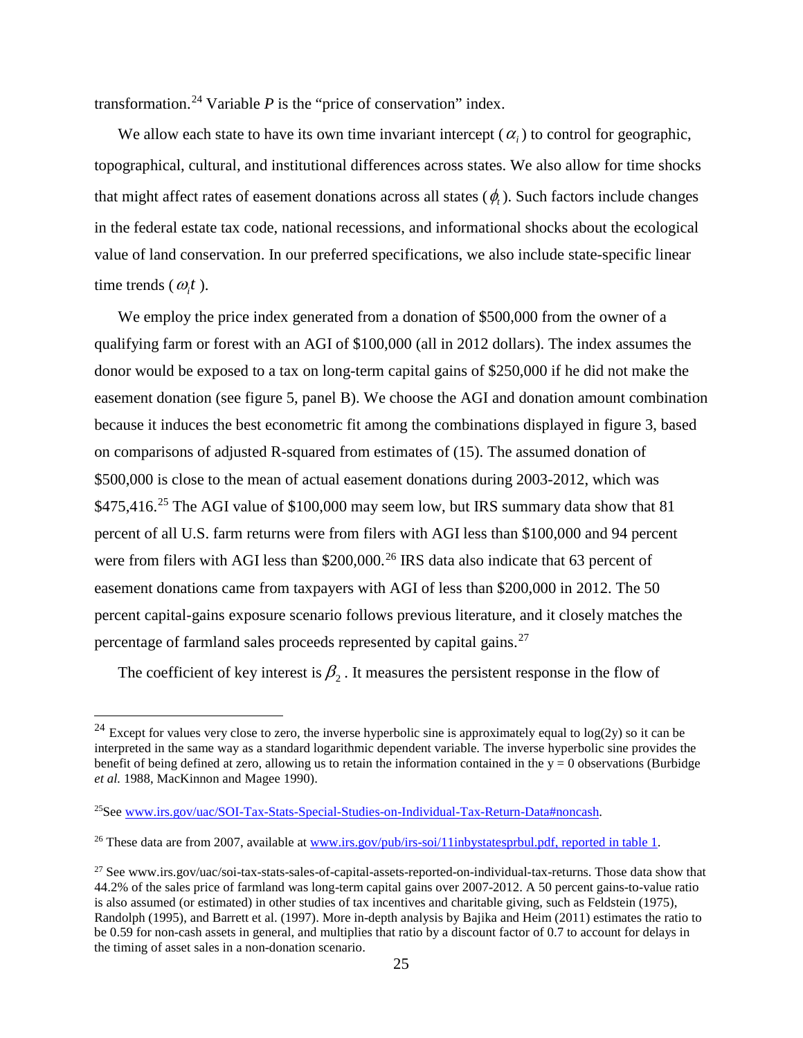transformation.[24] Variable $P$ is the "price of conservation" index.

We allow each state to have its own time invariant intercept ($\alpha_i$) to control for geographic, topographical, cultural, and institutional differences across states. We also allow for time shocks that might affect rates of easement donations across all states ($\phi_t$). Such factors include changes in the federal estate tax code, national recessions, and informational shocks about the ecological value of land conservation. In our preferred specifications, we also include state-specific linear time trends ($\omega_i t$).

We employ the price index generated from a donation of $500,000 from the owner of a qualifying farm or forest with an AGI of $100,000 (all in 2012 dollars). The index assumes the donor would be exposed to a tax on long-term capital gains of $250,000 if he did not make the easement donation (see figure 5, panel B). We choose the AGI and donation amount combination because it induces the best econometric fit among the combinations displayed in figure 3, based on comparisons of adjusted R-squared from estimates of (15). The assumed donation of $500,000 is close to the mean of actual easement donations during 2003-2012, which was $475,416.[25] The AGI value of $100,000 may seem low, but IRS summary data show that 81 percent of all U.S. farm returns were from filers with AGI less than $100,000 and 94 percent were from filers with AGI less than $200,000.[26] IRS data also indicate that 63 percent of easement donations came from taxpayers with AGI of less than $200,000 in 2012. The 50 percent capital-gains exposure scenario follows previous literature, and it closely matches the percentage of farmland sales proceeds represented by capital gains.[27]

The coefficient of key interest is $\beta_2$. It measures the persistent response in the flow of

---

[24] Except for values very close to zero, the inverse hyperbolic sine is approximately equal to log(2y) so it can be interpreted in the same way as a standard logarithmic dependent variable. The inverse hyperbolic sine provides the benefit of being defined at zero, allowing us to retain the information contained in the y = 0 observations (Burbidge *et al.* 1988, MacKinnon and Magee 1990).

[25] See www.irs.gov/uac/SOI-Tax-Stats-Special-Studies-on-Individual-Tax-Return-Data#noncash.

[26] These data are from 2007, available at www.irs.gov/pub/irs-soi/11inbystatesprbul.pdf, reported in table 1.

[27] See www.irs.gov/uac/soi-tax-stats-sales-of-capital-assets-reported-on-individual-tax-returns. Those data show that 44.2% of the sales price of farmland was long-term capital gains over 2007-2012. A 50 percent gains-to-value ratio is also assumed (or estimated) in other studies of tax incentives and charitable giving, such as Feldstein (1975), Randolph (1995), and Barrett et al. (1997). More in-depth analysis by Bajika and Heim (2011) estimates the ratio to be 0.59 for non-cash assets in general, and multiplies that ratio by a discount factor of 0.7 to account for delays in the timing of asset sales in a non-donation scenario.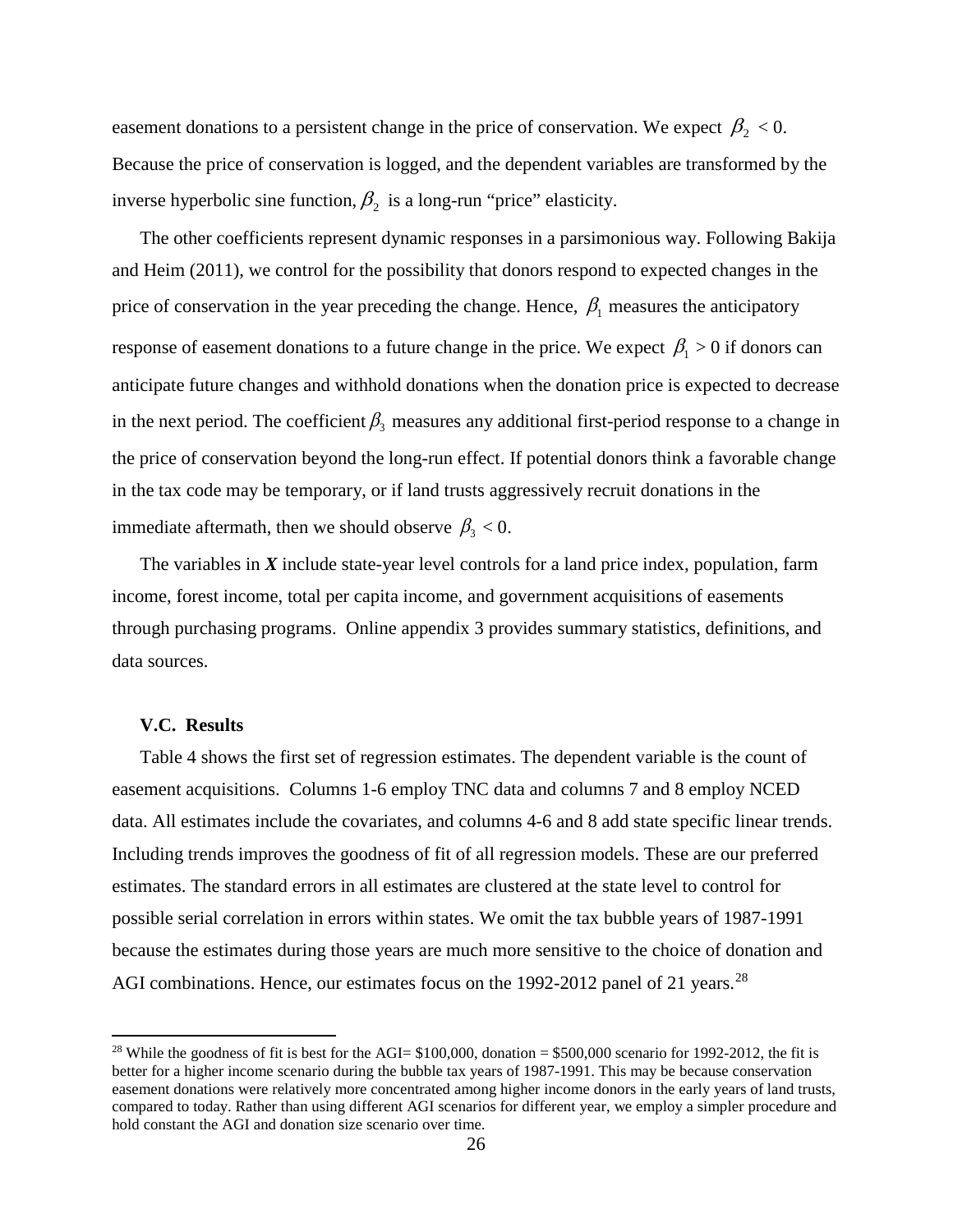easement donations to a persistent change in the price of conservation. We expect $\beta_2 < 0$. Because the price of conservation is logged, and the dependent variables are transformed by the inverse hyperbolic sine function, $\beta_2$ is a long-run "price" elasticity.

The other coefficients represent dynamic responses in a parsimonious way. Following Bakija and Heim (2011), we control for the possibility that donors respond to expected changes in the price of conservation in the year preceding the change. Hence, $\beta_1$ measures the anticipatory response of easement donations to a future change in the price. We expect $\beta_1 > 0$ if donors can anticipate future changes and withhold donations when the donation price is expected to decrease in the next period. The coefficient $\beta_3$ measures any additional first-period response to a change in the price of conservation beyond the long-run effect. If potential donors think a favorable change in the tax code may be temporary, or if land trusts aggressively recruit donations in the immediate aftermath, then we should observe $\beta_3 < 0$.

The variables in $\boldsymbol{X}$ include state-year level controls for a land price index, population, farm income, forest income, total per capita income, and government acquisitions of easements through purchasing programs. Online appendix 3 provides summary statistics, definitions, and data sources.

### V.C. Results

Table 4 shows the first set of regression estimates. The dependent variable is the count of easement acquisitions. Columns 1-6 employ TNC data and columns 7 and 8 employ NCED data. All estimates include the covariates, and columns 4-6 and 8 add state specific linear trends. Including trends improves the goodness of fit of all regression models. These are our preferred estimates. The standard errors in all estimates are clustered at the state level to control for possible serial correlation in errors within states. We omit the tax bubble years of 1987-1991 because the estimates during those years are much more sensitive to the choice of donation and AGI combinations. Hence, our estimates focus on the 1992-2012 panel of 21 years.[28]

[28] While the goodness of fit is best for the AGI= $100,000, donation = $500,000 scenario for 1992-2012, the fit is better for a higher income scenario during the bubble tax years of 1987-1991. This may be because conservation easement donations were relatively more concentrated among higher income donors in the early years of land trusts, compared to today. Rather than using different AGI scenarios for different year, we employ a simpler procedure and hold constant the AGI and donation size scenario over time.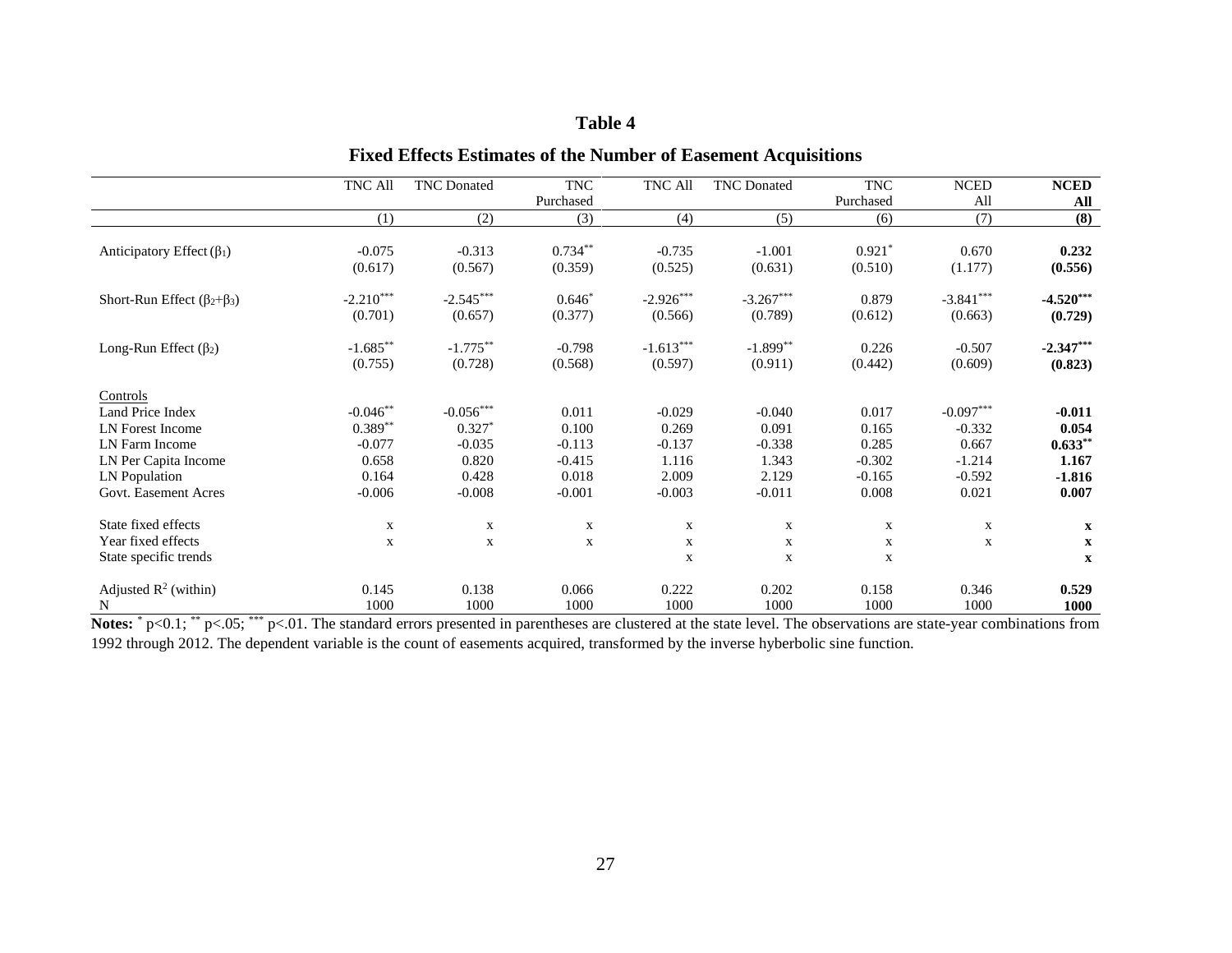# Table 4

## Fixed Effects Estimates of the Number of Easement Acquisitions

| | TNC All | TNC Donated | TNC Purchased | TNC All | TNC Donated | TNC Purchased | NCED All | **NCED All** |
|---|---|---|---|---|---|---|---|---|
| | (1) | (2) | (3) | (4) | (5) | (6) | (7) | **(8)** |
| Anticipatory Effect ($\beta_1$) | -0.075 | -0.313 | $0.734^{**}$ | -0.735 | -1.001 | $0.921^{*}$ | 0.670 | **0.232** |
| | (0.617) | (0.567) | (0.359) | (0.525) | (0.631) | (0.510) | (1.177) | **(0.556)** |
| Short-Run Effect ($\beta_2$+$\beta_3$) | $-2.210^{***}$ | $-2.545^{***}$ | $0.646^{*}$ | $-2.926^{***}$ | $-3.267^{***}$ | 0.879 | $-3.841^{***}$ | **$-4.520^{***}$** |
| | (0.701) | (0.657) | (0.377) | (0.566) | (0.789) | (0.612) | (0.663) | **(0.729)** |
| Long-Run Effect ($\beta_2$) | $-1.685^{**}$ | $-1.775^{**}$ | -0.798 | $-1.613^{***}$ | $-1.899^{**}$ | 0.226 | -0.507 | **$-2.347^{***}$** |
| | (0.755) | (0.728) | (0.568) | (0.597) | (0.911) | (0.442) | (0.609) | **(0.823)** |
| Controls | | | | | | | | |
| Land Price Index | $-0.046^{**}$ | $-0.056^{***}$ | 0.011 | -0.029 | -0.040 | 0.017 | $-0.097^{***}$ | **-0.011** |
| LN Forest Income | $0.389^{**}$ | $0.327^{*}$ | 0.100 | 0.269 | 0.091 | 0.165 | -0.332 | **0.054** |
| LN Farm Income | -0.077 | -0.035 | -0.113 | -0.137 | -0.338 | 0.285 | 0.667 | **$0.633^{**}$** |
| LN Per Capita Income | 0.658 | 0.820 | -0.415 | 1.116 | 1.343 | -0.302 | -1.214 | **1.167** |
| LN Population | 0.164 | 0.428 | 0.018 | 2.009 | 2.129 | -0.165 | -0.592 | **-1.816** |
| Govt. Easement Acres | -0.006 | -0.008 | -0.001 | -0.003 | -0.011 | 0.008 | 0.021 | **0.007** |
| State fixed effects | x | x | x | x | x | x | x | **x** |
| Year fixed effects | x | x | x | x | x | x | x | **x** |
| State specific trends | | | | x | x | x | | **x** |
| Adjusted $R^2$ (within) | 0.145 | 0.138 | 0.066 | 0.222 | 0.202 | 0.158 | 0.346 | **0.529** |
| N | 1000 | 1000 | 1000 | 1000 | 1000 | 1000 | 1000 | **1000** |

**Notes:** $^{*}$ p<0.1; $^{**}$ p<.05; $^{***}$ p<.01. The standard errors presented in parentheses are clustered at the state level. The observations are state-year combinations from 1992 through 2012. The dependent variable is the count of easements acquired, transformed by the inverse hyberbolic sine function.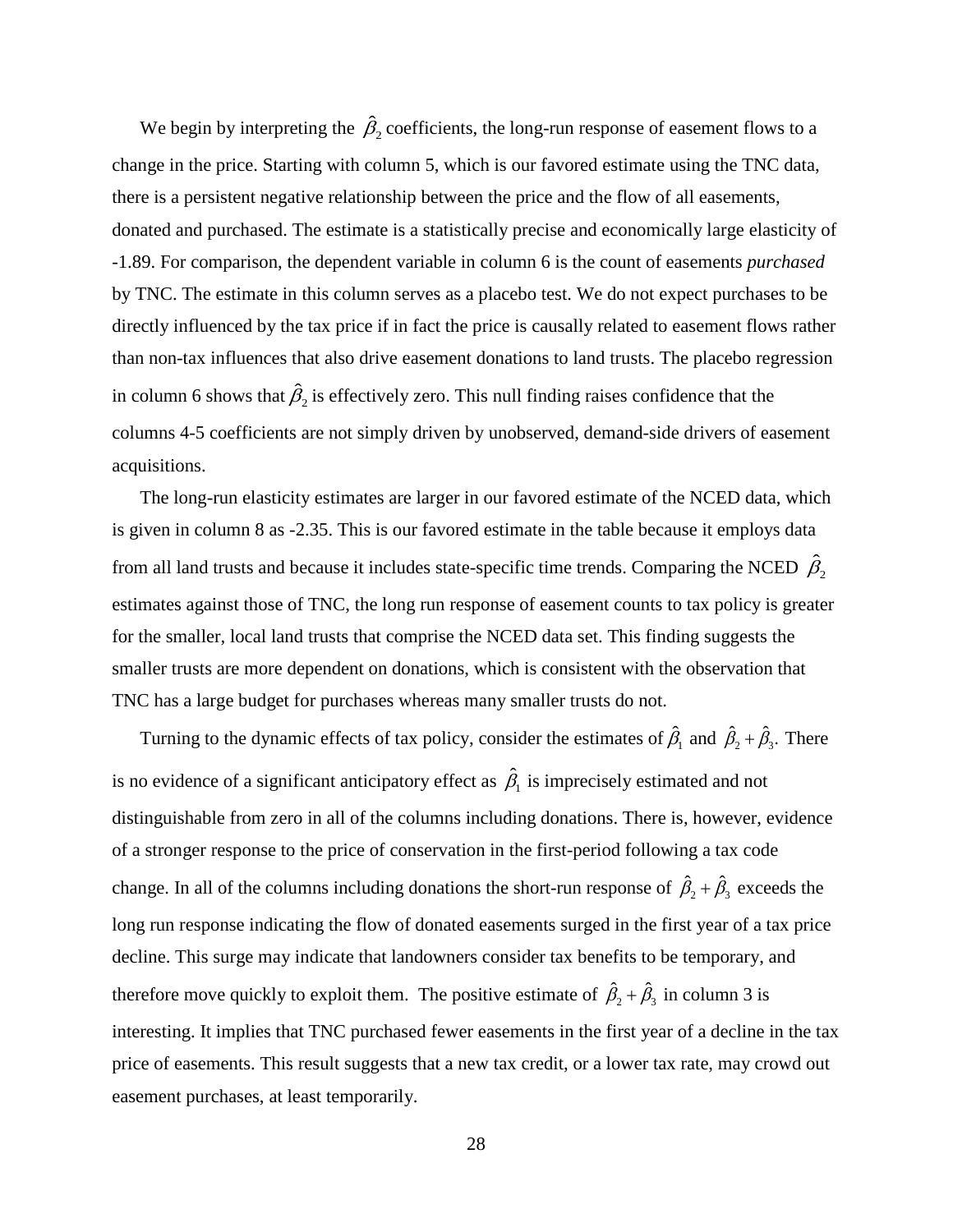We begin by interpreting the $\hat{\beta}_2$ coefficients, the long-run response of easement flows to a change in the price. Starting with column 5, which is our favored estimate using the TNC data, there is a persistent negative relationship between the price and the flow of all easements, donated and purchased. The estimate is a statistically precise and economically large elasticity of -1.89. For comparison, the dependent variable in column 6 is the count of easements *purchased* by TNC. The estimate in this column serves as a placebo test. We do not expect purchases to be directly influenced by the tax price if in fact the price is causally related to easement flows rather than non-tax influences that also drive easement donations to land trusts. The placebo regression in column 6 shows that $\hat{\beta}_2$ is effectively zero. This null finding raises confidence that the columns 4-5 coefficients are not simply driven by unobserved, demand-side drivers of easement acquisitions.

The long-run elasticity estimates are larger in our favored estimate of the NCED data, which is given in column 8 as -2.35. This is our favored estimate in the table because it employs data from all land trusts and because it includes state-specific time trends. Comparing the NCED $\hat{\beta}_2$ estimates against those of TNC, the long run response of easement counts to tax policy is greater for the smaller, local land trusts that comprise the NCED data set. This finding suggests the smaller trusts are more dependent on donations, which is consistent with the observation that TNC has a large budget for purchases whereas many smaller trusts do not.

Turning to the dynamic effects of tax policy, consider the estimates of $\hat{\beta}_1$ and $\hat{\beta}_2 + \hat{\beta}_3$. There is no evidence of a significant anticipatory effect as $\hat{\beta}_1$ is imprecisely estimated and not distinguishable from zero in all of the columns including donations. There is, however, evidence of a stronger response to the price of conservation in the first-period following a tax code change. In all of the columns including donations the short-run response of $\hat{\beta}_2 + \hat{\beta}_3$ exceeds the long run response indicating the flow of donated easements surged in the first year of a tax price decline. This surge may indicate that landowners consider tax benefits to be temporary, and therefore move quickly to exploit them. The positive estimate of $\hat{\beta}_2 + \hat{\beta}_3$ in column 3 is interesting. It implies that TNC purchased fewer easements in the first year of a decline in the tax price of easements. This result suggests that a new tax credit, or a lower tax rate, may crowd out easement purchases, at least temporarily.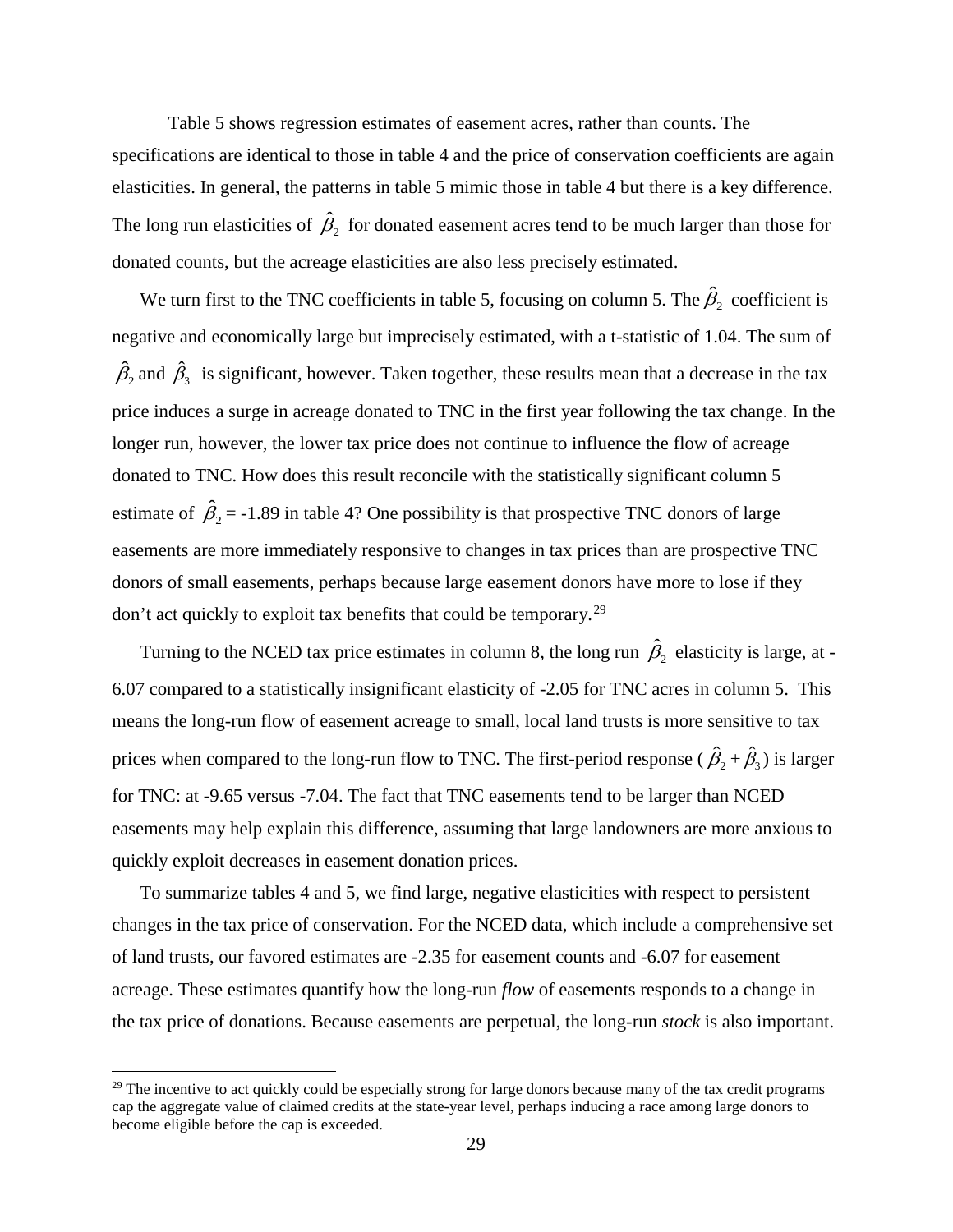Table 5 shows regression estimates of easement acres, rather than counts. The specifications are identical to those in table 4 and the price of conservation coefficients are again elasticities. In general, the patterns in table 5 mimic those in table 4 but there is a key difference. The long run elasticities of $\hat{\beta}_2$ for donated easement acres tend to be much larger than those for donated counts, but the acreage elasticities are also less precisely estimated.

We turn first to the TNC coefficients in table 5, focusing on column 5. The $\hat{\beta}_2$ coefficient is negative and economically large but imprecisely estimated, with a t-statistic of 1.04. The sum of $\hat{\beta}_2$ and $\hat{\beta}_3$ is significant, however. Taken together, these results mean that a decrease in the tax price induces a surge in acreage donated to TNC in the first year following the tax change. In the longer run, however, the lower tax price does not continue to influence the flow of acreage donated to TNC. How does this result reconcile with the statistically significant column 5 estimate of $\hat{\beta}_2 = -1.89$ in table 4? One possibility is that prospective TNC donors of large easements are more immediately responsive to changes in tax prices than are prospective TNC donors of small easements, perhaps because large easement donors have more to lose if they don't act quickly to exploit tax benefits that could be temporary.[29]

Turning to the NCED tax price estimates in column 8, the long run $\hat{\beta}_2$ elasticity is large, at -6.07 compared to a statistically insignificant elasticity of -2.05 for TNC acres in column 5. This means the long-run flow of easement acreage to small, local land trusts is more sensitive to tax prices when compared to the long-run flow to TNC. The first-period response ($\hat{\beta}_2 + \hat{\beta}_3$) is larger for TNC: at -9.65 versus -7.04. The fact that TNC easements tend to be larger than NCED easements may help explain this difference, assuming that large landowners are more anxious to quickly exploit decreases in easement donation prices.

To summarize tables 4 and 5, we find large, negative elasticities with respect to persistent changes in the tax price of conservation. For the NCED data, which include a comprehensive set of land trusts, our favored estimates are -2.35 for easement counts and -6.07 for easement acreage. These estimates quantify how the long-run *flow* of easements responds to a change in the tax price of donations. Because easements are perpetual, the long-run *stock* is also important.

[29] The incentive to act quickly could be especially strong for large donors because many of the tax credit programs cap the aggregate value of claimed credits at the state-year level, perhaps inducing a race among large donors to become eligible before the cap is exceeded.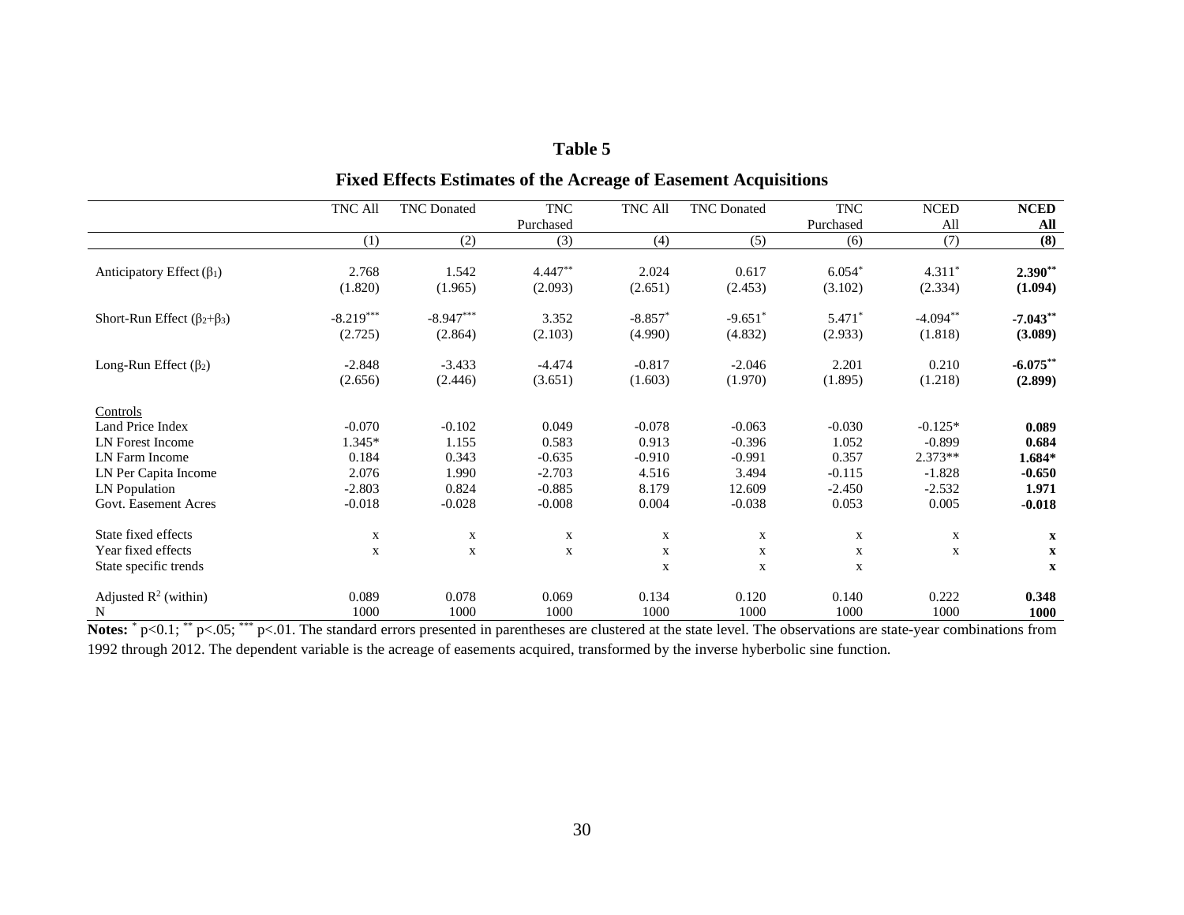# Table 5

## Fixed Effects Estimates of the Acreage of Easement Acquisitions

| | TNC All | TNC Donated | TNC Purchased | TNC All | TNC Donated | TNC Purchased | NCED All | **NCED All** |
|---|---|---|---|---|---|---|---|---|
| | (1) | (2) | (3) | (4) | (5) | (6) | (7) | **(8)** |
| Anticipatory Effect ($\beta_1$) | 2.768 | 1.542 | 4.447** | 2.024 | 0.617 | 6.054* | 4.311* | **2.390\*\*** |
| | (1.820) | (1.965) | (2.093) | (2.651) | (2.453) | (3.102) | (2.334) | **(1.094)** |
| Short-Run Effect ($\beta_2$+$\beta_3$) | -8.219*** | -8.947*** | 3.352 | -8.857* | -9.651* | 5.471* | -4.094** | **-7.043\*\*** |
| | (2.725) | (2.864) | (2.103) | (4.990) | (4.832) | (2.933) | (1.818) | **(3.089)** |
| Long-Run Effect ($\beta_2$) | -2.848 | -3.433 | -4.474 | -0.817 | -2.046 | 2.201 | 0.210 | **-6.075\*\*** |
| | (2.656) | (2.446) | (3.651) | (1.603) | (1.970) | (1.895) | (1.218) | **(2.899)** |
| Controls | | | | | | | | |
| Land Price Index | -0.070 | -0.102 | 0.049 | -0.078 | -0.063 | -0.030 | -0.125* | **0.089** |
| LN Forest Income | 1.345* | 1.155 | 0.583 | 0.913 | -0.396 | 1.052 | -0.899 | **0.684** |
| LN Farm Income | 0.184 | 0.343 | -0.635 | -0.910 | -0.991 | 0.357 | 2.373** | **1.684\*** |
| LN Per Capita Income | 2.076 | 1.990 | -2.703 | 4.516 | 3.494 | -0.115 | -1.828 | **-0.650** |
| LN Population | -2.803 | 0.824 | -0.885 | 8.179 | 12.609 | -2.450 | -2.532 | **1.971** |
| Govt. Easement Acres | -0.018 | -0.028 | -0.008 | 0.004 | -0.038 | 0.053 | 0.005 | **-0.018** |
| State fixed effects | x | x | x | x | x | x | x | **x** |
| Year fixed effects | x | x | x | x | x | x | x | **x** |
| State specific trends | | | | x | x | x | | **x** |
| Adjusted $R^2$ (within) | 0.089 | 0.078 | 0.069 | 0.134 | 0.120 | 0.140 | 0.222 | **0.348** |
| N | 1000 | 1000 | 1000 | 1000 | 1000 | 1000 | 1000 | **1000** |

**Notes:** * p<0.1; ** p<.05; *** p<.01. The standard errors presented in parentheses are clustered at the state level. The observations are state-year combinations from 1992 through 2012. The dependent variable is the acreage of easements acquired, transformed by the inverse hyberbolic sine function.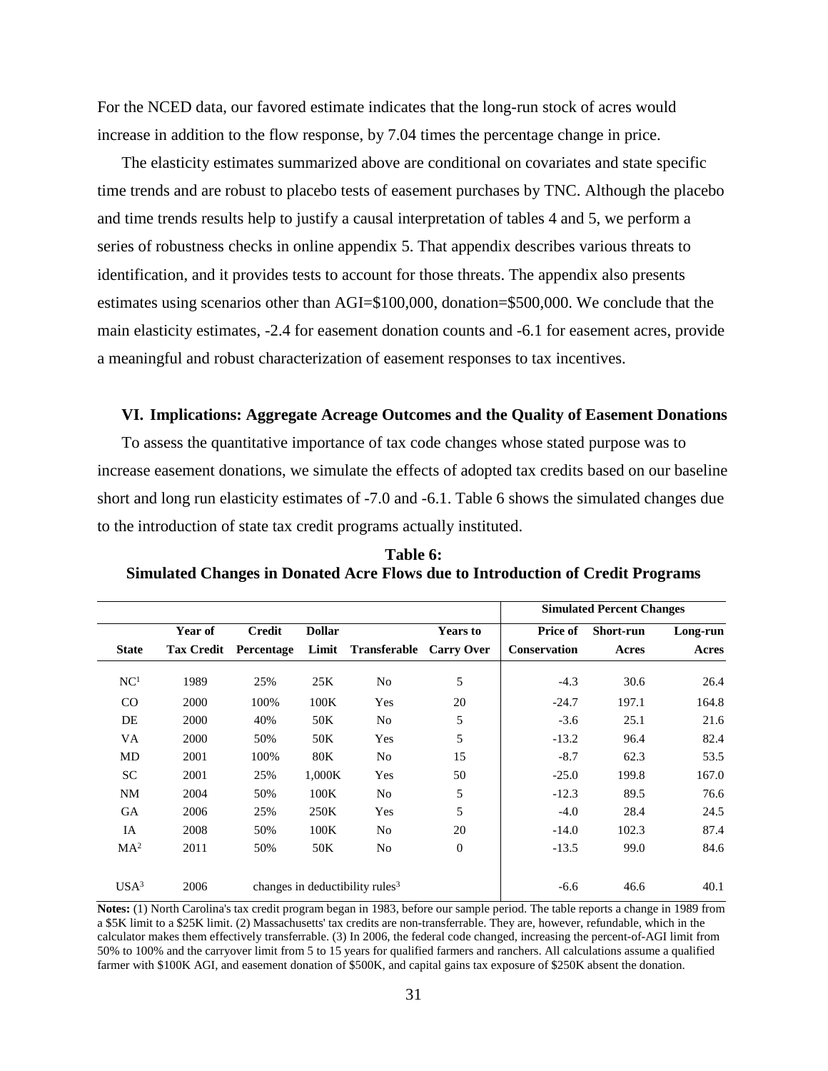For the NCED data, our favored estimate indicates that the long-run stock of acres would increase in addition to the flow response, by 7.04 times the percentage change in price.

The elasticity estimates summarized above are conditional on covariates and state specific time trends and are robust to placebo tests of easement purchases by TNC. Although the placebo and time trends results help to justify a causal interpretation of tables 4 and 5, we perform a series of robustness checks in online appendix 5. That appendix describes various threats to identification, and it provides tests to account for those threats. The appendix also presents estimates using scenarios other than AGI=$100,000, donation=$500,000. We conclude that the main elasticity estimates, -2.4 for easement donation counts and -6.1 for easement acres, provide a meaningful and robust characterization of easement responses to tax incentives.

## VI. Implications: Aggregate Acreage Outcomes and the Quality of Easement Donations

To assess the quantitative importance of tax code changes whose stated purpose was to increase easement donations, we simulate the effects of adopted tax credits based on our baseline short and long run elasticity estimates of -7.0 and -6.1. Table 6 shows the simulated changes due to the introduction of state tax credit programs actually instituted.

**Table 6: Simulated Changes in Donated Acre Flows due to Introduction of Credit Programs**

| | | | | | | Simulated Percent Changes | | |
|---|---|---|---|---|---|---|---|---|
| State | Year of Tax Credit | Credit Percentage | Dollar Limit | Transferable | Years to Carry Over | Price of Conservation | Short-run Acres | Long-run Acres |
| NC[1] | 1989 | 25% | 25K | No | 5 | -4.3 | 30.6 | 26.4 |
| CO | 2000 | 100% | 100K | Yes | 20 | -24.7 | 197.1 | 164.8 |
| DE | 2000 | 40% | 50K | No | 5 | -3.6 | 25.1 | 21.6 |
| VA | 2000 | 50% | 50K | Yes | 5 | -13.2 | 96.4 | 82.4 |
| MD | 2001 | 100% | 80K | No | 15 | -8.7 | 62.3 | 53.5 |
| SC | 2001 | 25% | 1,000K | Yes | 50 | -25.0 | 199.8 | 167.0 |
| NM | 2004 | 50% | 100K | No | 5 | -12.3 | 89.5 | 76.6 |
| GA | 2006 | 25% | 250K | Yes | 5 | -4.0 | 28.4 | 24.5 |
| IA | 2008 | 50% | 100K | No | 20 | -14.0 | 102.3 | 87.4 |
| MA[2] | 2011 | 50% | 50K | No | 0 | -13.5 | 99.0 | 84.6 |
| USA[3] | 2006 | changes in deductibility rules[3] | | | | -6.6 | 46.6 | 40.1 |

**Notes:** (1) North Carolina's tax credit program began in 1983, before our sample period. The table reports a change in 1989 from a $5K limit to a $25K limit. (2) Massachusetts' tax credits are non-transferrable. They are, however, refundable, which in the calculator makes them effectively transferrable. (3) In 2006, the federal code changed, increasing the percent-of-AGI limit from 50% to 100% and the carryover limit from 5 to 15 years for qualified farmers and ranchers. All calculations assume a qualified farmer with $100K AGI, and easement donation of $500K, and capital gains tax exposure of $250K absent the donation.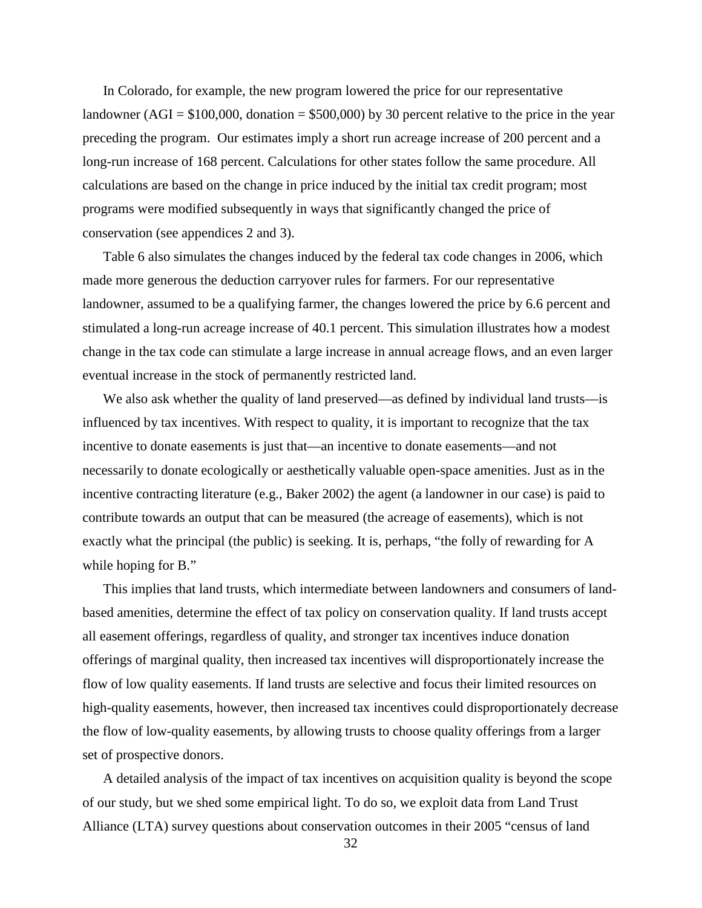In Colorado, for example, the new program lowered the price for our representative landowner (AGI = $100,000, donation = $500,000) by 30 percent relative to the price in the year preceding the program. Our estimates imply a short run acreage increase of 200 percent and a long-run increase of 168 percent. Calculations for other states follow the same procedure. All calculations are based on the change in price induced by the initial tax credit program; most programs were modified subsequently in ways that significantly changed the price of conservation (see appendices 2 and 3).

Table 6 also simulates the changes induced by the federal tax code changes in 2006, which made more generous the deduction carryover rules for farmers. For our representative landowner, assumed to be a qualifying farmer, the changes lowered the price by 6.6 percent and stimulated a long-run acreage increase of 40.1 percent. This simulation illustrates how a modest change in the tax code can stimulate a large increase in annual acreage flows, and an even larger eventual increase in the stock of permanently restricted land.

We also ask whether the quality of land preserved—as defined by individual land trusts—is influenced by tax incentives. With respect to quality, it is important to recognize that the tax incentive to donate easements is just that—an incentive to donate easements—and not necessarily to donate ecologically or aesthetically valuable open-space amenities. Just as in the incentive contracting literature (e.g., Baker 2002) the agent (a landowner in our case) is paid to contribute towards an output that can be measured (the acreage of easements), which is not exactly what the principal (the public) is seeking. It is, perhaps, "the folly of rewarding for A while hoping for B."

This implies that land trusts, which intermediate between landowners and consumers of land-based amenities, determine the effect of tax policy on conservation quality. If land trusts accept all easement offerings, regardless of quality, and stronger tax incentives induce donation offerings of marginal quality, then increased tax incentives will disproportionately increase the flow of low quality easements. If land trusts are selective and focus their limited resources on high-quality easements, however, then increased tax incentives could disproportionately decrease the flow of low-quality easements, by allowing trusts to choose quality offerings from a larger set of prospective donors.

A detailed analysis of the impact of tax incentives on acquisition quality is beyond the scope of our study, but we shed some empirical light. To do so, we exploit data from Land Trust Alliance (LTA) survey questions about conservation outcomes in their 2005 "census of land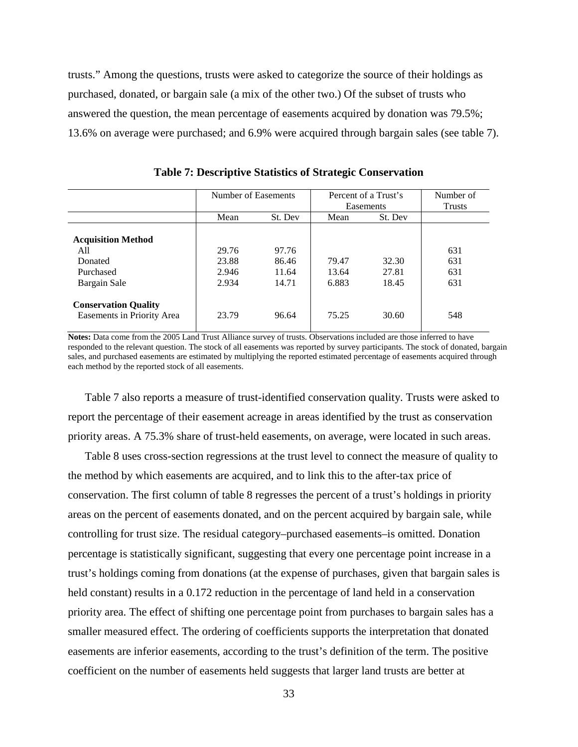trusts." Among the questions, trusts were asked to categorize the source of their holdings as purchased, donated, or bargain sale (a mix of the other two.) Of the subset of trusts who answered the question, the mean percentage of easements acquired by donation was 79.5%; 13.6% on average were purchased; and 6.9% were acquired through bargain sales (see table 7).

**Table 7: Descriptive Statistics of Strategic Conservation**

| | Number of Easements | | Percent of a Trust's Easements | | Number of Trusts |
|---|---|---|---|---|---|
| | Mean | St. Dev | Mean | St. Dev | |
| **Acquisition Method** | | | | | |
| All | 29.76 | 97.76 | | | 631 |
| Donated | 23.88 | 86.46 | 79.47 | 32.30 | 631 |
| Purchased | 2.946 | 11.64 | 13.64 | 27.81 | 631 |
| Bargain Sale | 2.934 | 14.71 | 6.883 | 18.45 | 631 |
| **Conservation Quality** | | | | | |
| Easements in Priority Area | 23.79 | 96.64 | 75.25 | 30.60 | 548 |

**Notes:** Data come from the 2005 Land Trust Alliance survey of trusts. Observations included are those inferred to have responded to the relevant question. The stock of all easements was reported by survey participants. The stock of donated, bargain sales, and purchased easements are estimated by multiplying the reported estimated percentage of easements acquired through each method by the reported stock of all easements.

Table 7 also reports a measure of trust-identified conservation quality. Trusts were asked to report the percentage of their easement acreage in areas identified by the trust as conservation priority areas. A 75.3% share of trust-held easements, on average, were located in such areas.

Table 8 uses cross-section regressions at the trust level to connect the measure of quality to the method by which easements are acquired, and to link this to the after-tax price of conservation. The first column of table 8 regresses the percent of a trust's holdings in priority areas on the percent of easements donated, and on the percent acquired by bargain sale, while controlling for trust size. The residual category–purchased easements–is omitted. Donation percentage is statistically significant, suggesting that every one percentage point increase in a trust's holdings coming from donations (at the expense of purchases, given that bargain sales is held constant) results in a 0.172 reduction in the percentage of land held in a conservation priority area. The effect of shifting one percentage point from purchases to bargain sales has a smaller measured effect. The ordering of coefficients supports the interpretation that donated easements are inferior easements, according to the trust's definition of the term. The positive coefficient on the number of easements held suggests that larger land trusts are better at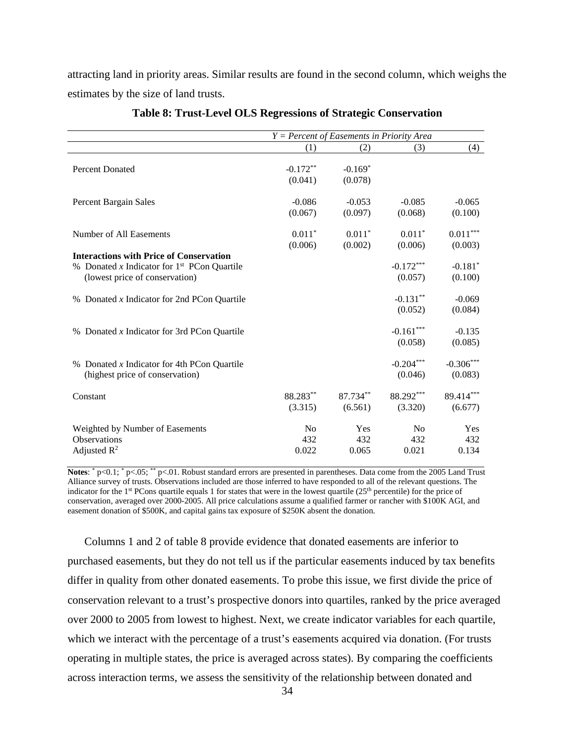attracting land in priority areas. Similar results are found in the second column, which weighs the estimates by the size of land trusts.

**Table 8: Trust-Level OLS Regressions of Strategic Conservation**

| | *Y = Percent of Easements in Priority Area* | | | |
|---|---|---|---|---|
| | (1) | (2) | (3) | (4) |
| Percent Donated | -0.172** | -0.169* | | |
| | (0.041) | (0.078) | | |
| Percent Bargain Sales | -0.086 | -0.053 | -0.085 | -0.065 |
| | (0.067) | (0.097) | (0.068) | (0.100) |
| Number of All Easements | 0.011* | 0.011* | 0.011* | 0.011*** |
| | (0.006) | (0.002) | (0.006) | (0.003) |
| **Interactions with Price of Conservation** | | | | |
| % Donated *x* Indicator for 1st PCon Quartile (lowest price of conservation) | | | -0.172*** | -0.181* |
| | | | (0.057) | (0.100) |
| % Donated *x* Indicator for 2nd PCon Quartile | | | -0.131** | -0.069 |
| | | | (0.052) | (0.084) |
| % Donated *x* Indicator for 3rd PCon Quartile | | | -0.161*** | -0.135 |
| | | | (0.058) | (0.085) |
| % Donated *x* Indicator for 4th PCon Quartile (highest price of conservation) | | | -0.204*** | -0.306*** |
| | | | (0.046) | (0.083) |
| Constant | 88.283** | 87.734** | 88.292*** | 89.414*** |
| | (3.315) | (6.561) | (3.320) | (6.677) |
| Weighted by Number of Easements | No | Yes | No | Yes |
| Observations | 432 | 432 | 432 | 432 |
| Adjusted $R^2$ | 0.022 | 0.065 | 0.021 | 0.134 |

**Notes**: * p<0.1; * p<.05; ** p<.01. Robust standard errors are presented in parentheses. Data come from the 2005 Land Trust Alliance survey of trusts. Observations included are those inferred to have responded to all of the relevant questions. The indicator for the 1st PCons quartile equals 1 for states that were in the lowest quartile (25th percentile) for the price of conservation, averaged over 2000-2005. All price calculations assume a qualified farmer or rancher with \$100K AGI, and easement donation of \$500K, and capital gains tax exposure of \$250K absent the donation.

Columns 1 and 2 of table 8 provide evidence that donated easements are inferior to purchased easements, but they do not tell us if the particular easements induced by tax benefits differ in quality from other donated easements. To probe this issue, we first divide the price of conservation relevant to a trust's prospective donors into quartiles, ranked by the price averaged over 2000 to 2005 from lowest to highest. Next, we create indicator variables for each quartile, which we interact with the percentage of a trust's easements acquired via donation. (For trusts operating in multiple states, the price is averaged across states). By comparing the coefficients across interaction terms, we assess the sensitivity of the relationship between donated and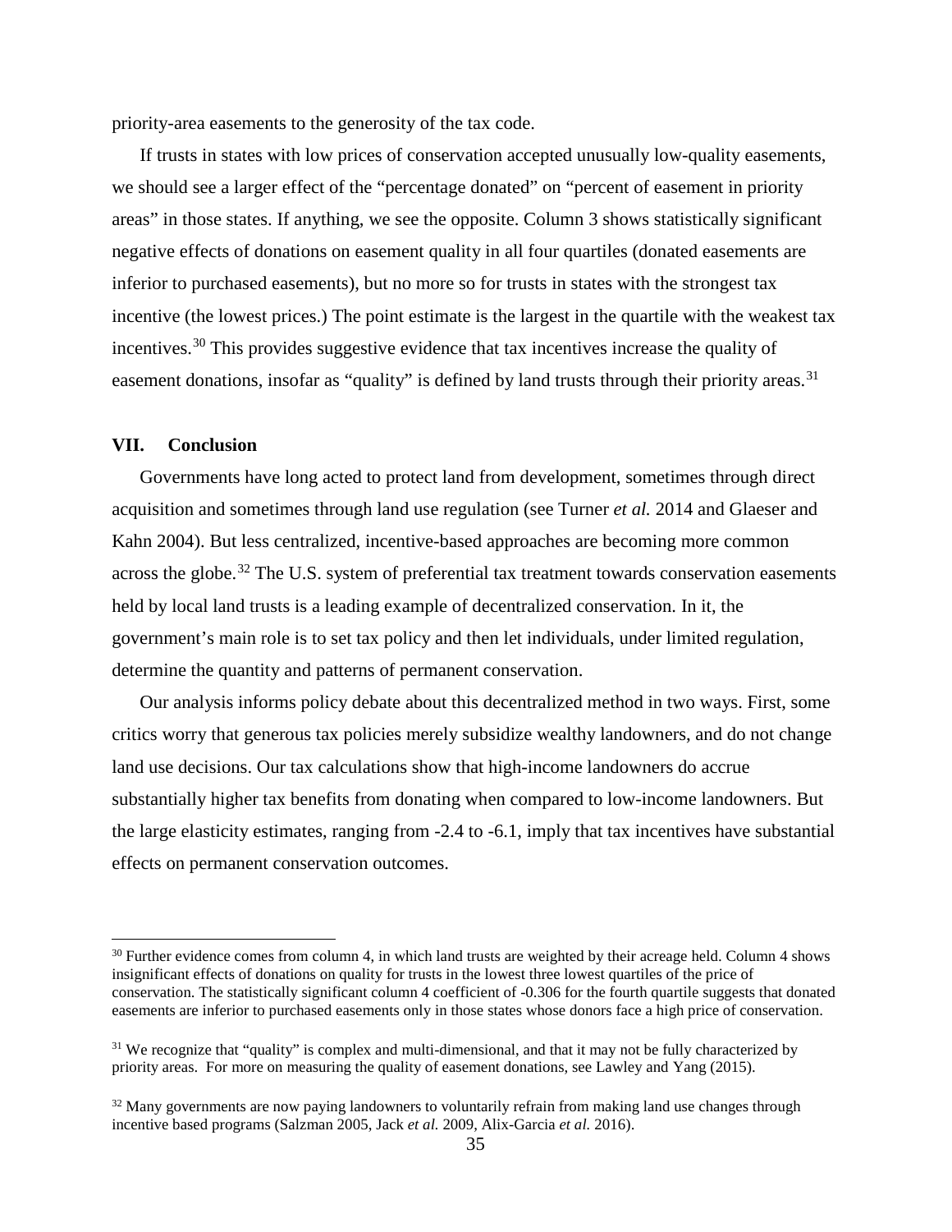priority-area easements to the generosity of the tax code.

If trusts in states with low prices of conservation accepted unusually low-quality easements, we should see a larger effect of the "percentage donated" on "percent of easement in priority areas" in those states. If anything, we see the opposite. Column 3 shows statistically significant negative effects of donations on easement quality in all four quartiles (donated easements are inferior to purchased easements), but no more so for trusts in states with the strongest tax incentive (the lowest prices.) The point estimate is the largest in the quartile with the weakest tax incentives.[30] This provides suggestive evidence that tax incentives increase the quality of easement donations, insofar as "quality" is defined by land trusts through their priority areas.[31]

## VII. Conclusion

Governments have long acted to protect land from development, sometimes through direct acquisition and sometimes through land use regulation (see Turner *et al.* 2014 and Glaeser and Kahn 2004). But less centralized, incentive-based approaches are becoming more common across the globe.[32] The U.S. system of preferential tax treatment towards conservation easements held by local land trusts is a leading example of decentralized conservation. In it, the government's main role is to set tax policy and then let individuals, under limited regulation, determine the quantity and patterns of permanent conservation.

Our analysis informs policy debate about this decentralized method in two ways. First, some critics worry that generous tax policies merely subsidize wealthy landowners, and do not change land use decisions. Our tax calculations show that high-income landowners do accrue substantially higher tax benefits from donating when compared to low-income landowners. But the large elasticity estimates, ranging from -2.4 to -6.1, imply that tax incentives have substantial effects on permanent conservation outcomes.

---

[30] Further evidence comes from column 4, in which land trusts are weighted by their acreage held. Column 4 shows insignificant effects of donations on quality for trusts in the lowest three lowest quartiles of the price of conservation. The statistically significant column 4 coefficient of -0.306 for the fourth quartile suggests that donated easements are inferior to purchased easements only in those states whose donors face a high price of conservation.

[31] We recognize that "quality" is complex and multi-dimensional, and that it may not be fully characterized by priority areas. For more on measuring the quality of easement donations, see Lawley and Yang (2015).

[32] Many governments are now paying landowners to voluntarily refrain from making land use changes through incentive based programs (Salzman 2005, Jack *et al.* 2009, Alix-Garcia *et al.* 2016).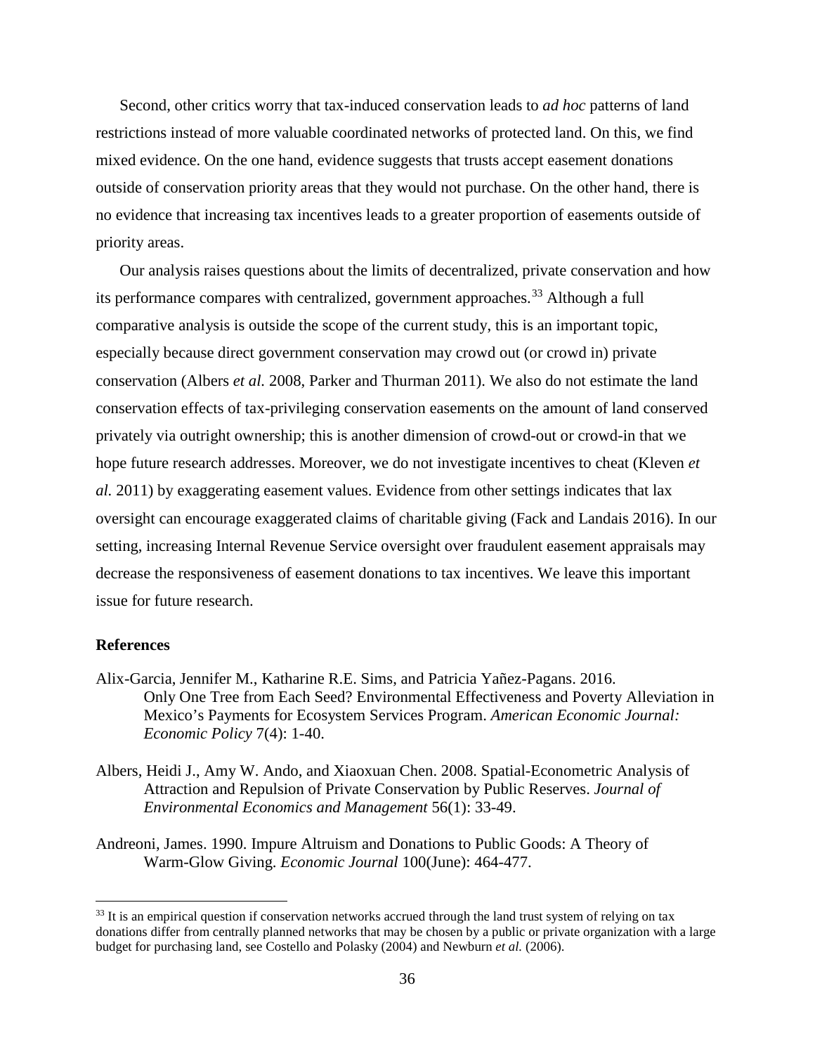Second, other critics worry that tax-induced conservation leads to *ad hoc* patterns of land restrictions instead of more valuable coordinated networks of protected land. On this, we find mixed evidence. On the one hand, evidence suggests that trusts accept easement donations outside of conservation priority areas that they would not purchase. On the other hand, there is no evidence that increasing tax incentives leads to a greater proportion of easements outside of priority areas.

Our analysis raises questions about the limits of decentralized, private conservation and how its performance compares with centralized, government approaches.[33] Although a full comparative analysis is outside the scope of the current study, this is an important topic, especially because direct government conservation may crowd out (or crowd in) private conservation (Albers *et al.* 2008, Parker and Thurman 2011). We also do not estimate the land conservation effects of tax-privileging conservation easements on the amount of land conserved privately via outright ownership; this is another dimension of crowd-out or crowd-in that we hope future research addresses. Moreover, we do not investigate incentives to cheat (Kleven *et al.* 2011) by exaggerating easement values. Evidence from other settings indicates that lax oversight can encourage exaggerated claims of charitable giving (Fack and Landais 2016). In our setting, increasing Internal Revenue Service oversight over fraudulent easement appraisals may decrease the responsiveness of easement donations to tax incentives. We leave this important issue for future research.

### References

Alix-Garcia, Jennifer M., Katharine R.E. Sims, and Patricia Yañez-Pagans. 2016. Only One Tree from Each Seed? Environmental Effectiveness and Poverty Alleviation in Mexico's Payments for Ecosystem Services Program. *American Economic Journal: Economic Policy* 7(4): 1-40.

Albers, Heidi J., Amy W. Ando, and Xiaoxuan Chen. 2008. Spatial-Econometric Analysis of Attraction and Repulsion of Private Conservation by Public Reserves. *Journal of Environmental Economics and Management* 56(1): 33-49.

Andreoni, James. 1990. Impure Altruism and Donations to Public Goods: A Theory of Warm-Glow Giving. *Economic Journal* 100(June): 464-477.

[33] It is an empirical question if conservation networks accrued through the land trust system of relying on tax donations differ from centrally planned networks that may be chosen by a public or private organization with a large budget for purchasing land, see Costello and Polasky (2004) and Newburn *et al.* (2006).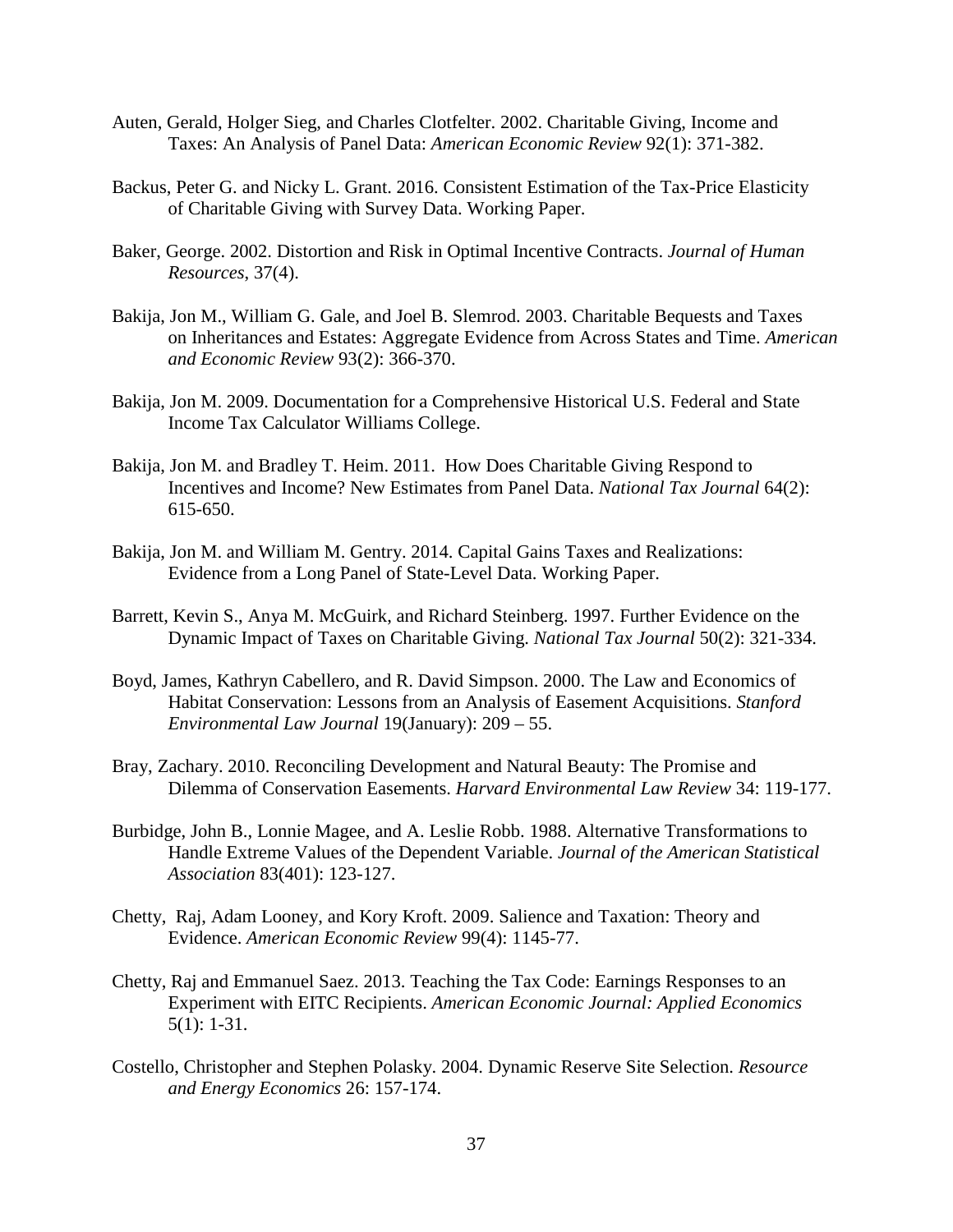Auten, Gerald, Holger Sieg, and Charles Clotfelter. 2002. Charitable Giving, Income and Taxes: An Analysis of Panel Data: *American Economic Review* 92(1): 371-382.

Backus, Peter G. and Nicky L. Grant. 2016. Consistent Estimation of the Tax-Price Elasticity of Charitable Giving with Survey Data. Working Paper.

Baker, George. 2002. Distortion and Risk in Optimal Incentive Contracts. *Journal of Human Resources*, 37(4).

Bakija, Jon M., William G. Gale, and Joel B. Slemrod. 2003. Charitable Bequests and Taxes on Inheritances and Estates: Aggregate Evidence from Across States and Time. *American and Economic Review* 93(2): 366-370.

Bakija, Jon M. 2009. Documentation for a Comprehensive Historical U.S. Federal and State Income Tax Calculator Williams College.

Bakija, Jon M. and Bradley T. Heim. 2011. How Does Charitable Giving Respond to Incentives and Income? New Estimates from Panel Data. *National Tax Journal* 64(2): 615-650.

Bakija, Jon M. and William M. Gentry. 2014. Capital Gains Taxes and Realizations: Evidence from a Long Panel of State-Level Data. Working Paper.

Barrett, Kevin S., Anya M. McGuirk, and Richard Steinberg. 1997. Further Evidence on the Dynamic Impact of Taxes on Charitable Giving. *National Tax Journal* 50(2): 321-334.

Boyd, James, Kathryn Cabellero, and R. David Simpson. 2000. The Law and Economics of Habitat Conservation: Lessons from an Analysis of Easement Acquisitions. *Stanford Environmental Law Journal* 19(January): 209 – 55.

Bray, Zachary. 2010. Reconciling Development and Natural Beauty: The Promise and Dilemma of Conservation Easements. *Harvard Environmental Law Review* 34: 119-177.

Burbidge, John B., Lonnie Magee, and A. Leslie Robb. 1988. Alternative Transformations to Handle Extreme Values of the Dependent Variable. *Journal of the American Statistical Association* 83(401): 123-127.

Chetty, Raj, Adam Looney, and Kory Kroft. 2009. Salience and Taxation: Theory and Evidence. *American Economic Review* 99(4): 1145-77.

Chetty, Raj and Emmanuel Saez. 2013. Teaching the Tax Code: Earnings Responses to an Experiment with EITC Recipients. *American Economic Journal: Applied Economics* 5(1): 1-31.

Costello, Christopher and Stephen Polasky. 2004. Dynamic Reserve Site Selection. *Resource and Energy Economics* 26: 157-174.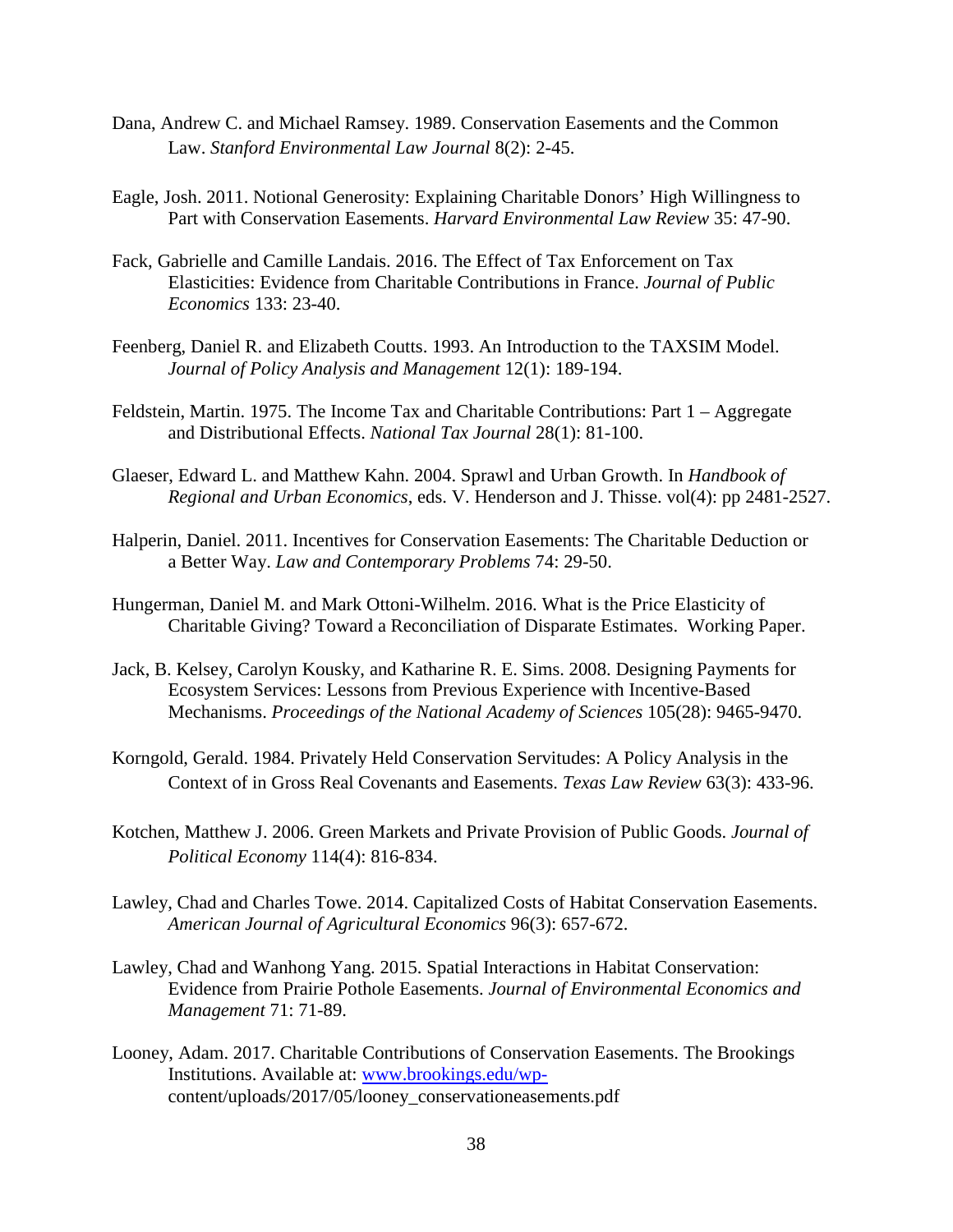Dana, Andrew C. and Michael Ramsey. 1989. Conservation Easements and the Common Law. *Stanford Environmental Law Journal* 8(2): 2-45.

Eagle, Josh. 2011. Notional Generosity: Explaining Charitable Donors' High Willingness to Part with Conservation Easements. *Harvard Environmental Law Review* 35: 47-90.

Fack, Gabrielle and Camille Landais. 2016. The Effect of Tax Enforcement on Tax Elasticities: Evidence from Charitable Contributions in France. *Journal of Public Economics* 133: 23-40.

Feenberg, Daniel R. and Elizabeth Coutts. 1993. An Introduction to the TAXSIM Model. *Journal of Policy Analysis and Management* 12(1): 189-194.

Feldstein, Martin. 1975. The Income Tax and Charitable Contributions: Part 1 – Aggregate and Distributional Effects. *National Tax Journal* 28(1): 81-100.

Glaeser, Edward L. and Matthew Kahn. 2004. Sprawl and Urban Growth. In *Handbook of Regional and Urban Economics*, eds. V. Henderson and J. Thisse. vol(4): pp 2481-2527.

Halperin, Daniel. 2011. Incentives for Conservation Easements: The Charitable Deduction or a Better Way. *Law and Contemporary Problems* 74: 29-50.

Hungerman, Daniel M. and Mark Ottoni-Wilhelm. 2016. What is the Price Elasticity of Charitable Giving? Toward a Reconciliation of Disparate Estimates. Working Paper.

Jack, B. Kelsey, Carolyn Kousky, and Katharine R. E. Sims. 2008. Designing Payments for Ecosystem Services: Lessons from Previous Experience with Incentive-Based Mechanisms. *Proceedings of the National Academy of Sciences* 105(28): 9465-9470.

Korngold, Gerald. 1984. Privately Held Conservation Servitudes: A Policy Analysis in the Context of in Gross Real Covenants and Easements. *Texas Law Review* 63(3): 433-96.

Kotchen, Matthew J. 2006. Green Markets and Private Provision of Public Goods. *Journal of Political Economy* 114(4): 816-834.

Lawley, Chad and Charles Towe. 2014. Capitalized Costs of Habitat Conservation Easements. *American Journal of Agricultural Economics* 96(3): 657-672.

Lawley, Chad and Wanhong Yang. 2015. Spatial Interactions in Habitat Conservation: Evidence from Prairie Pothole Easements. *Journal of Environmental Economics and Management* 71: 71-89.

Looney, Adam. 2017. Charitable Contributions of Conservation Easements. The Brookings Institutions. Available at: www.brookings.edu/wp-content/uploads/2017/05/looney_conservationeasements.pdf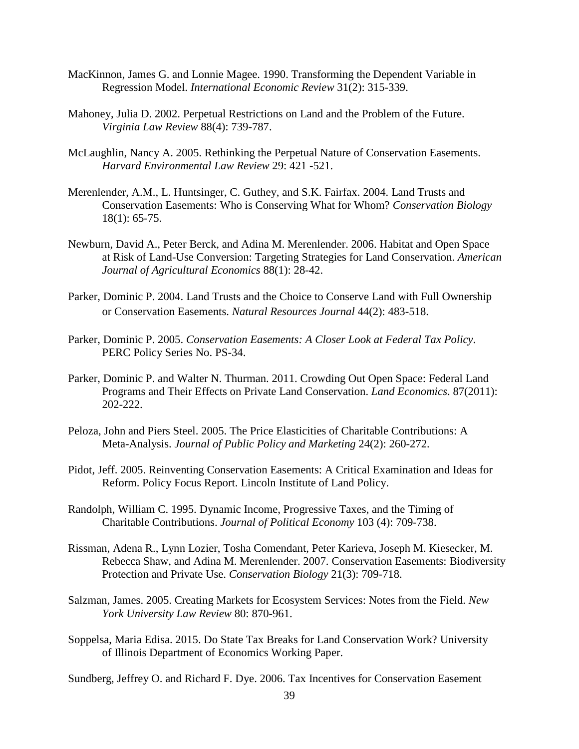MacKinnon, James G. and Lonnie Magee. 1990. Transforming the Dependent Variable in Regression Model. *International Economic Review* 31(2): 315-339.

Mahoney, Julia D. 2002. Perpetual Restrictions on Land and the Problem of the Future. *Virginia Law Review* 88(4): 739-787.

McLaughlin, Nancy A. 2005. Rethinking the Perpetual Nature of Conservation Easements. *Harvard Environmental Law Review* 29: 421 -521.

Merenlender, A.M., L. Huntsinger, C. Guthey, and S.K. Fairfax. 2004. Land Trusts and Conservation Easements: Who is Conserving What for Whom? *Conservation Biology* 18(1): 65-75.

Newburn, David A., Peter Berck, and Adina M. Merenlender. 2006. Habitat and Open Space at Risk of Land-Use Conversion: Targeting Strategies for Land Conservation. *American Journal of Agricultural Economics* 88(1): 28-42.

Parker, Dominic P. 2004. Land Trusts and the Choice to Conserve Land with Full Ownership or Conservation Easements. *Natural Resources Journal* 44(2): 483-518.

Parker, Dominic P. 2005. *Conservation Easements: A Closer Look at Federal Tax Policy*. PERC Policy Series No. PS-34.

Parker, Dominic P. and Walter N. Thurman. 2011. Crowding Out Open Space: Federal Land Programs and Their Effects on Private Land Conservation. *Land Economics*. 87(2011): 202-222.

Peloza, John and Piers Steel. 2005. The Price Elasticities of Charitable Contributions: A Meta-Analysis. *Journal of Public Policy and Marketing* 24(2): 260-272.

Pidot, Jeff. 2005. Reinventing Conservation Easements: A Critical Examination and Ideas for Reform. Policy Focus Report. Lincoln Institute of Land Policy.

Randolph, William C. 1995. Dynamic Income, Progressive Taxes, and the Timing of Charitable Contributions. *Journal of Political Economy* 103 (4): 709-738.

Rissman, Adena R., Lynn Lozier, Tosha Comendant, Peter Karieva, Joseph M. Kiesecker, M. Rebecca Shaw, and Adina M. Merenlender. 2007. Conservation Easements: Biodiversity Protection and Private Use. *Conservation Biology* 21(3): 709-718.

Salzman, James. 2005. Creating Markets for Ecosystem Services: Notes from the Field. *New York University Law Review* 80: 870-961.

Soppelsa, Maria Edisa. 2015. Do State Tax Breaks for Land Conservation Work? University of Illinois Department of Economics Working Paper.

Sundberg, Jeffrey O. and Richard F. Dye. 2006. Tax Incentives for Conservation Easement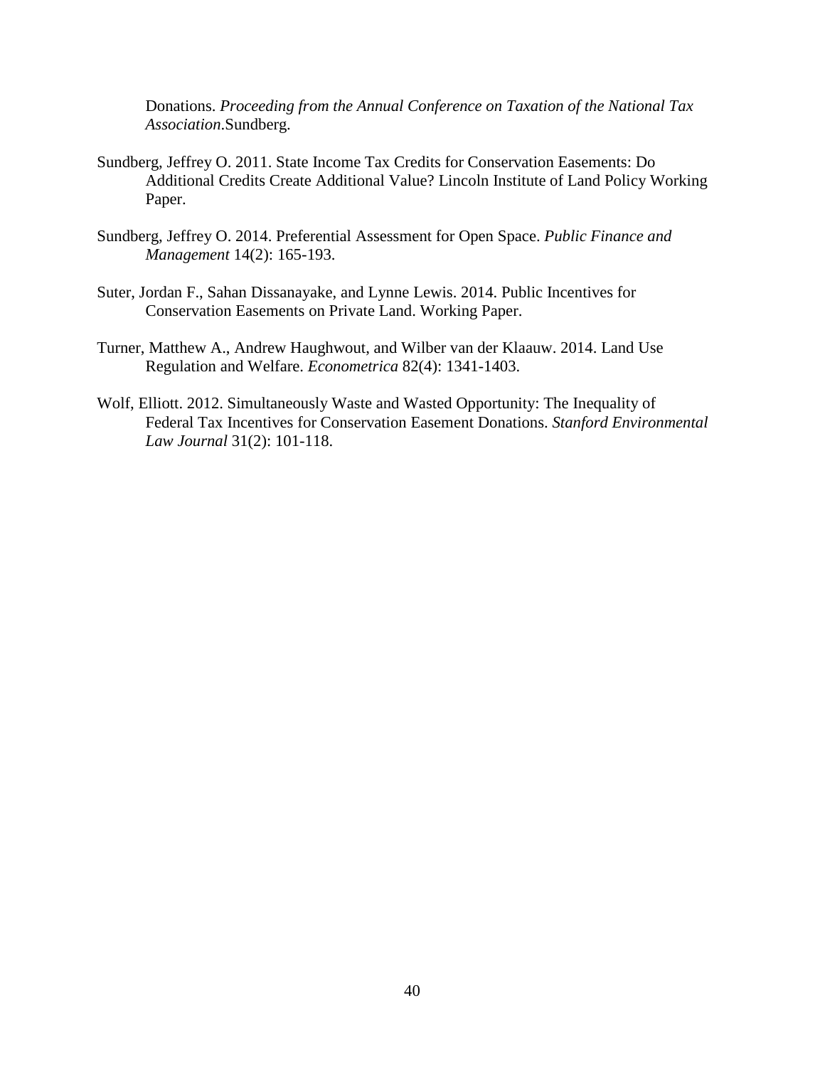Donations. *Proceeding from the Annual Conference on Taxation of the National Tax Association*.Sundberg.

Sundberg, Jeffrey O. 2011. State Income Tax Credits for Conservation Easements: Do Additional Credits Create Additional Value? Lincoln Institute of Land Policy Working Paper.

Sundberg, Jeffrey O. 2014. Preferential Assessment for Open Space. *Public Finance and Management* 14(2): 165-193.

Suter, Jordan F., Sahan Dissanayake, and Lynne Lewis. 2014. Public Incentives for Conservation Easements on Private Land. Working Paper.

Turner, Matthew A., Andrew Haughwout, and Wilber van der Klaauw. 2014. Land Use Regulation and Welfare. *Econometrica* 82(4): 1341-1403.

Wolf, Elliott. 2012. Simultaneously Waste and Wasted Opportunity: The Inequality of Federal Tax Incentives for Conservation Easement Donations. *Stanford Environmental Law Journal* 31(2): 101-118.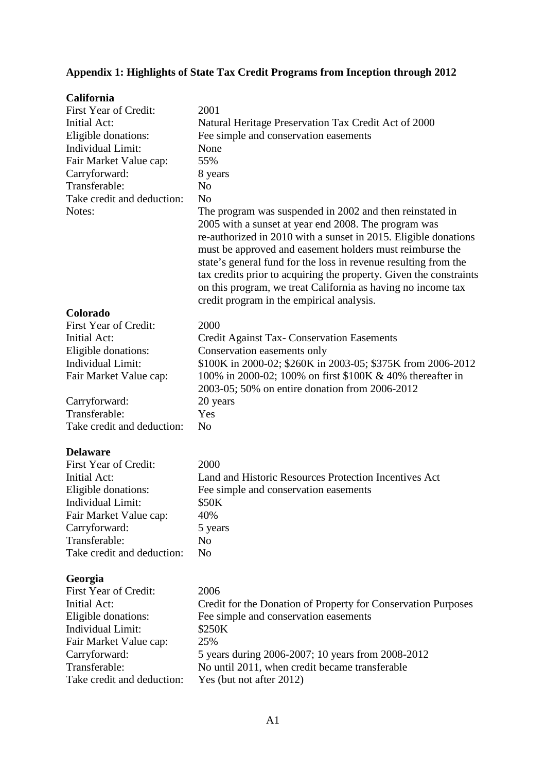## Appendix 1: Highlights of State Tax Credit Programs from Inception through 2012

### California

| | |
|---|---|
| First Year of Credit: | 2001 |
| Initial Act: | Natural Heritage Preservation Tax Credit Act of 2000 |
| Eligible donations: | Fee simple and conservation easements |
| Individual Limit: | None |
| Fair Market Value cap: | 55% |
| Carryforward: | 8 years |
| Transferable: | No |
| Take credit and deduction: | No |
| Notes: | The program was suspended in 2002 and then reinstated in 2005 with a sunset at year end 2008. The program was re-authorized in 2010 with a sunset in 2015. Eligible donations must be approved and easement holders must reimburse the state's general fund for the loss in revenue resulting from the tax credits prior to acquiring the property. Given the constraints on this program, we treat California as having no income tax credit program in the empirical analysis. |

### Colorado

| | |
|---|---|
| First Year of Credit: | 2000 |
| Initial Act: | Credit Against Tax- Conservation Easements |
| Eligible donations: | Conservation easements only |
| Individual Limit: | \$100K in 2000-02; \$260K in 2003-05; \$375K from 2006-2012 |
| Fair Market Value cap: | 100% in 2000-02; 100% on first \$100K & 40% thereafter in 2003-05; 50% on entire donation from 2006-2012 |
| Carryforward: | 20 years |
| Transferable: | Yes |
| Take credit and deduction: | No |

### Delaware

| | |
|---|---|
| First Year of Credit: | 2000 |
| Initial Act: | Land and Historic Resources Protection Incentives Act |
| Eligible donations: | Fee simple and conservation easements |
| Individual Limit: | \$50K |
| Fair Market Value cap: | 40% |
| Carryforward: | 5 years |
| Transferable: | No |
| Take credit and deduction: | No |

### Georgia

| | |
|---|---|
| First Year of Credit: | 2006 |
| Initial Act: | Credit for the Donation of Property for Conservation Purposes |
| Eligible donations: | Fee simple and conservation easements |
| Individual Limit: | \$250K |
| Fair Market Value cap: | 25% |
| Carryforward: | 5 years during 2006-2007; 10 years from 2008-2012 |
| Transferable: | No until 2011, when credit became transferable |
| Take credit and deduction: | Yes (but not after 2012) |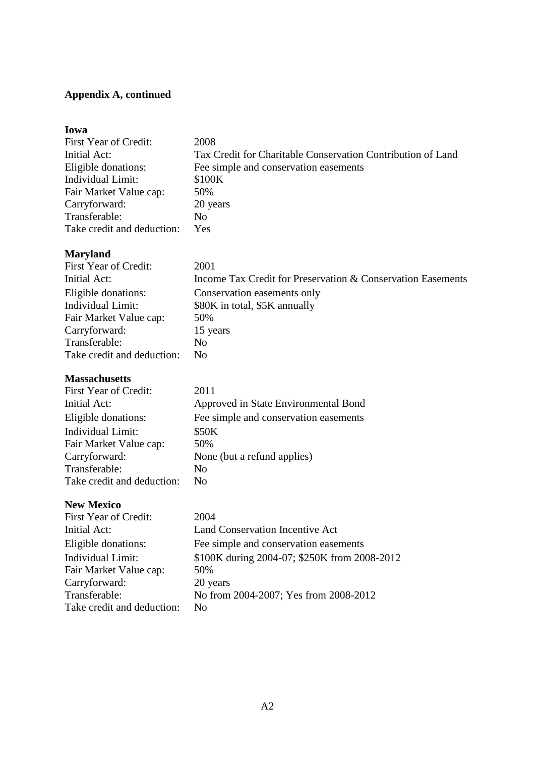**Appendix A, continued**

**Iowa**

| | |
|---|---|
| First Year of Credit: | 2008 |
| Initial Act: | Tax Credit for Charitable Conservation Contribution of Land |
| Eligible donations: | Fee simple and conservation easements |
| Individual Limit: | \$100K |
| Fair Market Value cap: | 50% |
| Carryforward: | 20 years |
| Transferable: | No |
| Take credit and deduction: | Yes |

**Maryland**

| | |
|---|---|
| First Year of Credit: | 2001 |
| Initial Act: | Income Tax Credit for Preservation & Conservation Easements |
| Eligible donations: | Conservation easements only |
| Individual Limit: | \$80K in total, \$5K annually |
| Fair Market Value cap: | 50% |
| Carryforward: | 15 years |
| Transferable: | No |
| Take credit and deduction: | No |

**Massachusetts**

| | |
|---|---|
| First Year of Credit: | 2011 |
| Initial Act: | Approved in State Environmental Bond |
| Eligible donations: | Fee simple and conservation easements |
| Individual Limit: | \$50K |
| Fair Market Value cap: | 50% |
| Carryforward: | None (but a refund applies) |
| Transferable: | No |
| Take credit and deduction: | No |

**New Mexico**

| | |
|---|---|
| First Year of Credit: | 2004 |
| Initial Act: | Land Conservation Incentive Act |
| Eligible donations: | Fee simple and conservation easements |
| Individual Limit: | \$100K during 2004-07; \$250K from 2008-2012 |
| Fair Market Value cap: | 50% |
| Carryforward: | 20 years |
| Transferable: | No from 2004-2007; Yes from 2008-2012 |
| Take credit and deduction: | No |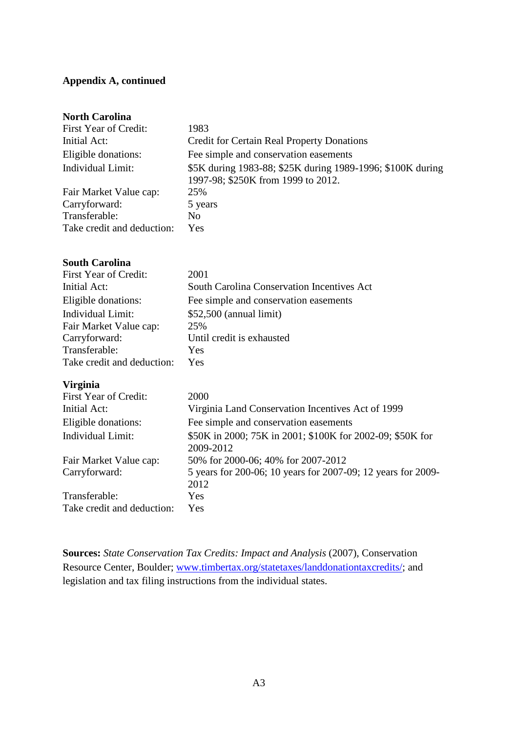**Appendix A, continued**

**North Carolina**

| | |
|---|---|
| First Year of Credit: | 1983 |
| Initial Act: | Credit for Certain Real Property Donations |
| Eligible donations: | Fee simple and conservation easements |
| Individual Limit: | $5K during 1983-88; $25K during 1989-1996; $100K during 1997-98; $250K from 1999 to 2012. |
| Fair Market Value cap: | 25% |
| Carryforward: | 5 years |
| Transferable: | No |
| Take credit and deduction: | Yes |

**South Carolina**

| | |
|---|---|
| First Year of Credit: | 2001 |
| Initial Act: | South Carolina Conservation Incentives Act |
| Eligible donations: | Fee simple and conservation easements |
| Individual Limit: | $52,500 (annual limit) |
| Fair Market Value cap: | 25% |
| Carryforward: | Until credit is exhausted |
| Transferable: | Yes |
| Take credit and deduction: | Yes |

**Virginia**

| | |
|---|---|
| First Year of Credit: | 2000 |
| Initial Act: | Virginia Land Conservation Incentives Act of 1999 |
| Eligible donations: | Fee simple and conservation easements |
| Individual Limit: | $50K in 2000; 75K in 2001; $100K for 2002-09; $50K for 2009-2012 |
| Fair Market Value cap: | 50% for 2000-06; 40% for 2007-2012 |
| Carryforward: | 5 years for 200-06; 10 years for 2007-09; 12 years for 2009-2012 |
| Transferable: | Yes |
| Take credit and deduction: | Yes |

**Sources:** *State Conservation Tax Credits: Impact and Analysis* (2007), Conservation Resource Center, Boulder; www.timbertax.org/statetaxes/landdonationtaxcredits/; and legislation and tax filing instructions from the individual states.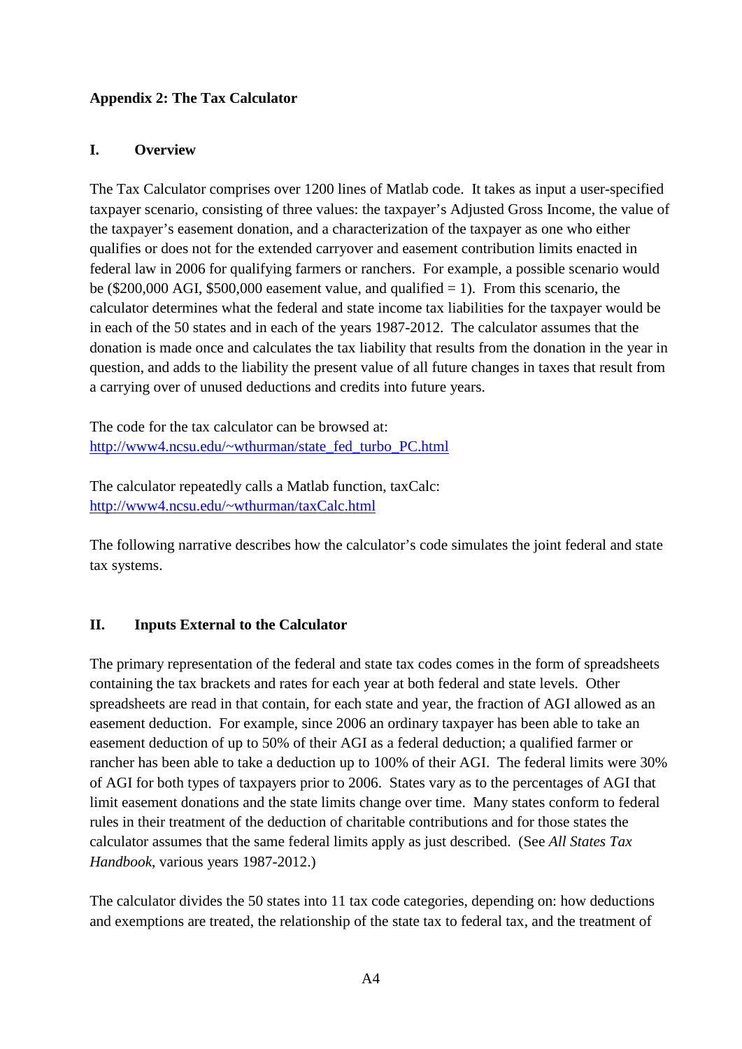**Appendix 2: The Tax Calculator**

**I. Overview**

The Tax Calculator comprises over 1200 lines of Matlab code. It takes as input a user-specified taxpayer scenario, consisting of three values: the taxpayer's Adjusted Gross Income, the value of the taxpayer's easement donation, and a characterization of the taxpayer as one who either qualifies or does not for the extended carryover and easement contribution limits enacted in federal law in 2006 for qualifying farmers or ranchers. For example, a possible scenario would be ($200,000 AGI, $500,000 easement value, and qualified = 1). From this scenario, the calculator determines what the federal and state income tax liabilities for the taxpayer would be in each of the 50 states and in each of the years 1987-2012. The calculator assumes that the donation is made once and calculates the tax liability that results from the donation in the year in question, and adds to the liability the present value of all future changes in taxes that result from a carrying over of unused deductions and credits into future years.

The code for the tax calculator can be browsed at: http://www4.ncsu.edu/~wthurman/state_fed_turbo_PC.html

The calculator repeatedly calls a Matlab function, taxCalc: http://www4.ncsu.edu/~wthurman/taxCalc.html

The following narrative describes how the calculator's code simulates the joint federal and state tax systems.

**II. Inputs External to the Calculator**

The primary representation of the federal and state tax codes comes in the form of spreadsheets containing the tax brackets and rates for each year at both federal and state levels. Other spreadsheets are read in that contain, for each state and year, the fraction of AGI allowed as an easement deduction. For example, since 2006 an ordinary taxpayer has been able to take an easement deduction of up to 50% of their AGI as a federal deduction; a qualified farmer or rancher has been able to take a deduction up to 100% of their AGI. The federal limits were 30% of AGI for both types of taxpayers prior to 2006. States vary as to the percentages of AGI that limit easement donations and the state limits change over time. Many states conform to federal rules in their treatment of the deduction of charitable contributions and for those states the calculator assumes that the same federal limits apply as just described. (See *All States Tax Handbook*, various years 1987-2012.)

The calculator divides the 50 states into 11 tax code categories, depending on: how deductions and exemptions are treated, the relationship of the state tax to federal tax, and the treatment of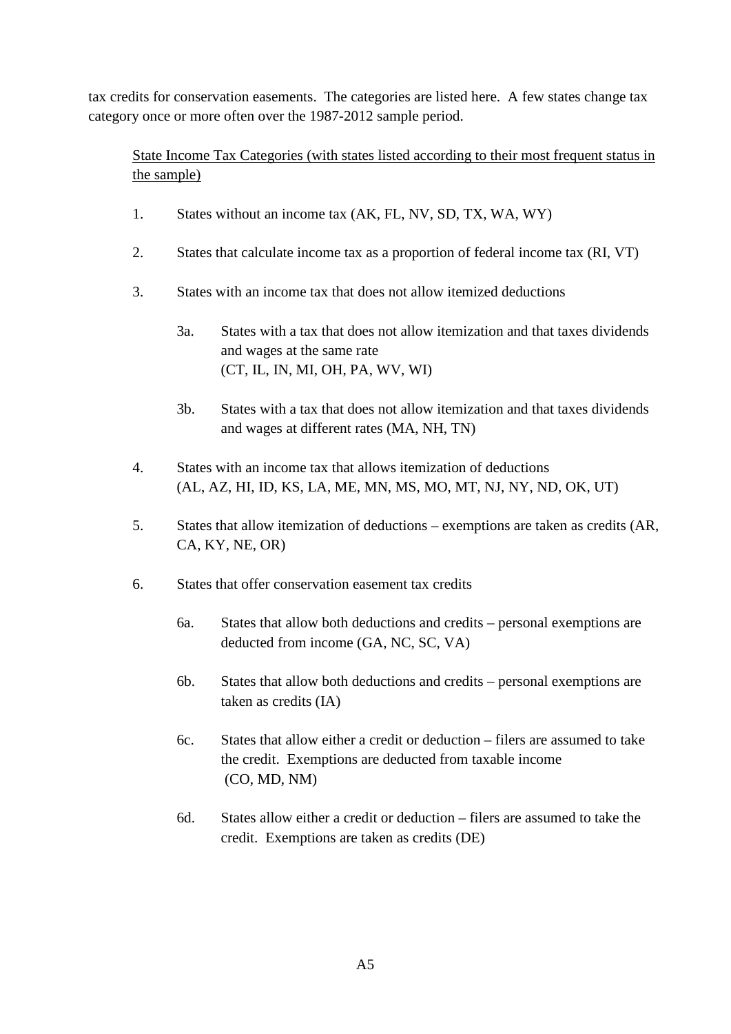tax credits for conservation easements. The categories are listed here. A few states change tax category once or more often over the 1987-2012 sample period.

<u>State Income Tax Categories (with states listed according to their most frequent status in the sample)</u>

1. States without an income tax (AK, FL, NV, SD, TX, WA, WY)

2. States that calculate income tax as a proportion of federal income tax (RI, VT)

3. States with an income tax that does not allow itemized deductions

   3a. States with a tax that does not allow itemization and that taxes dividends and wages at the same rate (CT, IL, IN, MI, OH, PA, WV, WI)

   3b. States with a tax that does not allow itemization and that taxes dividends and wages at different rates (MA, NH, TN)

4. States with an income tax that allows itemization of deductions (AL, AZ, HI, ID, KS, LA, ME, MN, MS, MO, MT, NJ, NY, ND, OK, UT)

5. States that allow itemization of deductions – exemptions are taken as credits (AR, CA, KY, NE, OR)

6. States that offer conservation easement tax credits

   6a. States that allow both deductions and credits – personal exemptions are deducted from income (GA, NC, SC, VA)

   6b. States that allow both deductions and credits – personal exemptions are taken as credits (IA)

   6c. States that allow either a credit or deduction – filers are assumed to take the credit. Exemptions are deducted from taxable income (CO, MD, NM)

   6d. States allow either a credit or deduction – filers are assumed to take the credit. Exemptions are taken as credits (DE)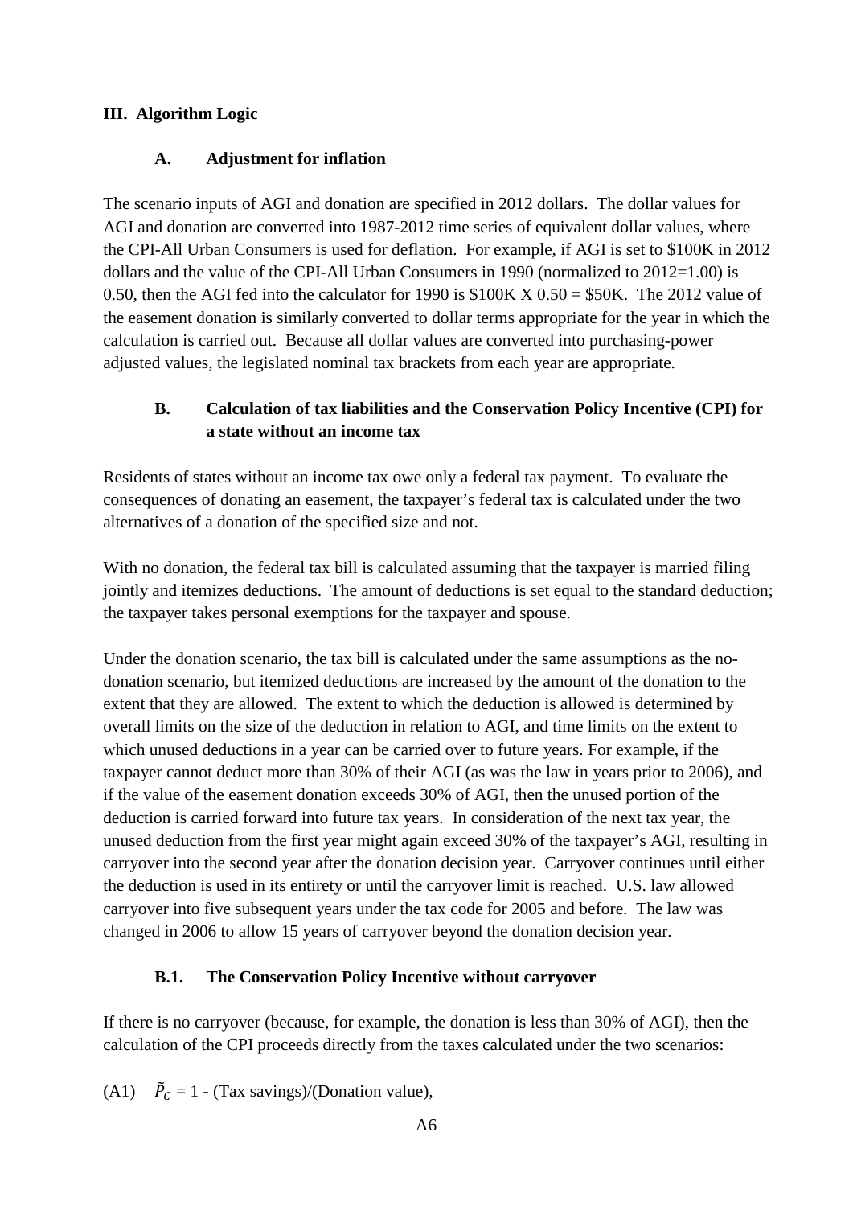### III. Algorithm Logic

#### A. Adjustment for inflation

The scenario inputs of AGI and donation are specified in 2012 dollars. The dollar values for AGI and donation are converted into 1987-2012 time series of equivalent dollar values, where the CPI-All Urban Consumers is used for deflation. For example, if AGI is set to \$100K in 2012 dollars and the value of the CPI-All Urban Consumers in 1990 (normalized to 2012=1.00) is 0.50, then the AGI fed into the calculator for 1990 is \$100K X 0.50 = \$50K. The 2012 value of the easement donation is similarly converted to dollar terms appropriate for the year in which the calculation is carried out. Because all dollar values are converted into purchasing-power adjusted values, the legislated nominal tax brackets from each year are appropriate.

#### B. Calculation of tax liabilities and the Conservation Policy Incentive (CPI) for a state without an income tax

Residents of states without an income tax owe only a federal tax payment. To evaluate the consequences of donating an easement, the taxpayer's federal tax is calculated under the two alternatives of a donation of the specified size and not.

With no donation, the federal tax bill is calculated assuming that the taxpayer is married filing jointly and itemizes deductions. The amount of deductions is set equal to the standard deduction; the taxpayer takes personal exemptions for the taxpayer and spouse.

Under the donation scenario, the tax bill is calculated under the same assumptions as the no-donation scenario, but itemized deductions are increased by the amount of the donation to the extent that they are allowed. The extent to which the deduction is allowed is determined by overall limits on the size of the deduction in relation to AGI, and time limits on the extent to which unused deductions in a year can be carried over to future years. For example, if the taxpayer cannot deduct more than 30% of their AGI (as was the law in years prior to 2006), and if the value of the easement donation exceeds 30% of AGI, then the unused portion of the deduction is carried forward into future tax years. In consideration of the next tax year, the unused deduction from the first year might again exceed 30% of the taxpayer's AGI, resulting in carryover into the second year after the donation decision year. Carryover continues until either the deduction is used in its entirety or until the carryover limit is reached. U.S. law allowed carryover into five subsequent years under the tax code for 2005 and before. The law was changed in 2006 to allow 15 years of carryover beyond the donation decision year.

#### B.1. The Conservation Policy Incentive without carryover

If there is no carryover (because, for example, the donation is less than 30% of AGI), then the calculation of the CPI proceeds directly from the taxes calculated under the two scenarios:

(A1) $\tilde{P}_C = 1$ - (Tax savings)/(Donation value),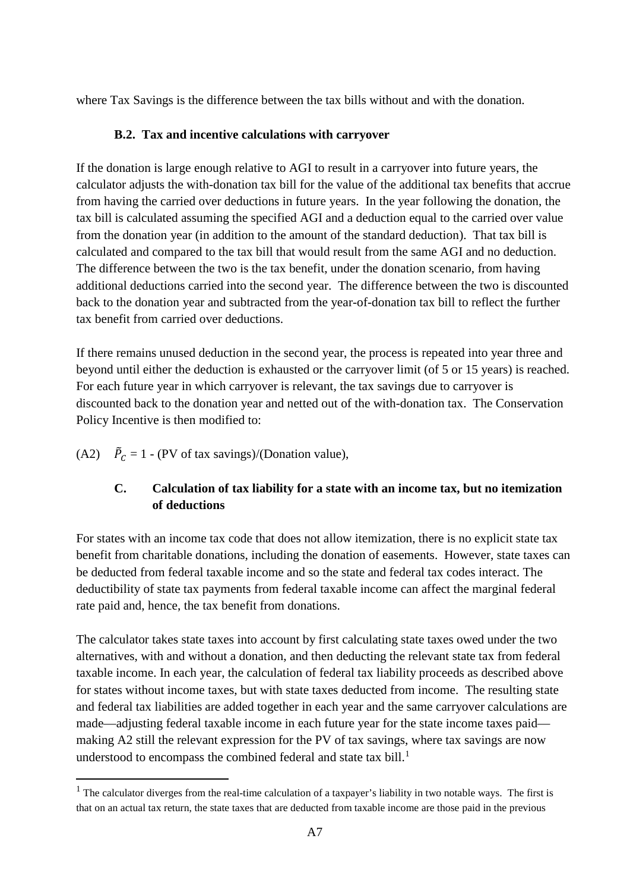where Tax Savings is the difference between the tax bills without and with the donation.

### B.2. Tax and incentive calculations with carryover

If the donation is large enough relative to AGI to result in a carryover into future years, the calculator adjusts the with-donation tax bill for the value of the additional tax benefits that accrue from having the carried over deductions in future years. In the year following the donation, the tax bill is calculated assuming the specified AGI and a deduction equal to the carried over value from the donation year (in addition to the amount of the standard deduction). That tax bill is calculated and compared to the tax bill that would result from the same AGI and no deduction. The difference between the two is the tax benefit, under the donation scenario, from having additional deductions carried into the second year. The difference between the two is discounted back to the donation year and subtracted from the year-of-donation tax bill to reflect the further tax benefit from carried over deductions.

If there remains unused deduction in the second year, the process is repeated into year three and beyond until either the deduction is exhausted or the carryover limit (of 5 or 15 years) is reached. For each future year in which carryover is relevant, the tax savings due to carryover is discounted back to the donation year and netted out of the with-donation tax. The Conservation Policy Incentive is then modified to:

(A2) $\tilde{P}_C = 1$ - (PV of tax savings)/(Donation value),

### C. Calculation of tax liability for a state with an income tax, but no itemization of deductions

For states with an income tax code that does not allow itemization, there is no explicit state tax benefit from charitable donations, including the donation of easements. However, state taxes can be deducted from federal taxable income and so the state and federal tax codes interact. The deductibility of state tax payments from federal taxable income can affect the marginal federal rate paid and, hence, the tax benefit from donations.

The calculator takes state taxes into account by first calculating state taxes owed under the two alternatives, with and without a donation, and then deducting the relevant state tax from federal taxable income. In each year, the calculation of federal tax liability proceeds as described above for states without income taxes, but with state taxes deducted from income. The resulting state and federal tax liabilities are added together in each year and the same carryover calculations are made—adjusting federal taxable income in each future year for the state income taxes paid—making A2 still the relevant expression for the PV of tax savings, where tax savings are now understood to encompass the combined federal and state tax bill.[1]

[1] The calculator diverges from the real-time calculation of a taxpayer's liability in two notable ways. The first is that on an actual tax return, the state taxes that are deducted from taxable income are those paid in the previous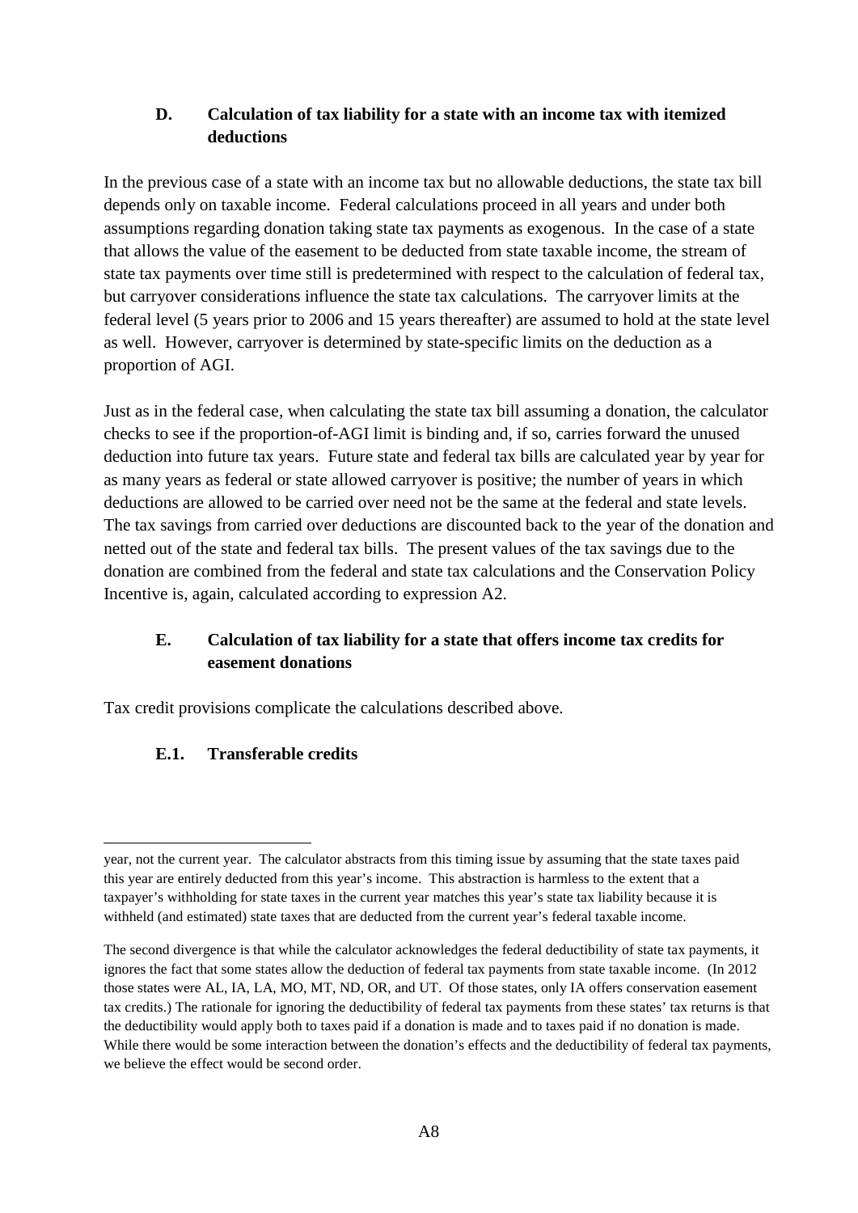### D. Calculation of tax liability for a state with an income tax with itemized deductions

In the previous case of a state with an income tax but no allowable deductions, the state tax bill depends only on taxable income. Federal calculations proceed in all years and under both assumptions regarding donation taking state tax payments as exogenous. In the case of a state that allows the value of the easement to be deducted from state taxable income, the stream of state tax payments over time still is predetermined with respect to the calculation of federal tax, but carryover considerations influence the state tax calculations. The carryover limits at the federal level (5 years prior to 2006 and 15 years thereafter) are assumed to hold at the state level as well. However, carryover is determined by state-specific limits on the deduction as a proportion of AGI.

Just as in the federal case, when calculating the state tax bill assuming a donation, the calculator checks to see if the proportion-of-AGI limit is binding and, if so, carries forward the unused deduction into future tax years. Future state and federal tax bills are calculated year by year for as many years as federal or state allowed carryover is positive; the number of years in which deductions are allowed to be carried over need not be the same at the federal and state levels. The tax savings from carried over deductions are discounted back to the year of the donation and netted out of the state and federal tax bills. The present values of the tax savings due to the donation are combined from the federal and state tax calculations and the Conservation Policy Incentive is, again, calculated according to expression A2.

### E. Calculation of tax liability for a state that offers income tax credits for easement donations

Tax credit provisions complicate the calculations described above.

#### E.1. Transferable credits

---

year, not the current year. The calculator abstracts from this timing issue by assuming that the state taxes paid this year are entirely deducted from this year's income. This abstraction is harmless to the extent that a taxpayer's withholding for state taxes in the current year matches this year's state tax liability because it is withheld (and estimated) state taxes that are deducted from the current year's federal taxable income.

The second divergence is that while the calculator acknowledges the federal deductibility of state tax payments, it ignores the fact that some states allow the deduction of federal tax payments from state taxable income. (In 2012 those states were AL, IA, LA, MO, MT, ND, OR, and UT. Of those states, only IA offers conservation easement tax credits.) The rationale for ignoring the deductibility of federal tax payments from these states' tax returns is that the deductibility would apply both to taxes paid if a donation is made and to taxes paid if no donation is made. While there would be some interaction between the donation's effects and the deductibility of federal tax payments, we believe the effect would be second order.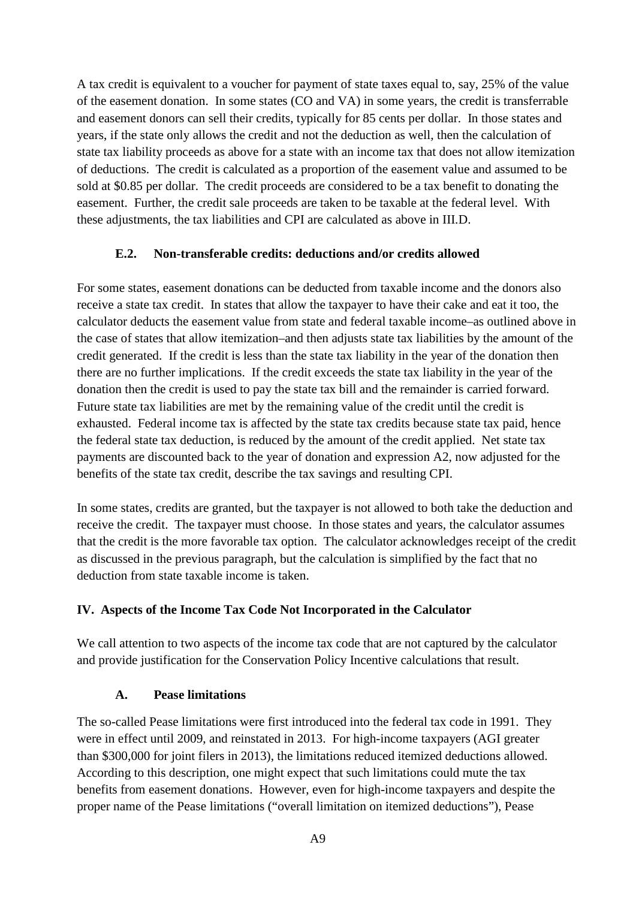A tax credit is equivalent to a voucher for payment of state taxes equal to, say, 25% of the value of the easement donation. In some states (CO and VA) in some years, the credit is transferrable and easement donors can sell their credits, typically for 85 cents per dollar. In those states and years, if the state only allows the credit and not the deduction as well, then the calculation of state tax liability proceeds as above for a state with an income tax that does not allow itemization of deductions. The credit is calculated as a proportion of the easement value and assumed to be sold at $0.85 per dollar. The credit proceeds are considered to be a tax benefit to donating the easement. Further, the credit sale proceeds are taken to be taxable at the federal level. With these adjustments, the tax liabilities and CPI are calculated as above in III.D.

### E.2. Non-transferable credits: deductions and/or credits allowed

For some states, easement donations can be deducted from taxable income and the donors also receive a state tax credit. In states that allow the taxpayer to have their cake and eat it too, the calculator deducts the easement value from state and federal taxable income–as outlined above in the case of states that allow itemization–and then adjusts state tax liabilities by the amount of the credit generated. If the credit is less than the state tax liability in the year of the donation then there are no further implications. If the credit exceeds the state tax liability in the year of the donation then the credit is used to pay the state tax bill and the remainder is carried forward. Future state tax liabilities are met by the remaining value of the credit until the credit is exhausted. Federal income tax is affected by the state tax credits because state tax paid, hence the federal state tax deduction, is reduced by the amount of the credit applied. Net state tax payments are discounted back to the year of donation and expression A2, now adjusted for the benefits of the state tax credit, describe the tax savings and resulting CPI.

In some states, credits are granted, but the taxpayer is not allowed to both take the deduction and receive the credit. The taxpayer must choose. In those states and years, the calculator assumes that the credit is the more favorable tax option. The calculator acknowledges receipt of the credit as discussed in the previous paragraph, but the calculation is simplified by the fact that no deduction from state taxable income is taken.

## IV. Aspects of the Income Tax Code Not Incorporated in the Calculator

We call attention to two aspects of the income tax code that are not captured by the calculator and provide justification for the Conservation Policy Incentive calculations that result.

### A. Pease limitations

The so-called Pease limitations were first introduced into the federal tax code in 1991. They were in effect until 2009, and reinstated in 2013. For high-income taxpayers (AGI greater than $300,000 for joint filers in 2013), the limitations reduced itemized deductions allowed. According to this description, one might expect that such limitations could mute the tax benefits from easement donations. However, even for high-income taxpayers and despite the proper name of the Pease limitations ("overall limitation on itemized deductions"), Pease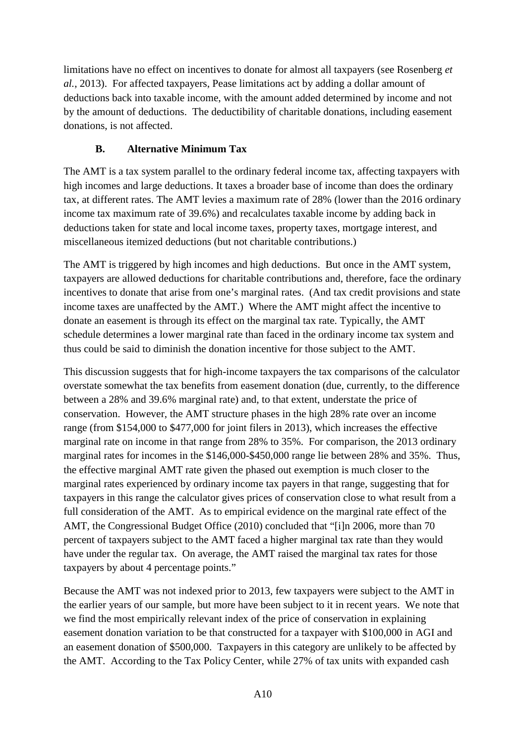limitations have no effect on incentives to donate for almost all taxpayers (see Rosenberg *et al.*, 2013). For affected taxpayers, Pease limitations act by adding a dollar amount of deductions back into taxable income, with the amount added determined by income and not by the amount of deductions. The deductibility of charitable donations, including easement donations, is not affected.

### B. Alternative Minimum Tax

The AMT is a tax system parallel to the ordinary federal income tax, affecting taxpayers with high incomes and large deductions. It taxes a broader base of income than does the ordinary tax, at different rates. The AMT levies a maximum rate of 28% (lower than the 2016 ordinary income tax maximum rate of 39.6%) and recalculates taxable income by adding back in deductions taken for state and local income taxes, property taxes, mortgage interest, and miscellaneous itemized deductions (but not charitable contributions.)

The AMT is triggered by high incomes and high deductions. But once in the AMT system, taxpayers are allowed deductions for charitable contributions and, therefore, face the ordinary incentives to donate that arise from one's marginal rates. (And tax credit provisions and state income taxes are unaffected by the AMT.) Where the AMT might affect the incentive to donate an easement is through its effect on the marginal tax rate. Typically, the AMT schedule determines a lower marginal rate than faced in the ordinary income tax system and thus could be said to diminish the donation incentive for those subject to the AMT.

This discussion suggests that for high-income taxpayers the tax comparisons of the calculator overstate somewhat the tax benefits from easement donation (due, currently, to the difference between a 28% and 39.6% marginal rate) and, to that extent, understate the price of conservation. However, the AMT structure phases in the high 28% rate over an income range (from $154,000 to $477,000 for joint filers in 2013), which increases the effective marginal rate on income in that range from 28% to 35%. For comparison, the 2013 ordinary marginal rates for incomes in the $146,000-$450,000 range lie between 28% and 35%. Thus, the effective marginal AMT rate given the phased out exemption is much closer to the marginal rates experienced by ordinary income tax payers in that range, suggesting that for taxpayers in this range the calculator gives prices of conservation close to what result from a full consideration of the AMT. As to empirical evidence on the marginal rate effect of the AMT, the Congressional Budget Office (2010) concluded that "[i]n 2006, more than 70 percent of taxpayers subject to the AMT faced a higher marginal tax rate than they would have under the regular tax. On average, the AMT raised the marginal tax rates for those taxpayers by about 4 percentage points."

Because the AMT was not indexed prior to 2013, few taxpayers were subject to the AMT in the earlier years of our sample, but more have been subject to it in recent years. We note that we find the most empirically relevant index of the price of conservation in explaining easement donation variation to be that constructed for a taxpayer with $100,000 in AGI and an easement donation of $500,000. Taxpayers in this category are unlikely to be affected by the AMT. According to the Tax Policy Center, while 27% of tax units with expanded cash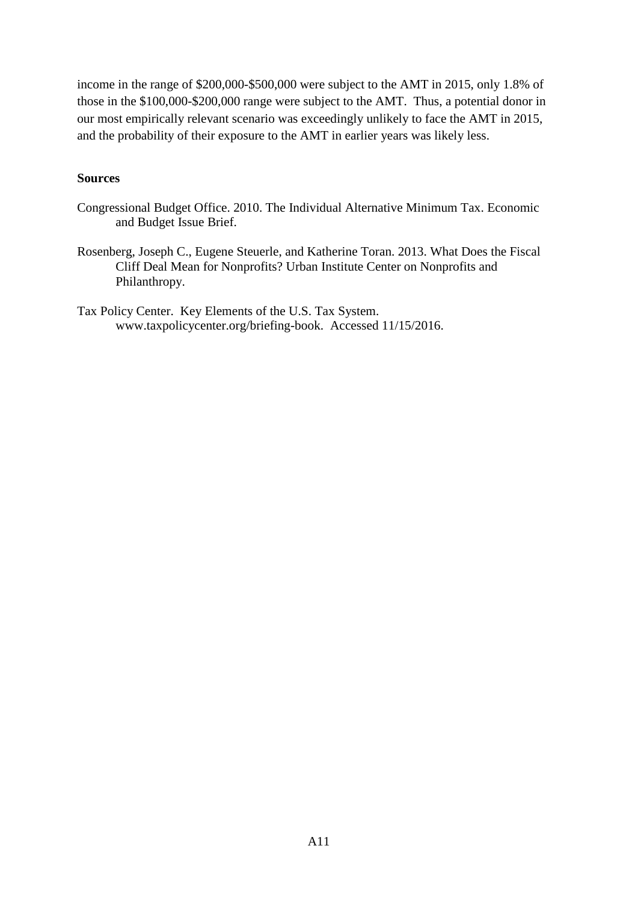income in the range of $200,000-$500,000 were subject to the AMT in 2015, only 1.8% of those in the $100,000-$200,000 range were subject to the AMT. Thus, a potential donor in our most empirically relevant scenario was exceedingly unlikely to face the AMT in 2015, and the probability of their exposure to the AMT in earlier years was likely less.

**Sources**

Congressional Budget Office. 2010. The Individual Alternative Minimum Tax. Economic and Budget Issue Brief.

Rosenberg, Joseph C., Eugene Steuerle, and Katherine Toran. 2013. What Does the Fiscal Cliff Deal Mean for Nonprofits? Urban Institute Center on Nonprofits and Philanthropy.

Tax Policy Center. Key Elements of the U.S. Tax System. www.taxpolicycenter.org/briefing-book. Accessed 11/15/2016.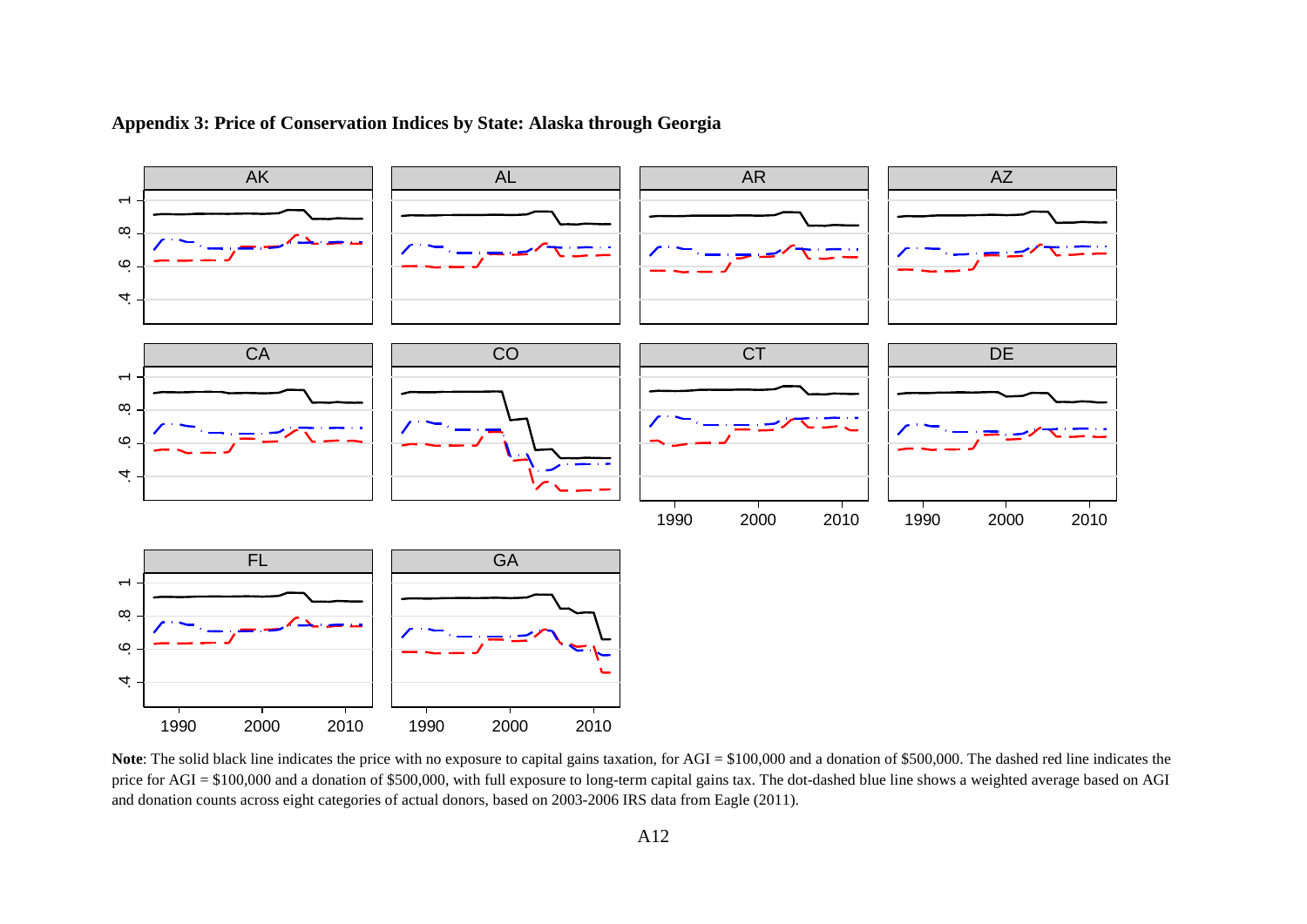**Appendix 3: Price of Conservation Indices by State: Alaska through Georgia**

**Note**: The solid black line indicates the price with no exposure to capital gains taxation, for AGI = $100,000 and a donation of $500,000. The dashed red line indicates the price for AGI = $100,000 and a donation of $500,000, with full exposure to long-term capital gains tax. The dot-dashed blue line shows a weighted average based on AGI and donation counts across eight categories of actual donors, based on 2003-2006 IRS data from Eagle (2011).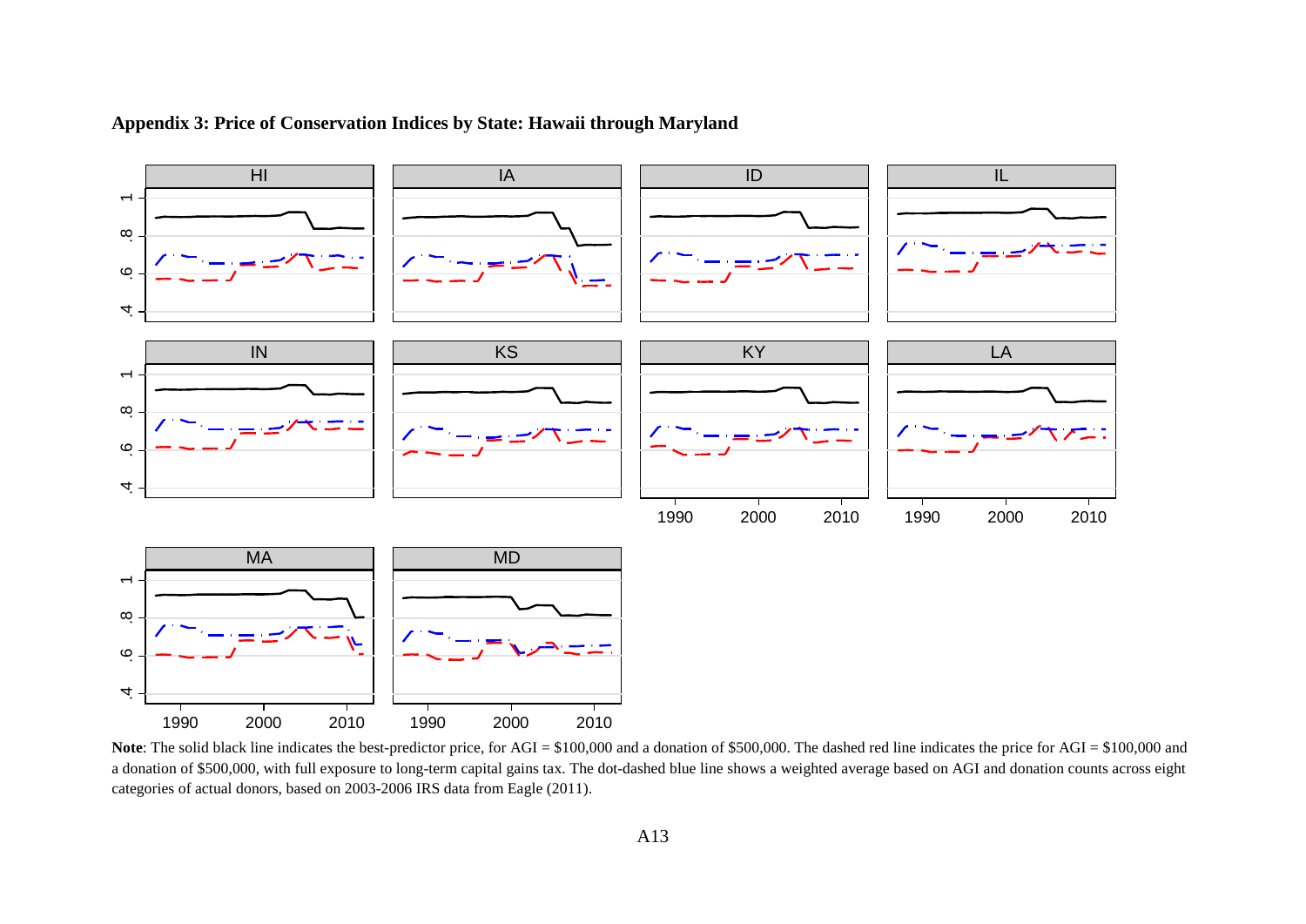**Appendix 3: Price of Conservation Indices by State: Hawaii through Maryland**

**Note**: The solid black line indicates the best-predictor price, for AGI = $100,000 and a donation of $500,000. The dashed red line indicates the price for AGI = $100,000 and a donation of $500,000, with full exposure to long-term capital gains tax. The dot-dashed blue line shows a weighted average based on AGI and donation counts across eight categories of actual donors, based on 2003-2006 IRS data from Eagle (2011).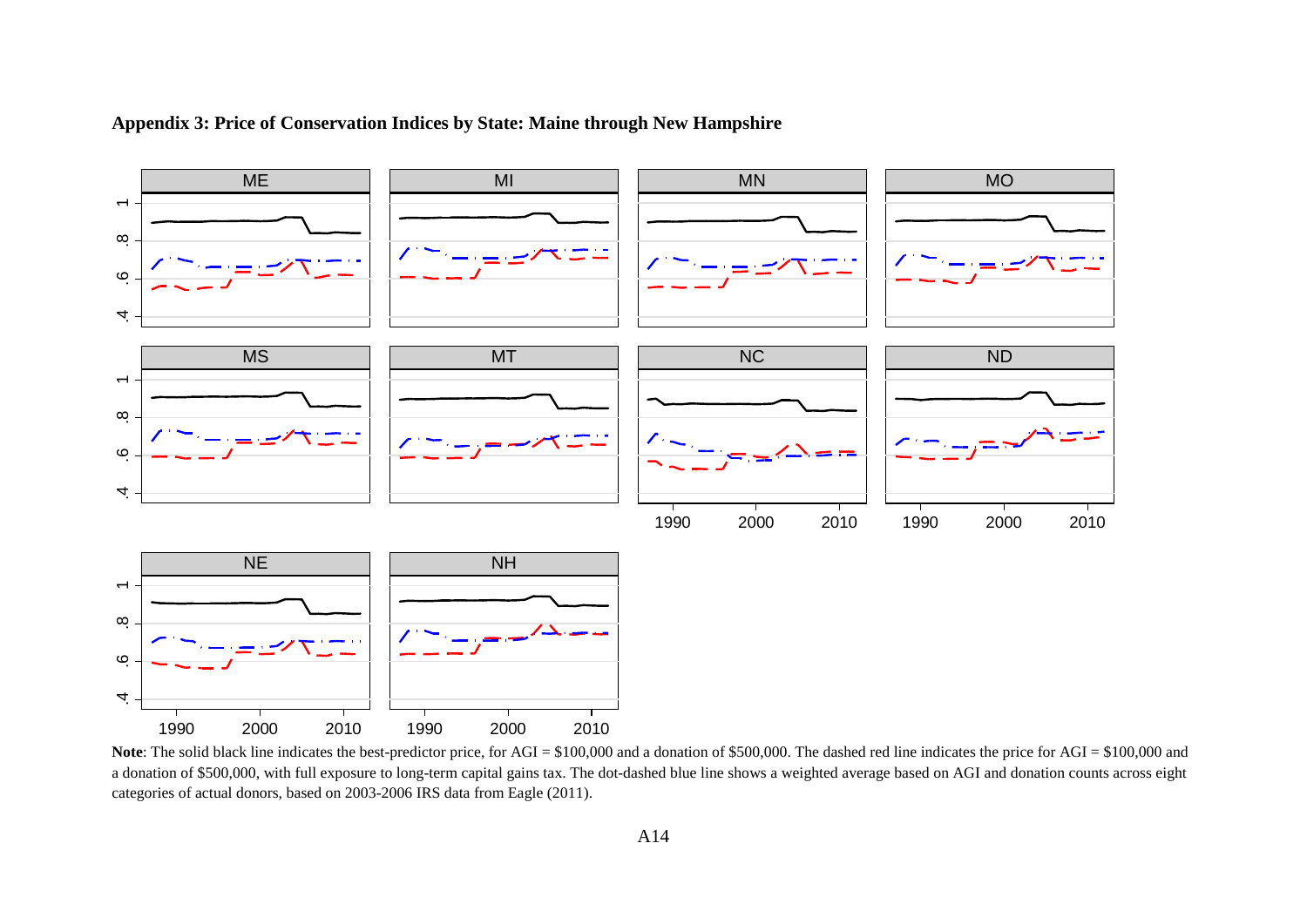**Appendix 3: Price of Conservation Indices by State: Maine through New Hampshire**

**Note**: The solid black line indicates the best-predictor price, for AGI = $100,000 and a donation of $500,000. The dashed red line indicates the price for AGI = $100,000 and a donation of $500,000, with full exposure to long-term capital gains tax. The dot-dashed blue line shows a weighted average based on AGI and donation counts across eight categories of actual donors, based on 2003-2006 IRS data from Eagle (2011).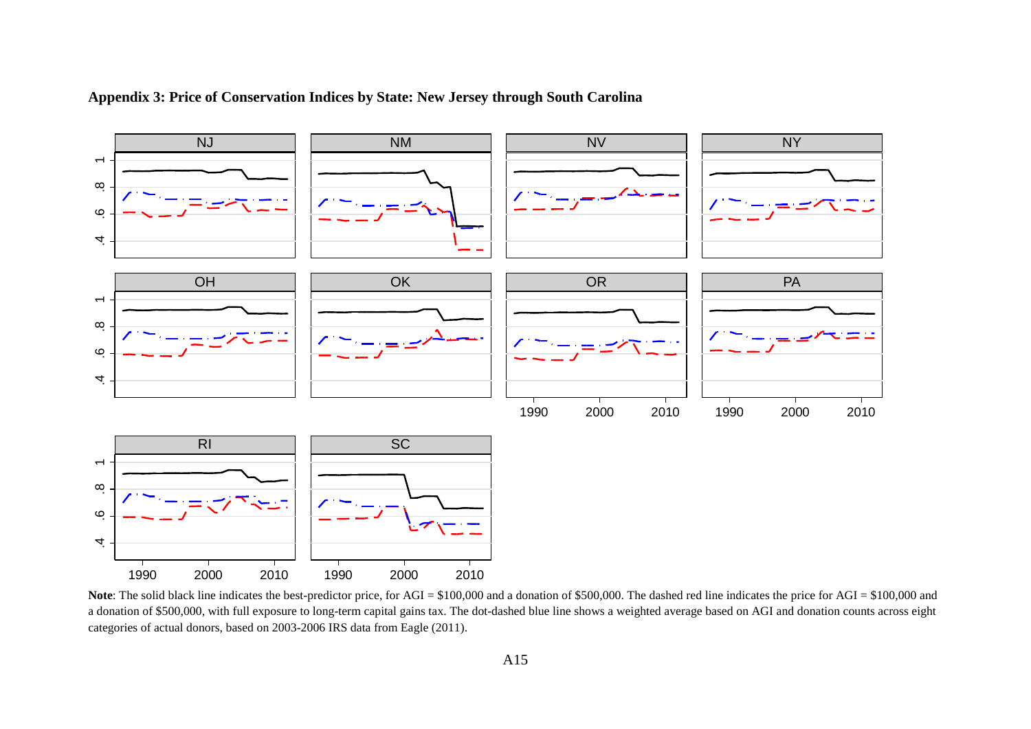**Appendix 3: Price of Conservation Indices by State: New Jersey through South Carolina**

**Note**: The solid black line indicates the best-predictor price, for AGI = $100,000 and a donation of $500,000. The dashed red line indicates the price for AGI = $100,000 and a donation of $500,000, with full exposure to long-term capital gains tax. The dot-dashed blue line shows a weighted average based on AGI and donation counts across eight categories of actual donors, based on 2003-2006 IRS data from Eagle (2011).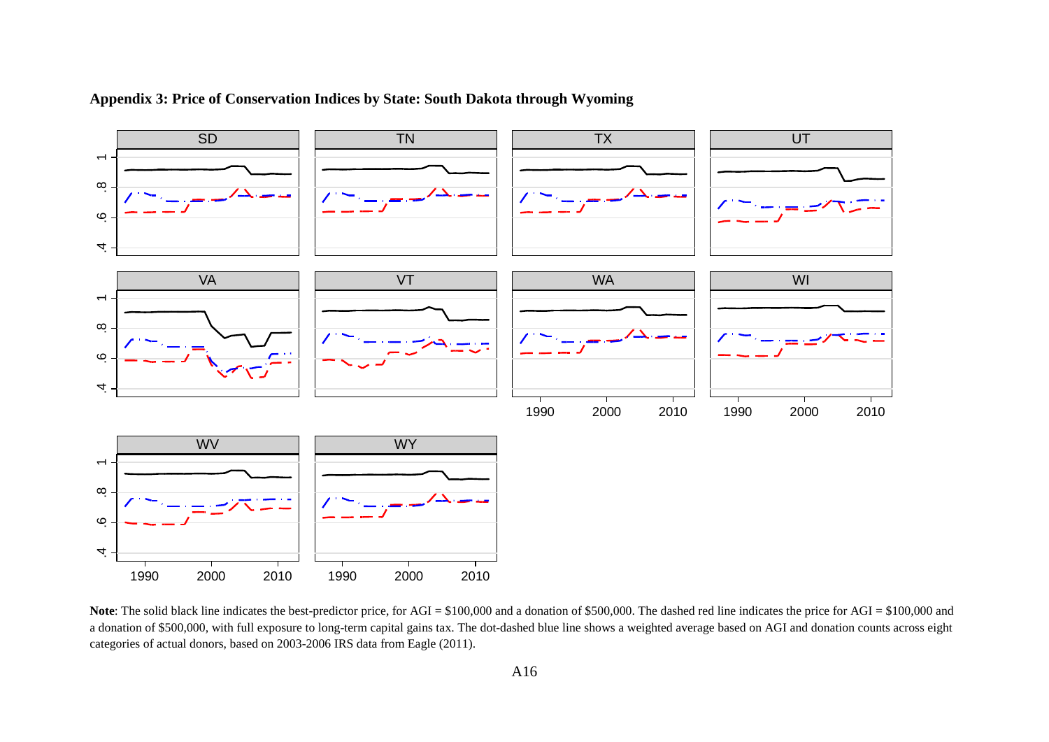**Appendix 3: Price of Conservation Indices by State: South Dakota through Wyoming**

**Note**: The solid black line indicates the best-predictor price, for AGI = \$100,000 and a donation of \$500,000. The dashed red line indicates the price for AGI = \$100,000 and a donation of \$500,000, with full exposure to long-term capital gains tax. The dot-dashed blue line shows a weighted average based on AGI and donation counts across eight categories of actual donors, based on 2003-2006 IRS data from Eagle (2011).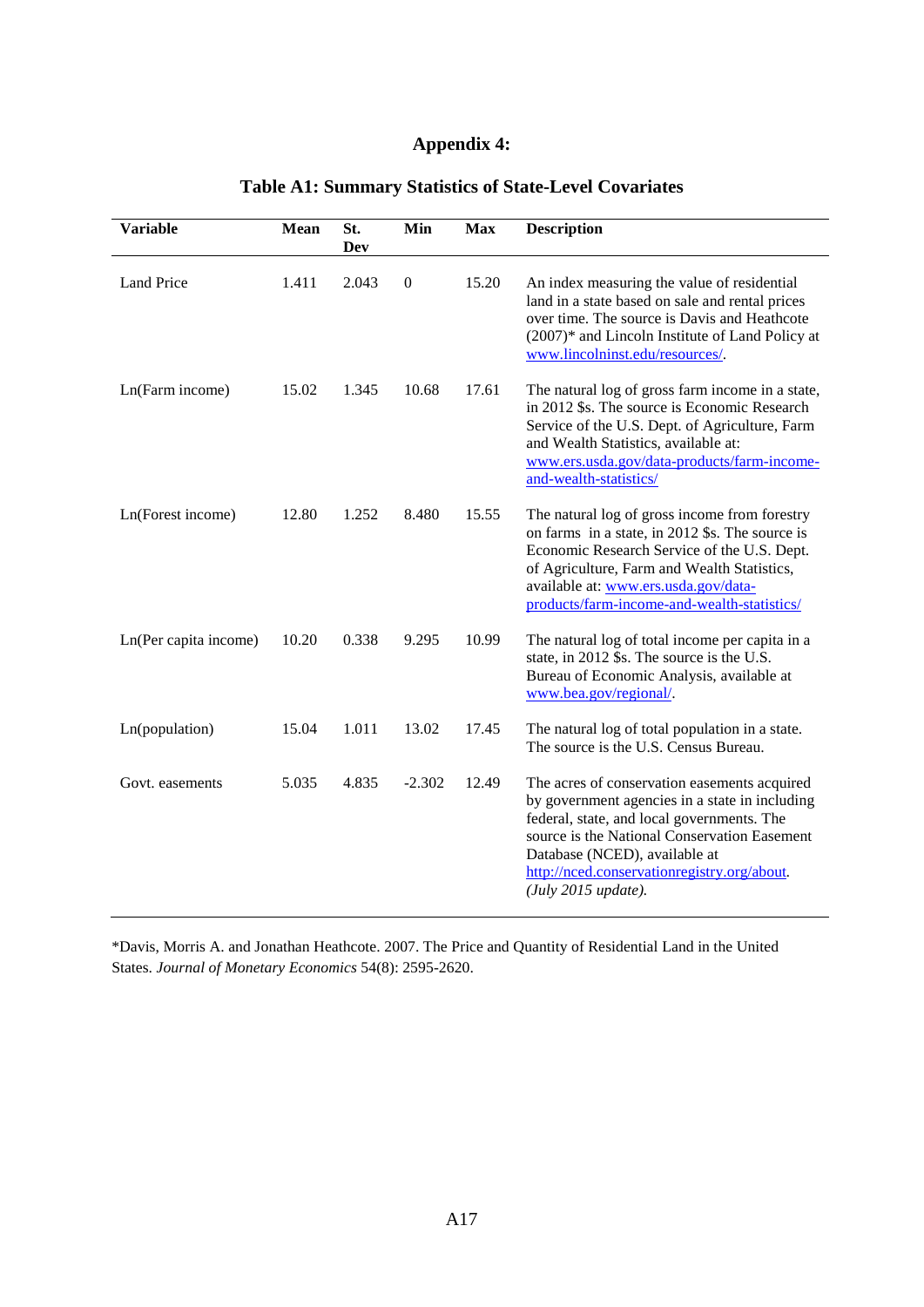# Appendix 4:

## Table A1: Summary Statistics of State-Level Covariates

| Variable | Mean | St. Dev | Min | Max | Description |
|---|---|---|---|---|---|
| Land Price | 1.411 | 2.043 | 0 | 15.20 | An index measuring the value of residential land in a state based on sale and rental prices over time. The source is Davis and Heathcote (2007)* and Lincoln Institute of Land Policy at www.lincolninst.edu/resources/. |
| Ln(Farm income) | 15.02 | 1.345 | 10.68 | 17.61 | The natural log of gross farm income in a state, in 2012 $s. The source is Economic Research Service of the U.S. Dept. of Agriculture, Farm and Wealth Statistics, available at: www.ers.usda.gov/data-products/farm-income-and-wealth-statistics/ |
| Ln(Forest income) | 12.80 | 1.252 | 8.480 | 15.55 | The natural log of gross income from forestry on farms in a state, in 2012 $s. The source is Economic Research Service of the U.S. Dept. of Agriculture, Farm and Wealth Statistics, available at: www.ers.usda.gov/data-products/farm-income-and-wealth-statistics/ |
| Ln(Per capita income) | 10.20 | 0.338 | 9.295 | 10.99 | The natural log of total income per capita in a state, in 2012 $s. The source is the U.S. Bureau of Economic Analysis, available at www.bea.gov/regional/. |
| Ln(population) | 15.04 | 1.011 | 13.02 | 17.45 | The natural log of total population in a state. The source is the U.S. Census Bureau. |
| Govt. easements | 5.035 | 4.835 | -2.302 | 12.49 | The acres of conservation easements acquired by government agencies in a state in including federal, state, and local governments. The source is the National Conservation Easement Database (NCED), available at http://nced.conservationregistry.org/about. *(July 2015 update).* |

*Davis, Morris A. and Jonathan Heathcote. 2007. The Price and Quantity of Residential Land in the United States. *Journal of Monetary Economics* 54(8): 2595-2620.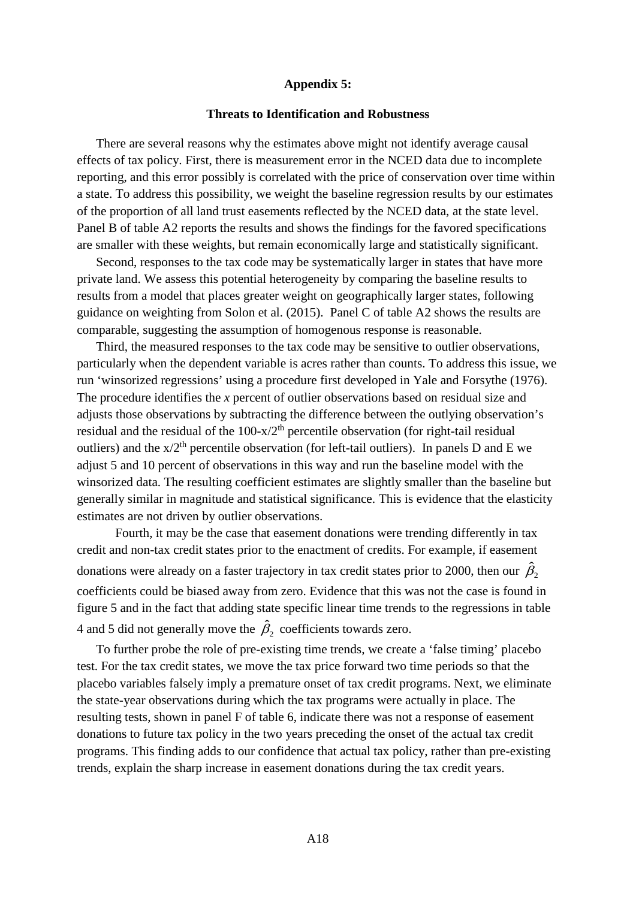**Appendix 5:**

**Threats to Identification and Robustness**

There are several reasons why the estimates above might not identify average causal effects of tax policy. First, there is measurement error in the NCED data due to incomplete reporting, and this error possibly is correlated with the price of conservation over time within a state. To address this possibility, we weight the baseline regression results by our estimates of the proportion of all land trust easements reflected by the NCED data, at the state level. Panel B of table A2 reports the results and shows the findings for the favored specifications are smaller with these weights, but remain economically large and statistically significant.

Second, responses to the tax code may be systematically larger in states that have more private land. We assess this potential heterogeneity by comparing the baseline results to results from a model that places greater weight on geographically larger states, following guidance on weighting from Solon et al. (2015). Panel C of table A2 shows the results are comparable, suggesting the assumption of homogenous response is reasonable.

Third, the measured responses to the tax code may be sensitive to outlier observations, particularly when the dependent variable is acres rather than counts. To address this issue, we run 'winsorized regressions' using a procedure first developed in Yale and Forsythe (1976). The procedure identifies the *x* percent of outlier observations based on residual size and adjusts those observations by subtracting the difference between the outlying observation's residual and the residual of the $100\text{-}x/2^{th}$ percentile observation (for right-tail residual outliers) and the $x/2^{th}$ percentile observation (for left-tail outliers). In panels D and E we adjust 5 and 10 percent of observations in this way and run the baseline model with the winsorized data. The resulting coefficient estimates are slightly smaller than the baseline but generally similar in magnitude and statistical significance. This is evidence that the elasticity estimates are not driven by outlier observations.

Fourth, it may be the case that easement donations were trending differently in tax credit and non-tax credit states prior to the enactment of credits. For example, if easement donations were already on a faster trajectory in tax credit states prior to 2000, then our $\hat{\beta}_2$ coefficients could be biased away from zero. Evidence that this was not the case is found in figure 5 and in the fact that adding state specific linear time trends to the regressions in table 4 and 5 did not generally move the $\hat{\beta}_2$ coefficients towards zero.

To further probe the role of pre-existing time trends, we create a 'false timing' placebo test. For the tax credit states, we move the tax price forward two time periods so that the placebo variables falsely imply a premature onset of tax credit programs. Next, we eliminate the state-year observations during which the tax programs were actually in place. The resulting tests, shown in panel F of table 6, indicate there was not a response of easement donations to future tax policy in the two years preceding the onset of the actual tax credit programs. This finding adds to our confidence that actual tax policy, rather than pre-existing trends, explain the sharp increase in easement donations during the tax credit years.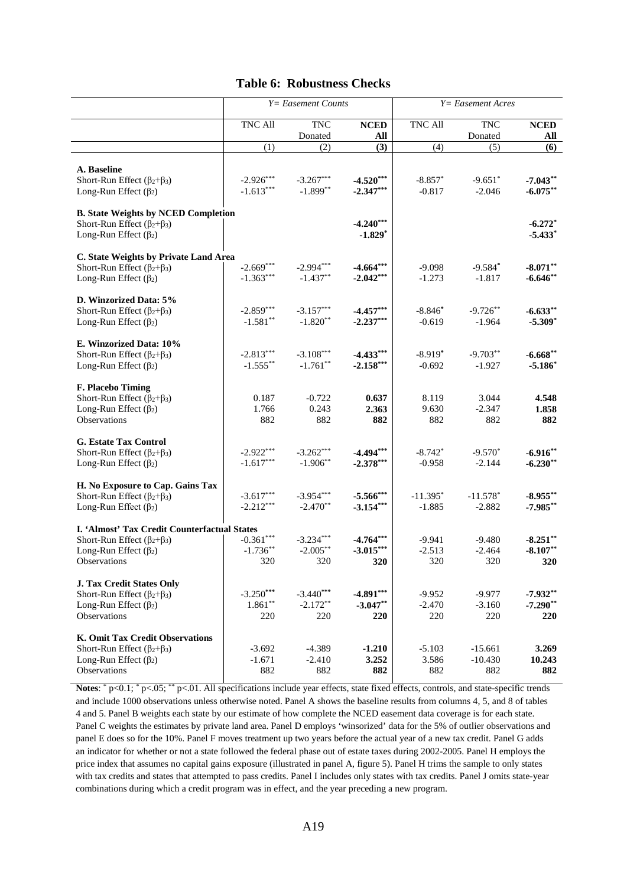**Table 6: Robustness Checks**

| | *Y= Easement Counts* | | | *Y= Easement Acres* | | |
|---|---|---|---|---|---|---|
| | TNC All | TNC Donated | **NCED All** | TNC All | TNC Donated | **NCED All** |
| | (1) | (2) | **(3)** | (4) | (5) | **(6)** |
| **A. Baseline** | | | | | | |
| Short-Run Effect ($\beta_2$+$\beta_3$) | -2.926*** | -3.267*** | **-4.520*\*\*** | -8.857* | -9.651* | **-7.043*\*** |
| Long-Run Effect ($\beta_2$) | -1.613*** | -1.899** | **-2.347*\*\*** | -0.817 | -2.046 | **-6.075*\*** |
| **B. State Weights by NCED Completion** | | | | | | |
| Short-Run Effect ($\beta_2$+$\beta_3$) | | | **-4.240*\*\*** | | | **-6.272*** |
| Long-Run Effect ($\beta_2$) | | | **-1.829*** | | | **-5.433*** |
| **C. State Weights by Private Land Area** | | | | | | |
| Short-Run Effect ($\beta_2$+$\beta_3$) | -2.669*** | -2.994*** | **-4.664*\*\*** | -9.098 | -9.584* | **-8.071*\*** |
| Long-Run Effect ($\beta_2$) | -1.363*** | -1.437** | **-2.042*\*\*** | -1.273 | -1.817 | **-6.646*\*** |
| **D. Winzorized Data: 5%** | | | | | | |
| Short-Run Effect ($\beta_2$+$\beta_3$) | -2.859*** | -3.157*** | **-4.457*\*\*** | -8.846* | -9.726** | **-6.633*\*** |
| Long-Run Effect ($\beta_2$) | -1.581** | -1.820** | **-2.237*\*\*** | -0.619 | -1.964 | **-5.309*** |
| **E. Winzorized Data: 10%** | | | | | | |
| Short-Run Effect ($\beta_2$+$\beta_3$) | -2.813*** | -3.108*** | **-4.433*\*\*** | -8.919* | -9.703** | **-6.668*\*** |
| Long-Run Effect ($\beta_2$) | -1.555** | -1.761** | **-2.158*\*\*** | -0.692 | -1.927 | **-5.186*** |
| **F. Placebo Timing** | | | | | | |
| Short-Run Effect ($\beta_2$+$\beta_3$) | 0.187 | -0.722 | **0.637** | 8.119 | 3.044 | **4.548** |
| Long-Run Effect ($\beta_2$) | 1.766 | 0.243 | **2.363** | 9.630 | -2.347 | **1.858** |
| Observations | 882 | 882 | **882** | 882 | 882 | **882** |
| **G. Estate Tax Control** | | | | | | |
| Short-Run Effect ($\beta_2$+$\beta_3$) | -2.922*** | -3.262*** | **-4.494*\*\*** | -8.742* | -9.570* | **-6.916*\*** |
| Long-Run Effect ($\beta_2$) | -1.617*** | -1.906** | **-2.378*\*\*** | -0.958 | -2.144 | **-6.230*\*** |
| **H. No Exposure to Cap. Gains Tax** | | | | | | |
| Short-Run Effect ($\beta_2$+$\beta_3$) | -3.617*** | -3.954*** | **-5.566*\*\*** | -11.395* | -11.578* | **-8.955*\*** |
| Long-Run Effect ($\beta_2$) | -2.212*** | -2.470** | **-3.154*\*\*** | -1.885 | -2.882 | **-7.985*\*** |
| **I. 'Almost' Tax Credit Counterfactual States** | | | | | | |
| Short-Run Effect ($\beta_2$+$\beta_3$) | -0.361*** | -3.234*** | **-4.764*\*\*** | -9.941 | -9.480 | **-8.251*\*** |
| Long-Run Effect ($\beta_2$) | -1.736** | -2.005** | **-3.015*\*\*** | -2.513 | -2.464 | **-8.107*\*** |
| Observations | 320 | 320 | **320** | 320 | 320 | **320** |
| **J. Tax Credit States Only** | | | | | | |
| Short-Run Effect ($\beta_2$+$\beta_3$) | -3.250*** | -3.440*** | **-4.891*\*\*** | -9.952 | -9.977 | **-7.932*\*** |
| Long-Run Effect ($\beta_2$) | 1.861** | -2.172** | **-3.047*\*** | -2.470 | -3.160 | **-7.290*\*** |
| Observations | 220 | 220 | **220** | 220 | 220 | **220** |
| **K. Omit Tax Credit Observations** | | | | | | |
| Short-Run Effect ($\beta_2$+$\beta_3$) | -3.692 | -4.389 | **-1.210** | -5.103 | -15.661 | **3.269** |
| Long-Run Effect ($\beta_2$) | -1.671 | -2.410 | **3.252** | 3.586 | -10.430 | **10.243** |
| Observations | 882 | 882 | **882** | 882 | 882 | **882** |

**Notes**: * p<0.1; * p<.05; ** p<.01. All specifications include year effects, state fixed effects, controls, and state-specific trends and include 1000 observations unless otherwise noted. Panel A shows the baseline results from columns 4, 5, and 8 of tables 4 and 5. Panel B weights each state by our estimate of how complete the NCED easement data coverage is for each state. Panel C weights the estimates by private land area. Panel D employs 'winsorized' data for the 5% of outlier observations and panel E does so for the 10%. Panel F moves treatment up two years before the actual year of a new tax credit. Panel G adds an indicator for whether or not a state followed the federal phase out of estate taxes during 2002-2005. Panel H employs the price index that assumes no capital gains exposure (illustrated in panel A, figure 5). Panel H trims the sample to only states with tax credits and states that attempted to pass credits. Panel I includes only states with tax credits. Panel J omits state-year combinations during which a credit program was in effect, and the year preceding a new program.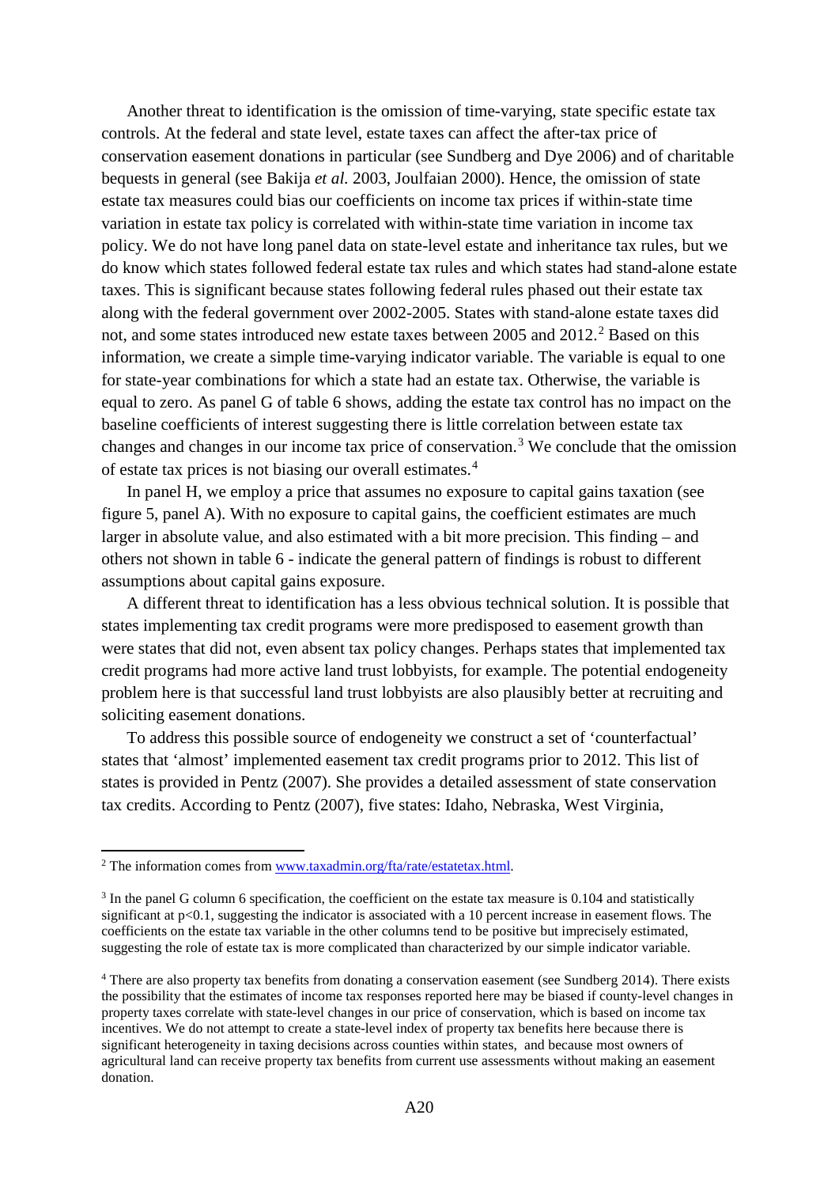Another threat to identification is the omission of time-varying, state specific estate tax controls. At the federal and state level, estate taxes can affect the after-tax price of conservation easement donations in particular (see Sundberg and Dye 2006) and of charitable bequests in general (see Bakija *et al.* 2003, Joulfaian 2000). Hence, the omission of state estate tax measures could bias our coefficients on income tax prices if within-state time variation in estate tax policy is correlated with within-state time variation in income tax policy. We do not have long panel data on state-level estate and inheritance tax rules, but we do know which states followed federal estate tax rules and which states had stand-alone estate taxes. This is significant because states following federal rules phased out their estate tax along with the federal government over 2002-2005. States with stand-alone estate taxes did not, and some states introduced new estate taxes between 2005 and 2012.[2] Based on this information, we create a simple time-varying indicator variable. The variable is equal to one for state-year combinations for which a state had an estate tax. Otherwise, the variable is equal to zero. As panel G of table 6 shows, adding the estate tax control has no impact on the baseline coefficients of interest suggesting there is little correlation between estate tax changes and changes in our income tax price of conservation.[3] We conclude that the omission of estate tax prices is not biasing our overall estimates.[4]

In panel H, we employ a price that assumes no exposure to capital gains taxation (see figure 5, panel A). With no exposure to capital gains, the coefficient estimates are much larger in absolute value, and also estimated with a bit more precision. This finding – and others not shown in table 6 - indicate the general pattern of findings is robust to different assumptions about capital gains exposure.

A different threat to identification has a less obvious technical solution. It is possible that states implementing tax credit programs were more predisposed to easement growth than were states that did not, even absent tax policy changes. Perhaps states that implemented tax credit programs had more active land trust lobbyists, for example. The potential endogeneity problem here is that successful land trust lobbyists are also plausibly better at recruiting and soliciting easement donations.

To address this possible source of endogeneity we construct a set of 'counterfactual' states that 'almost' implemented easement tax credit programs prior to 2012. This list of states is provided in Pentz (2007). She provides a detailed assessment of state conservation tax credits. According to Pentz (2007), five states: Idaho, Nebraska, West Virginia,

---

[2] The information comes from www.taxadmin.org/fta/rate/estatetax.html.

[3] In the panel G column 6 specification, the coefficient on the estate tax measure is 0.104 and statistically significant at $p<0.1$, suggesting the indicator is associated with a 10 percent increase in easement flows. The coefficients on the estate tax variable in the other columns tend to be positive but imprecisely estimated, suggesting the role of estate tax is more complicated than characterized by our simple indicator variable.

[4] There are also property tax benefits from donating a conservation easement (see Sundberg 2014). There exists the possibility that the estimates of income tax responses reported here may be biased if county-level changes in property taxes correlate with state-level changes in our price of conservation, which is based on income tax incentives. We do not attempt to create a state-level index of property tax benefits here because there is significant heterogeneity in taxing decisions across counties within states, and because most owners of agricultural land can receive property tax benefits from current use assessments without making an easement donation.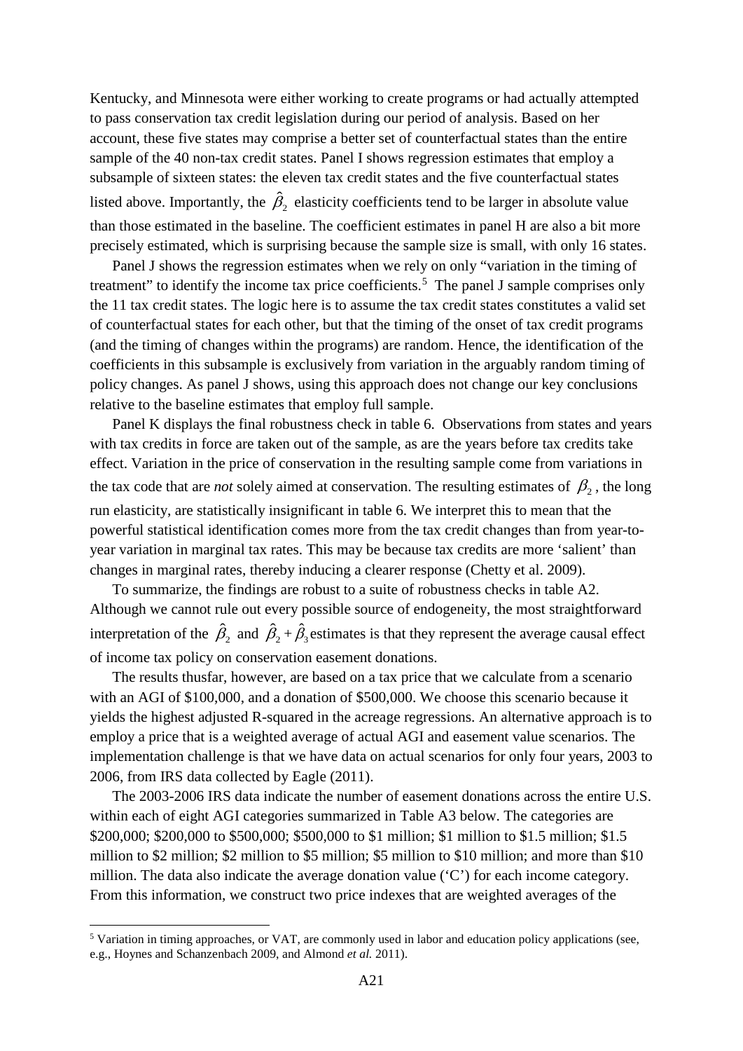Kentucky, and Minnesota were either working to create programs or had actually attempted to pass conservation tax credit legislation during our period of analysis. Based on her account, these five states may comprise a better set of counterfactual states than the entire sample of the 40 non-tax credit states. Panel I shows regression estimates that employ a subsample of sixteen states: the eleven tax credit states and the five counterfactual states listed above. Importantly, the $\hat{\beta}_2$ elasticity coefficients tend to be larger in absolute value than those estimated in the baseline. The coefficient estimates in panel H are also a bit more precisely estimated, which is surprising because the sample size is small, with only 16 states.

Panel J shows the regression estimates when we rely on only "variation in the timing of treatment" to identify the income tax price coefficients.[5] The panel J sample comprises only the 11 tax credit states. The logic here is to assume the tax credit states constitutes a valid set of counterfactual states for each other, but that the timing of the onset of tax credit programs (and the timing of changes within the programs) are random. Hence, the identification of the coefficients in this subsample is exclusively from variation in the arguably random timing of policy changes. As panel J shows, using this approach does not change our key conclusions relative to the baseline estimates that employ full sample.

Panel K displays the final robustness check in table 6. Observations from states and years with tax credits in force are taken out of the sample, as are the years before tax credits take effect. Variation in the price of conservation in the resulting sample come from variations in the tax code that are *not* solely aimed at conservation. The resulting estimates of $\beta_2$, the long run elasticity, are statistically insignificant in table 6. We interpret this to mean that the powerful statistical identification comes more from the tax credit changes than from year-to-year variation in marginal tax rates. This may be because tax credits are more 'salient' than changes in marginal rates, thereby inducing a clearer response (Chetty et al. 2009).

To summarize, the findings are robust to a suite of robustness checks in table A2. Although we cannot rule out every possible source of endogeneity, the most straightforward interpretation of the $\hat{\beta}_2$ and $\hat{\beta}_2 + \hat{\beta}_3$ estimates is that they represent the average causal effect of income tax policy on conservation easement donations.

The results thusfar, however, are based on a tax price that we calculate from a scenario with an AGI of \$100,000, and a donation of \$500,000. We choose this scenario because it yields the highest adjusted R-squared in the acreage regressions. An alternative approach is to employ a price that is a weighted average of actual AGI and easement value scenarios. The implementation challenge is that we have data on actual scenarios for only four years, 2003 to 2006, from IRS data collected by Eagle (2011).

The 2003-2006 IRS data indicate the number of easement donations across the entire U.S. within each of eight AGI categories summarized in Table A3 below. The categories are \$200,000; \$200,000 to \$500,000; \$500,000 to \$1 million; \$1 million to \$1.5 million; \$1.5 million to \$2 million; \$2 million to \$5 million; \$5 million to \$10 million; and more than \$10 million. The data also indicate the average donation value ('C') for each income category. From this information, we construct two price indexes that are weighted averages of the

[5] Variation in timing approaches, or VAT, are commonly used in labor and education policy applications (see, e.g., Hoynes and Schanzenbach 2009, and Almond *et al.* 2011).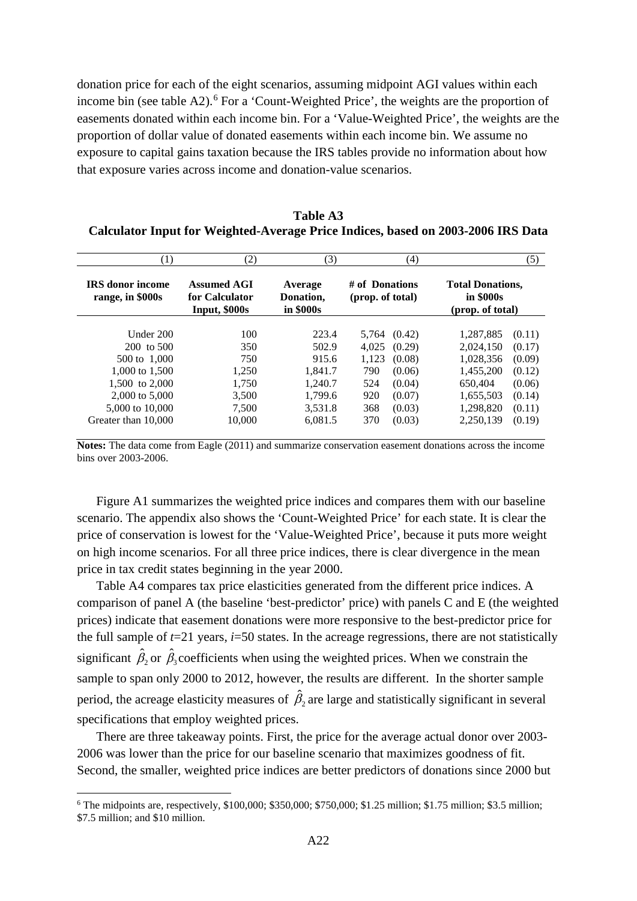donation price for each of the eight scenarios, assuming midpoint AGI values within each income bin (see table A2).[6] For a 'Count-Weighted Price', the weights are the proportion of easements donated within each income bin. For a 'Value-Weighted Price', the weights are the proportion of dollar value of donated easements within each income bin. We assume no exposure to capital gains taxation because the IRS tables provide no information about how that exposure varies across income and donation-value scenarios.

**Table A3**
**Calculator Input for Weighted-Average Price Indices, based on 2003-2006 IRS Data**

| (1) | (2) | (3) | (4) | | (5) | |
|---|---|---|---|---|---|---|
| **IRS donor income range, in \$000s** | **Assumed AGI for Calculator Input, \$000s** | **Average Donation, in \$000s** | **# of Donations (prop. of total)** | | **Total Donations, in \$000s (prop. of total)** | |
| Under 200 | 100 | 223.4 | 5,764 | (0.42) | 1,287,885 | (0.11) |
| 200 to 500 | 350 | 502.9 | 4,025 | (0.29) | 2,024,150 | (0.17) |
| 500 to 1,000 | 750 | 915.6 | 1,123 | (0.08) | 1,028,356 | (0.09) |
| 1,000 to 1,500 | 1,250 | 1,841.7 | 790 | (0.06) | 1,455,200 | (0.12) |
| 1,500 to 2,000 | 1,750 | 1,240.7 | 524 | (0.04) | 650,404 | (0.06) |
| 2,000 to 5,000 | 3,500 | 1,799.6 | 920 | (0.07) | 1,655,503 | (0.14) |
| 5,000 to 10,000 | 7,500 | 3,531.8 | 368 | (0.03) | 1,298,820 | (0.11) |
| Greater than 10,000 | 10,000 | 6,081.5 | 370 | (0.03) | 2,250,139 | (0.19) |

**Notes:** The data come from Eagle (2011) and summarize conservation easement donations across the income bins over 2003-2006.

Figure A1 summarizes the weighted price indices and compares them with our baseline scenario. The appendix also shows the 'Count-Weighted Price' for each state. It is clear the price of conservation is lowest for the 'Value-Weighted Price', because it puts more weight on high income scenarios. For all three price indices, there is clear divergence in the mean price in tax credit states beginning in the year 2000.

Table A4 compares tax price elasticities generated from the different price indices. A comparison of panel A (the baseline 'best-predictor' price) with panels C and E (the weighted prices) indicate that easement donations were more responsive to the best-predictor price for the full sample of $t$=21 years, $i$=50 states. In the acreage regressions, there are not statistically significant $\hat{\beta}_2$ or $\hat{\beta}_3$ coefficients when using the weighted prices. When we constrain the sample to span only 2000 to 2012, however, the results are different. In the shorter sample period, the acreage elasticity measures of $\hat{\beta}_2$ are large and statistically significant in several specifications that employ weighted prices.

There are three takeaway points. First, the price for the average actual donor over 2003-2006 was lower than the price for our baseline scenario that maximizes goodness of fit. Second, the smaller, weighted price indices are better predictors of donations since 2000 but

[6] The midpoints are, respectively, \$100,000; \$350,000; \$750,000; \$1.25 million; \$1.75 million; \$3.5 million; \$7.5 million; and \$10 million.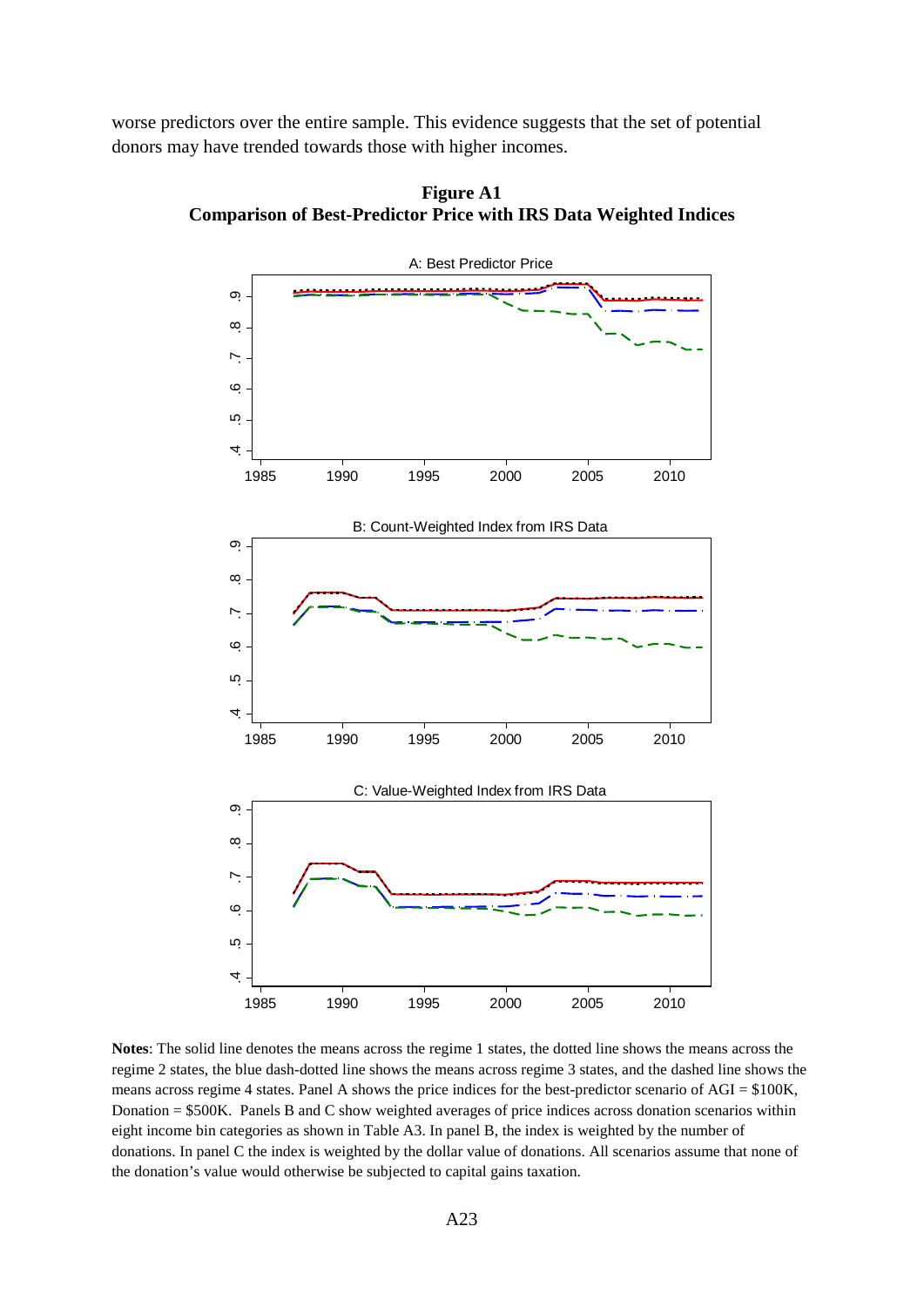worse predictors over the entire sample. This evidence suggests that the set of potential donors may have trended towards those with higher incomes.

**Figure A1**
**Comparison of Best-Predictor Price with IRS Data Weighted Indices**

**Notes**: The solid line denotes the means across the regime 1 states, the dotted line shows the means across the regime 2 states, the blue dash-dotted line shows the means across regime 3 states, and the dashed line shows the means across regime 4 states. Panel A shows the price indices for the best-predictor scenario of AGI = \$100K, Donation = \$500K. Panels B and C show weighted averages of price indices across donation scenarios within eight income bin categories as shown in Table A3. In panel B, the index is weighted by the number of donations. In panel C the index is weighted by the dollar value of donations. All scenarios assume that none of the donation's value would otherwise be subjected to capital gains taxation.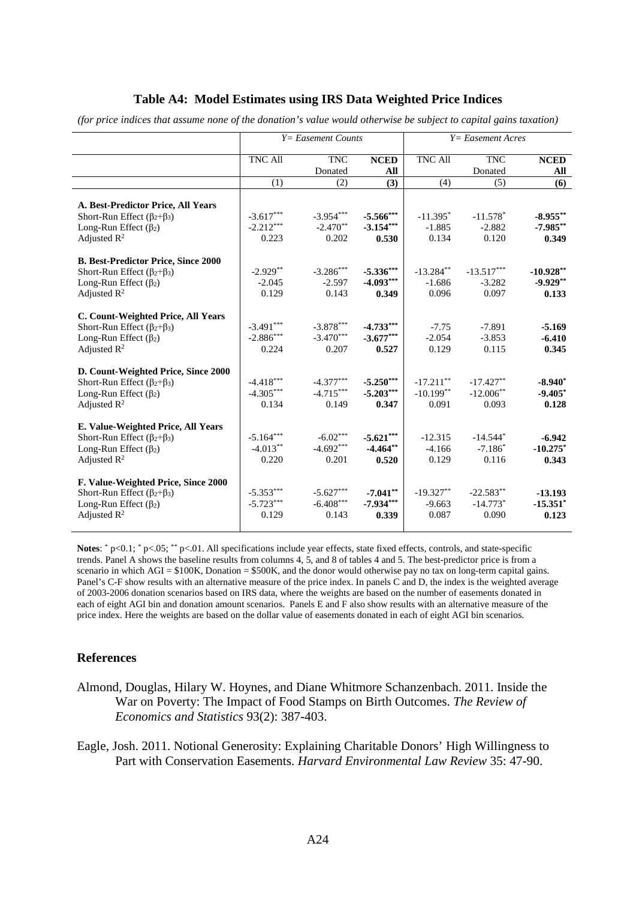**Table A4: Model Estimates using IRS Data Weighted Price Indices**

*(for price indices that assume none of the donation's value would otherwise be subject to capital gains taxation)*

| | *Y= Easement Counts* | | | *Y= Easement Acres* | | |
|---|---|---|---|---|---|---|
| | TNC All | TNC Donated | **NCED All** | TNC All | TNC Donated | **NCED All** |
| | (1) | (2) | **(3)** | (4) | (5) | **(6)** |
| **A. Best-Predictor Price, All Years** | | | | | | |
| Short-Run Effect ($\beta_2$+$\beta_3$) | -3.617*** | -3.954*** | **-5.566*****| -11.395* | -11.578* | **-8.955****|
| Long-Run Effect ($\beta_2$) | -2.212*** | -2.470** | **-3.154*****| -1.885 | -2.882 | **-7.985****|
| Adjusted $R^2$ | 0.223 | 0.202 | **0.530** | 0.134 | 0.120 | **0.349** |
| **B. Best-Predictor Price, Since 2000** | | | | | | |
| Short-Run Effect ($\beta_2$+$\beta_3$) | -2.929** | -3.286*** | **-5.336*****| -13.284** | -13.517*** | **-10.928****|
| Long-Run Effect ($\beta_2$) | -2.045 | -2.597 | **-4.093*****| -1.686 | -3.282 | **-9.929****|
| Adjusted $R^2$ | 0.129 | 0.143 | **0.349** | 0.096 | 0.097 | **0.133** |
| **C. Count-Weighted Price, All Years** | | | | | | |
| Short-Run Effect ($\beta_2$+$\beta_3$) | -3.491*** | -3.878*** | **-4.733*****| -7.75 | -7.891 | **-5.169** |
| Long-Run Effect ($\beta_2$) | -2.886*** | -3.470*** | **-3.677*****| -2.054 | -3.853 | **-6.410** |
| Adjusted $R^2$ | 0.224 | 0.207 | **0.527** | 0.129 | 0.115 | **0.345** |
| **D. Count-Weighted Price, Since 2000** | | | | | | |
| Short-Run Effect ($\beta_2$+$\beta_3$) | -4.418*** | -4.377*** | **-5.250*****| -17.211** | -17.427** | **-8.940*** |
| Long-Run Effect ($\beta_2$) | -4.305*** | -4.715*** | **-5.203*****| -10.199** | -12.006** | **-9.405*** |
| Adjusted $R^2$ | 0.134 | 0.149 | **0.347** | 0.091 | 0.093 | **0.128** |
| **E. Value-Weighted Price, All Years** | | | | | | |
| Short-Run Effect ($\beta_2$+$\beta_3$) | -5.164*** | -6.02*** | **-5.621*****| -12.315 | -14.544* | **-6.942** |
| Long-Run Effect ($\beta_2$) | -4.013** | -4.692*** | **-4.464****| -4.166 | -7.186* | **-10.275*** |
| Adjusted $R^2$ | 0.220 | 0.201 | **0.520** | 0.129 | 0.116 | **0.343** |
| **F. Value-Weighted Price, Since 2000** | | | | | | |
| Short-Run Effect ($\beta_2$+$\beta_3$) | -5.353*** | -5.627*** | **-7.041****| -19.327** | -22.583** | **-13.193** |
| Long-Run Effect ($\beta_2$) | -5.723*** | -6.408*** | **-7.934*****| -9.663 | -14.773* | **-15.351*** |
| Adjusted $R^2$ | 0.129 | 0.143 | **0.339** | 0.087 | 0.090 | **0.123** |

**Notes**: * p<0.1; * p<.05; ** p<.01. All specifications include year effects, state fixed effects, controls, and state-specific trends. Panel A shows the baseline results from columns 4, 5, and 8 of tables 4 and 5. The best-predictor price is from a scenario in which AGI = $100K, Donation = $500K, and the donor would otherwise pay no tax on long-term capital gains. Panel's C-F show results with an alternative measure of the price index. In panels C and D, the index is the weighted average of 2003-2006 donation scenarios based on IRS data, where the weights are based on the number of easements donated in each of eight AGI bin and donation amount scenarios. Panels E and F also show results with an alternative measure of the price index. Here the weights are based on the dollar value of easements donated in each of eight AGI bin scenarios.

## References

Almond, Douglas, Hilary W. Hoynes, and Diane Whitmore Schanzenbach. 2011. Inside the War on Poverty: The Impact of Food Stamps on Birth Outcomes. *The Review of Economics and Statistics* 93(2): 387-403.

Eagle, Josh. 2011. Notional Generosity: Explaining Charitable Donors' High Willingness to Part with Conservation Easements. *Harvard Environmental Law Review* 35: 47-90.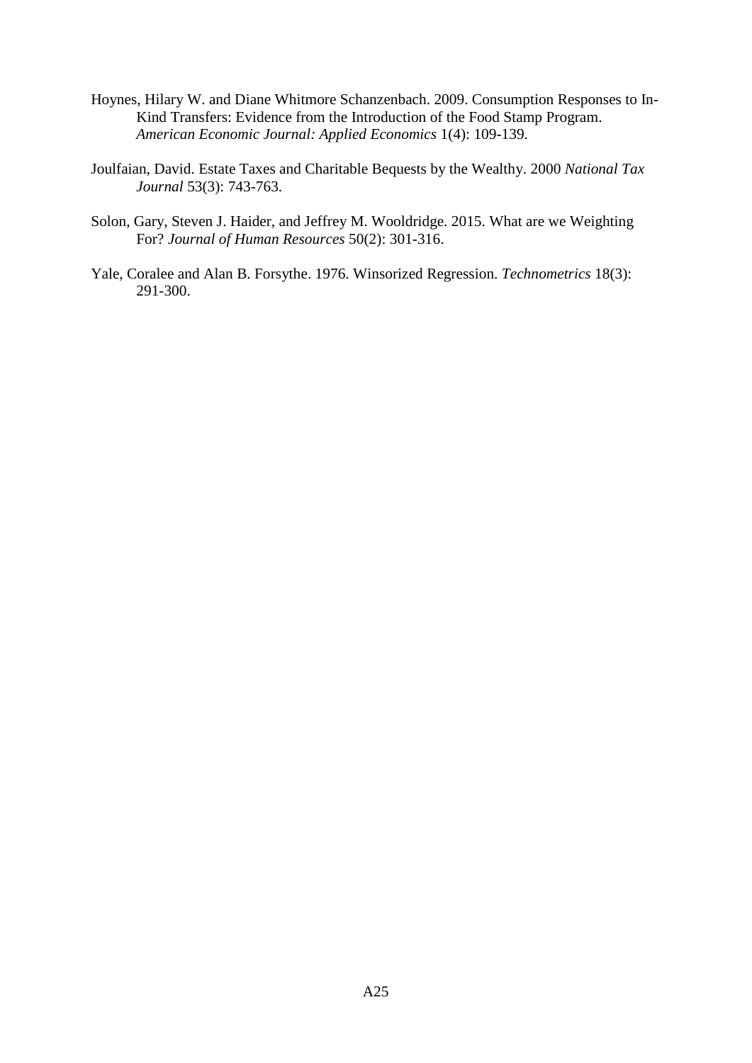Hoynes, Hilary W. and Diane Whitmore Schanzenbach. 2009. Consumption Responses to In-Kind Transfers: Evidence from the Introduction of the Food Stamp Program. *American Economic Journal: Applied Economics* 1(4): 109-139.

Joulfaian, David. Estate Taxes and Charitable Bequests by the Wealthy. 2000 *National Tax Journal* 53(3): 743-763.

Solon, Gary, Steven J. Haider, and Jeffrey M. Wooldridge. 2015. What are we Weighting For? *Journal of Human Resources* 50(2): 301-316.

Yale, Coralee and Alan B. Forsythe. 1976. Winsorized Regression. *Technometrics* 18(3): 291-300.